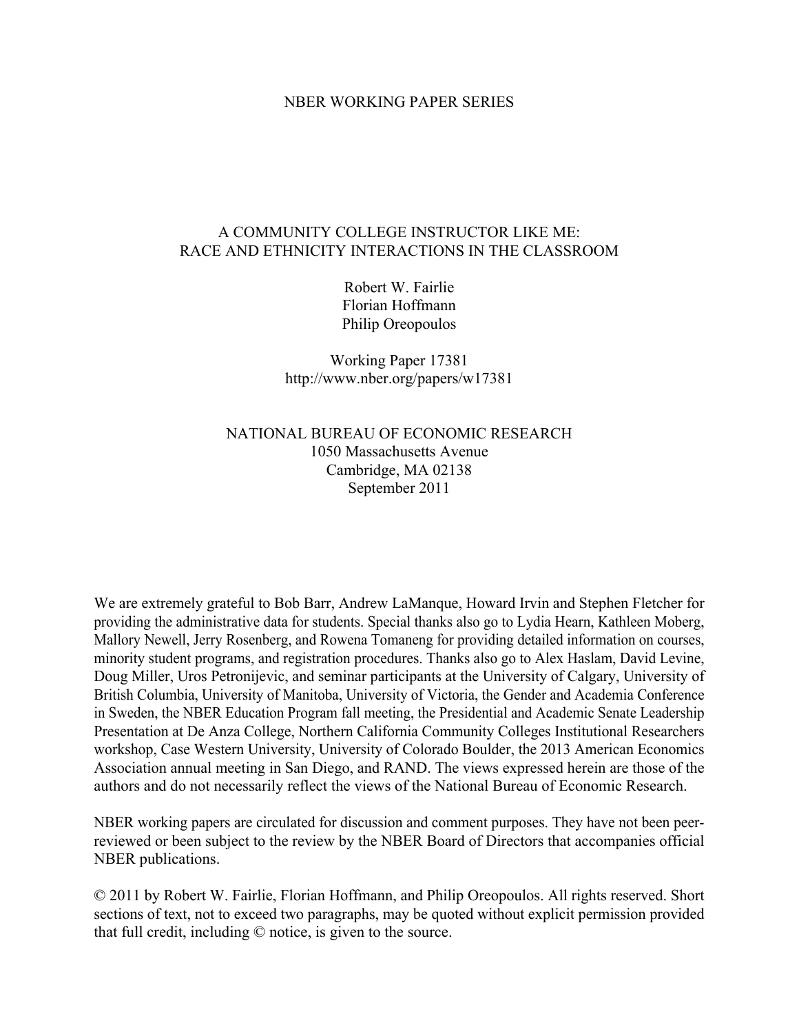NBER WORKING PAPER SERIES

# A COMMUNITY COLLEGE INSTRUCTOR LIKE ME: RACE AND ETHNICITY INTERACTIONS IN THE CLASSROOM

Robert W. Fairlie
Florian Hoffmann
Philip Oreopoulos

Working Paper 17381
http://www.nber.org/papers/w17381

NATIONAL BUREAU OF ECONOMIC RESEARCH
1050 Massachusetts Avenue
Cambridge, MA 02138
September 2011

We are extremely grateful to Bob Barr, Andrew LaManque, Howard Irvin and Stephen Fletcher for providing the administrative data for students. Special thanks also go to Lydia Hearn, Kathleen Moberg, Mallory Newell, Jerry Rosenberg, and Rowena Tomaneng for providing detailed information on courses, minority student programs, and registration procedures. Thanks also go to Alex Haslam, David Levine, Doug Miller, Uros Petronijevic, and seminar participants at the University of Calgary, University of British Columbia, University of Manitoba, University of Victoria, the Gender and Academia Conference in Sweden, the NBER Education Program fall meeting, the Presidential and Academic Senate Leadership Presentation at De Anza College, Northern California Community Colleges Institutional Researchers workshop, Case Western University, University of Colorado Boulder, the 2013 American Economics Association annual meeting in San Diego, and RAND. The views expressed herein are those of the authors and do not necessarily reflect the views of the National Bureau of Economic Research.

NBER working papers are circulated for discussion and comment purposes. They have not been peer-reviewed or been subject to the review by the NBER Board of Directors that accompanies official NBER publications.

© 2011 by Robert W. Fairlie, Florian Hoffmann, and Philip Oreopoulos. All rights reserved. Short sections of text, not to exceed two paragraphs, may be quoted without explicit permission provided that full credit, including © notice, is given to the source.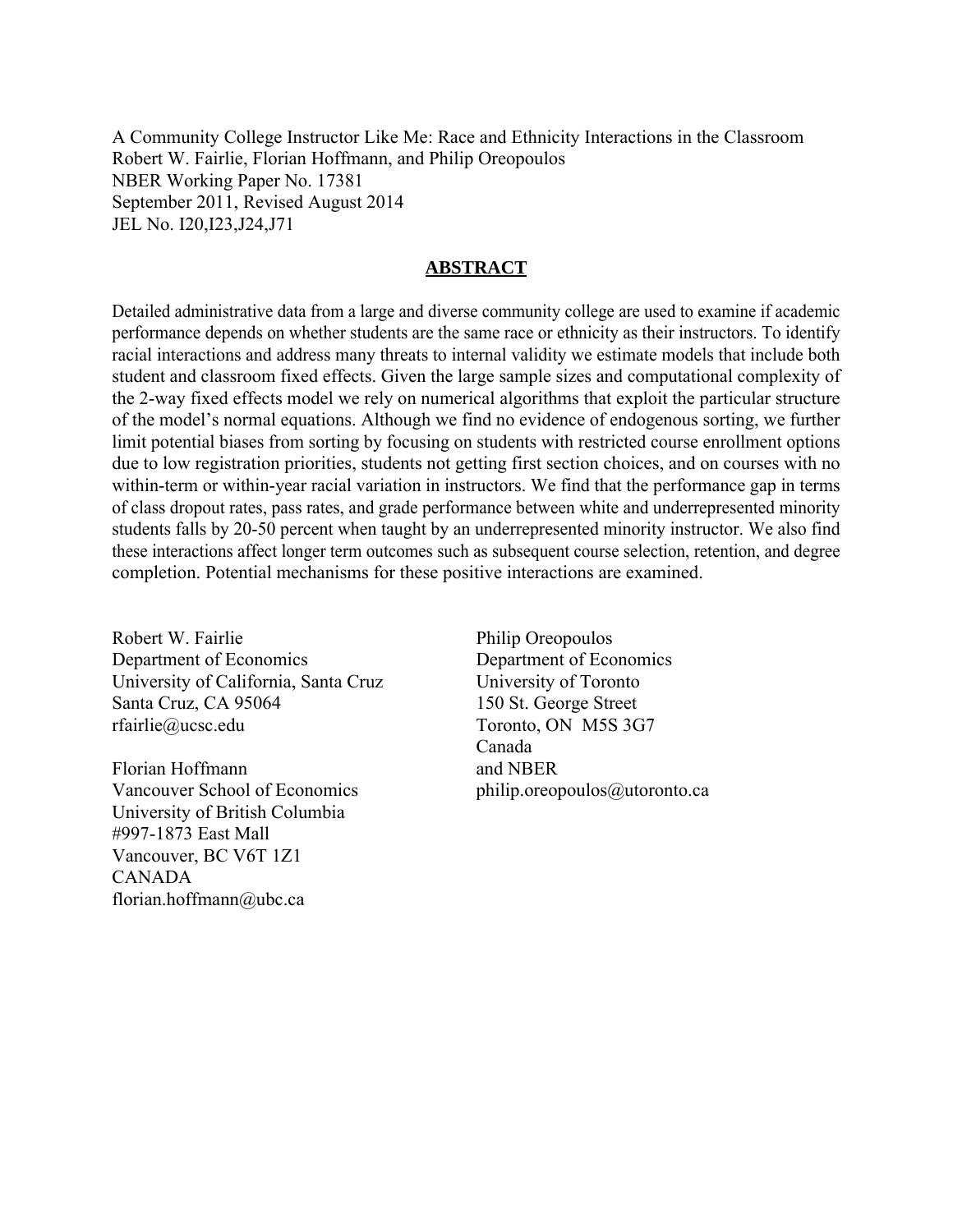A Community College Instructor Like Me: Race and Ethnicity Interactions in the Classroom
Robert W. Fairlie, Florian Hoffmann, and Philip Oreopoulos
NBER Working Paper No. 17381
September 2011, Revised August 2014
JEL No. I20,I23,J24,J71

## ABSTRACT

Detailed administrative data from a large and diverse community college are used to examine if academic performance depends on whether students are the same race or ethnicity as their instructors. To identify racial interactions and address many threats to internal validity we estimate models that include both student and classroom fixed effects. Given the large sample sizes and computational complexity of the 2-way fixed effects model we rely on numerical algorithms that exploit the particular structure of the model's normal equations. Although we find no evidence of endogenous sorting, we further limit potential biases from sorting by focusing on students with restricted course enrollment options due to low registration priorities, students not getting first section choices, and on courses with no within-term or within-year racial variation in instructors. We find that the performance gap in terms of class dropout rates, pass rates, and grade performance between white and underrepresented minority students falls by 20-50 percent when taught by an underrepresented minority instructor. We also find these interactions affect longer term outcomes such as subsequent course selection, retention, and degree completion. Potential mechanisms for these positive interactions are examined.

Robert W. Fairlie
Department of Economics
University of California, Santa Cruz
Santa Cruz, CA 95064
rfairlie@ucsc.edu

Florian Hoffmann
Vancouver School of Economics
University of British Columbia
#997-1873 East Mall
Vancouver, BC V6T 1Z1
CANADA
florian.hoffmann@ubc.ca

Philip Oreopoulos
Department of Economics
University of Toronto
150 St. George Street
Toronto, ON M5S 3G7
Canada
and NBER
philip.oreopoulos@utoronto.ca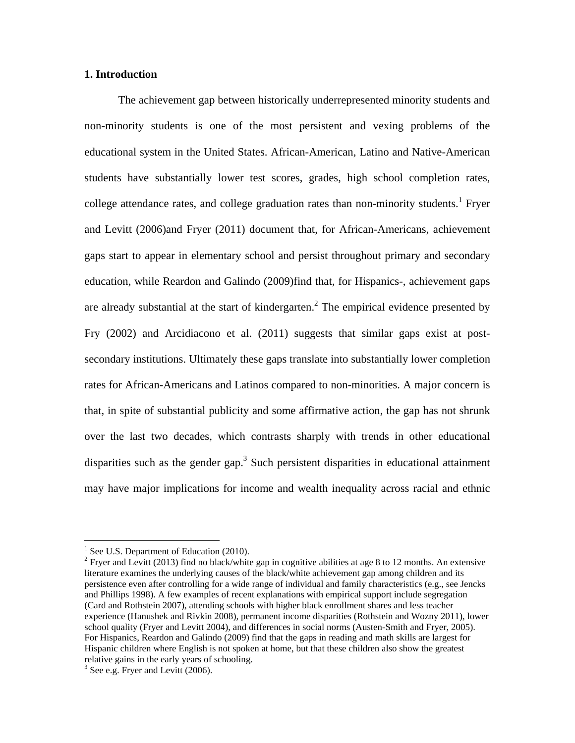## 1. Introduction

The achievement gap between historically underrepresented minority students and non-minority students is one of the most persistent and vexing problems of the educational system in the United States. African-American, Latino and Native-American students have substantially lower test scores, grades, high school completion rates, college attendance rates, and college graduation rates than non-minority students.[1] Fryer and Levitt (2006)and Fryer (2011) document that, for African-Americans, achievement gaps start to appear in elementary school and persist throughout primary and secondary education, while Reardon and Galindo (2009)find that, for Hispanics-, achievement gaps are already substantial at the start of kindergarten.[2] The empirical evidence presented by Fry (2002) and Arcidiacono et al. (2011) suggests that similar gaps exist at post-secondary institutions. Ultimately these gaps translate into substantially lower completion rates for African-Americans and Latinos compared to non-minorities. A major concern is that, in spite of substantial publicity and some affirmative action, the gap has not shrunk over the last two decades, which contrasts sharply with trends in other educational disparities such as the gender gap.[3] Such persistent disparities in educational attainment may have major implications for income and wealth inequality across racial and ethnic

---

[1] See U.S. Department of Education (2010).

[2] Fryer and Levitt (2013) find no black/white gap in cognitive abilities at age 8 to 12 months. An extensive literature examines the underlying causes of the black/white achievement gap among children and its persistence even after controlling for a wide range of individual and family characteristics (e.g., see Jencks and Phillips 1998). A few examples of recent explanations with empirical support include segregation (Card and Rothstein 2007), attending schools with higher black enrollment shares and less teacher experience (Hanushek and Rivkin 2008), permanent income disparities (Rothstein and Wozny 2011), lower school quality (Fryer and Levitt 2004), and differences in social norms (Austen-Smith and Fryer, 2005). For Hispanics, Reardon and Galindo (2009) find that the gaps in reading and math skills are largest for Hispanic children where English is not spoken at home, but that these children also show the greatest relative gains in the early years of schooling.

[3] See e.g. Fryer and Levitt (2006).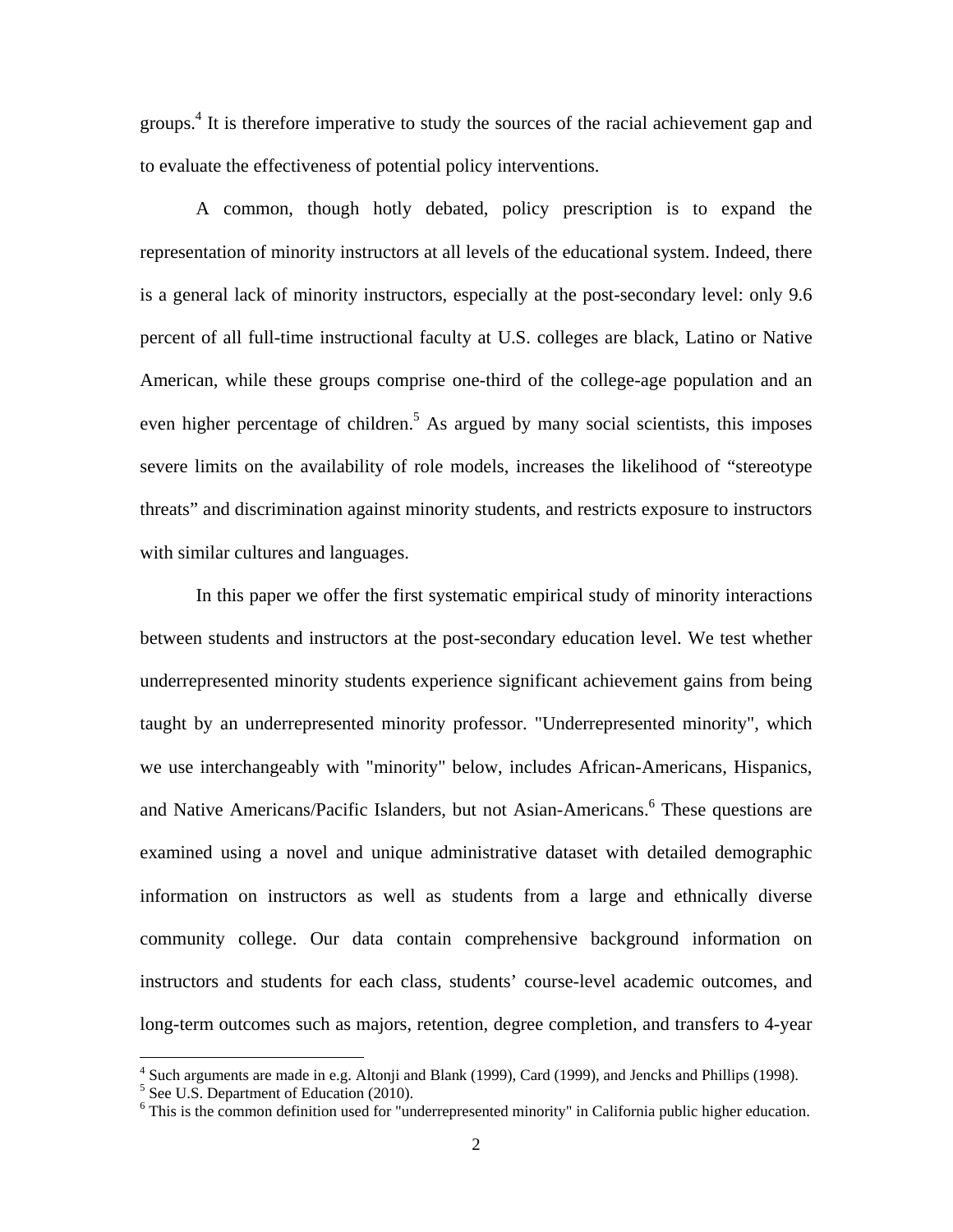groups.[4] It is therefore imperative to study the sources of the racial achievement gap and to evaluate the effectiveness of potential policy interventions.

A common, though hotly debated, policy prescription is to expand the representation of minority instructors at all levels of the educational system. Indeed, there is a general lack of minority instructors, especially at the post-secondary level: only 9.6 percent of all full-time instructional faculty at U.S. colleges are black, Latino or Native American, while these groups comprise one-third of the college-age population and an even higher percentage of children.[5] As argued by many social scientists, this imposes severe limits on the availability of role models, increases the likelihood of "stereotype threats" and discrimination against minority students, and restricts exposure to instructors with similar cultures and languages.

In this paper we offer the first systematic empirical study of minority interactions between students and instructors at the post-secondary education level. We test whether underrepresented minority students experience significant achievement gains from being taught by an underrepresented minority professor. "Underrepresented minority", which we use interchangeably with "minority" below, includes African-Americans, Hispanics, and Native Americans/Pacific Islanders, but not Asian-Americans.[6] These questions are examined using a novel and unique administrative dataset with detailed demographic information on instructors as well as students from a large and ethnically diverse community college. Our data contain comprehensive background information on instructors and students for each class, students' course-level academic outcomes, and long-term outcomes such as majors, retention, degree completion, and transfers to 4-year

---

[4] Such arguments are made in e.g. Altonji and Blank (1999), Card (1999), and Jencks and Phillips (1998).

[5] See U.S. Department of Education (2010).

[6] This is the common definition used for "underrepresented minority" in California public higher education.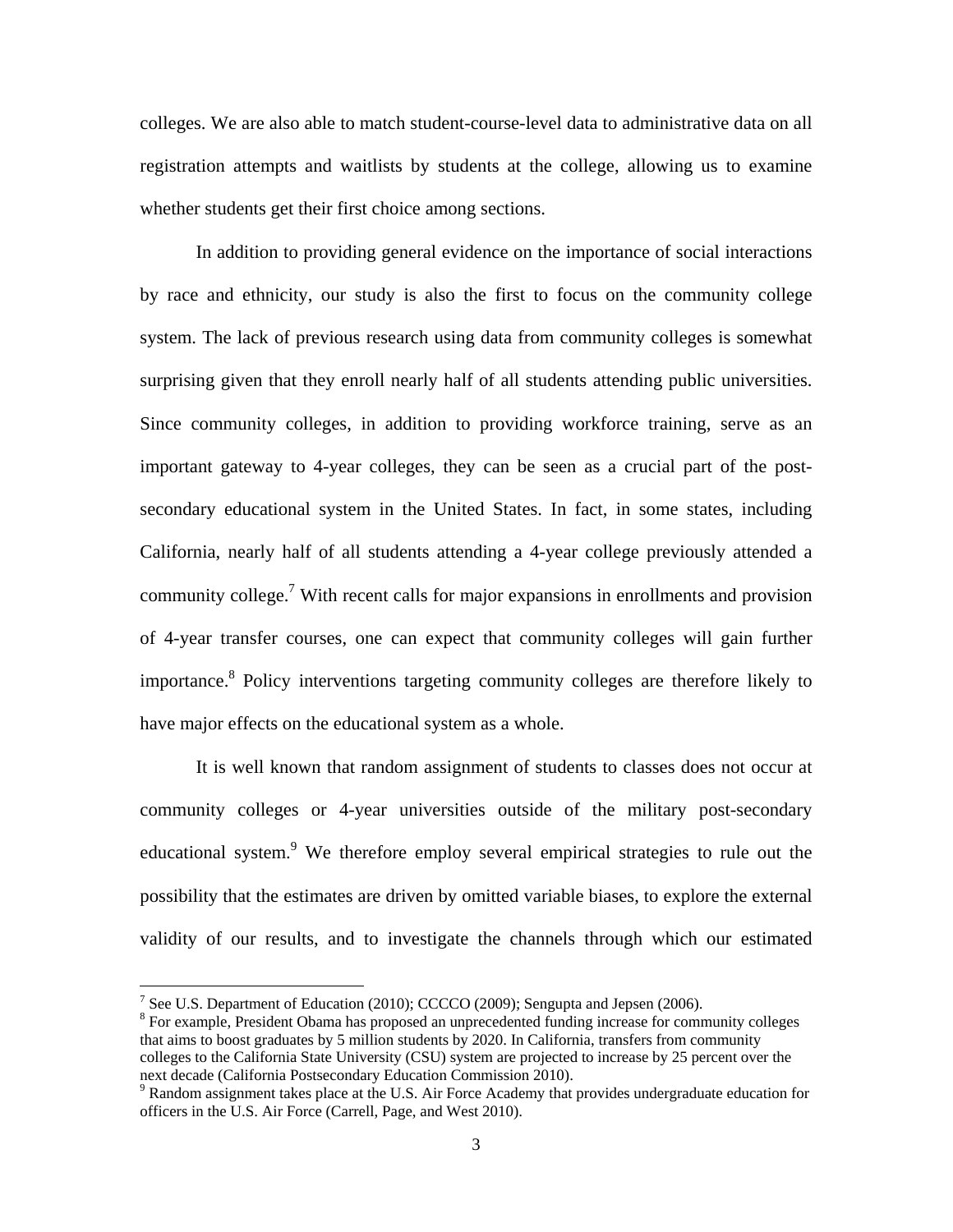colleges. We are also able to match student-course-level data to administrative data on all registration attempts and waitlists by students at the college, allowing us to examine whether students get their first choice among sections.

In addition to providing general evidence on the importance of social interactions by race and ethnicity, our study is also the first to focus on the community college system. The lack of previous research using data from community colleges is somewhat surprising given that they enroll nearly half of all students attending public universities. Since community colleges, in addition to providing workforce training, serve as an important gateway to 4-year colleges, they can be seen as a crucial part of the post-secondary educational system in the United States. In fact, in some states, including California, nearly half of all students attending a 4-year college previously attended a community college.[7] With recent calls for major expansions in enrollments and provision of 4-year transfer courses, one can expect that community colleges will gain further importance.[8] Policy interventions targeting community colleges are therefore likely to have major effects on the educational system as a whole.

It is well known that random assignment of students to classes does not occur at community colleges or 4-year universities outside of the military post-secondary educational system.[9] We therefore employ several empirical strategies to rule out the possibility that the estimates are driven by omitted variable biases, to explore the external validity of our results, and to investigate the channels through which our estimated

---

[7] See U.S. Department of Education (2010); CCCCO (2009); Sengupta and Jepsen (2006).

[8] For example, President Obama has proposed an unprecedented funding increase for community colleges that aims to boost graduates by 5 million students by 2020. In California, transfers from community colleges to the California State University (CSU) system are projected to increase by 25 percent over the next decade (California Postsecondary Education Commission 2010).

[9] Random assignment takes place at the U.S. Air Force Academy that provides undergraduate education for officers in the U.S. Air Force (Carrell, Page, and West 2010).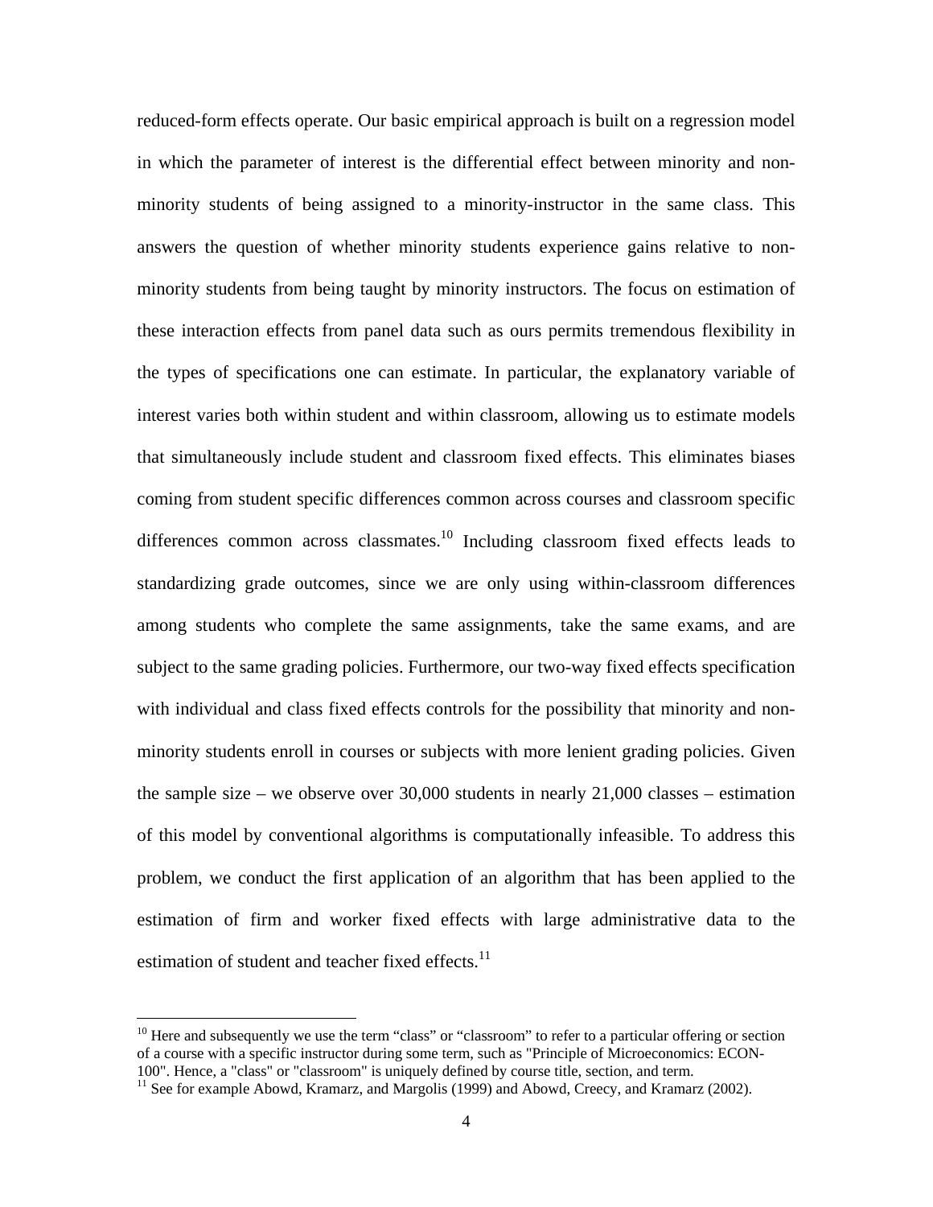reduced-form effects operate. Our basic empirical approach is built on a regression model in which the parameter of interest is the differential effect between minority and non-minority students of being assigned to a minority-instructor in the same class. This answers the question of whether minority students experience gains relative to non-minority students from being taught by minority instructors. The focus on estimation of these interaction effects from panel data such as ours permits tremendous flexibility in the types of specifications one can estimate. In particular, the explanatory variable of interest varies both within student and within classroom, allowing us to estimate models that simultaneously include student and classroom fixed effects. This eliminates biases coming from student specific differences common across courses and classroom specific differences common across classmates.[10] Including classroom fixed effects leads to standardizing grade outcomes, since we are only using within-classroom differences among students who complete the same assignments, take the same exams, and are subject to the same grading policies. Furthermore, our two-way fixed effects specification with individual and class fixed effects controls for the possibility that minority and non-minority students enroll in courses or subjects with more lenient grading policies. Given the sample size – we observe over 30,000 students in nearly 21,000 classes – estimation of this model by conventional algorithms is computationally infeasible. To address this problem, we conduct the first application of an algorithm that has been applied to the estimation of firm and worker fixed effects with large administrative data to the estimation of student and teacher fixed effects.[11]

---

[10] Here and subsequently we use the term "class" or "classroom" to refer to a particular offering or section of a course with a specific instructor during some term, such as "Principle of Microeconomics: ECON-100". Hence, a "class" or "classroom" is uniquely defined by course title, section, and term.

[11] See for example Abowd, Kramarz, and Margolis (1999) and Abowd, Creecy, and Kramarz (2002).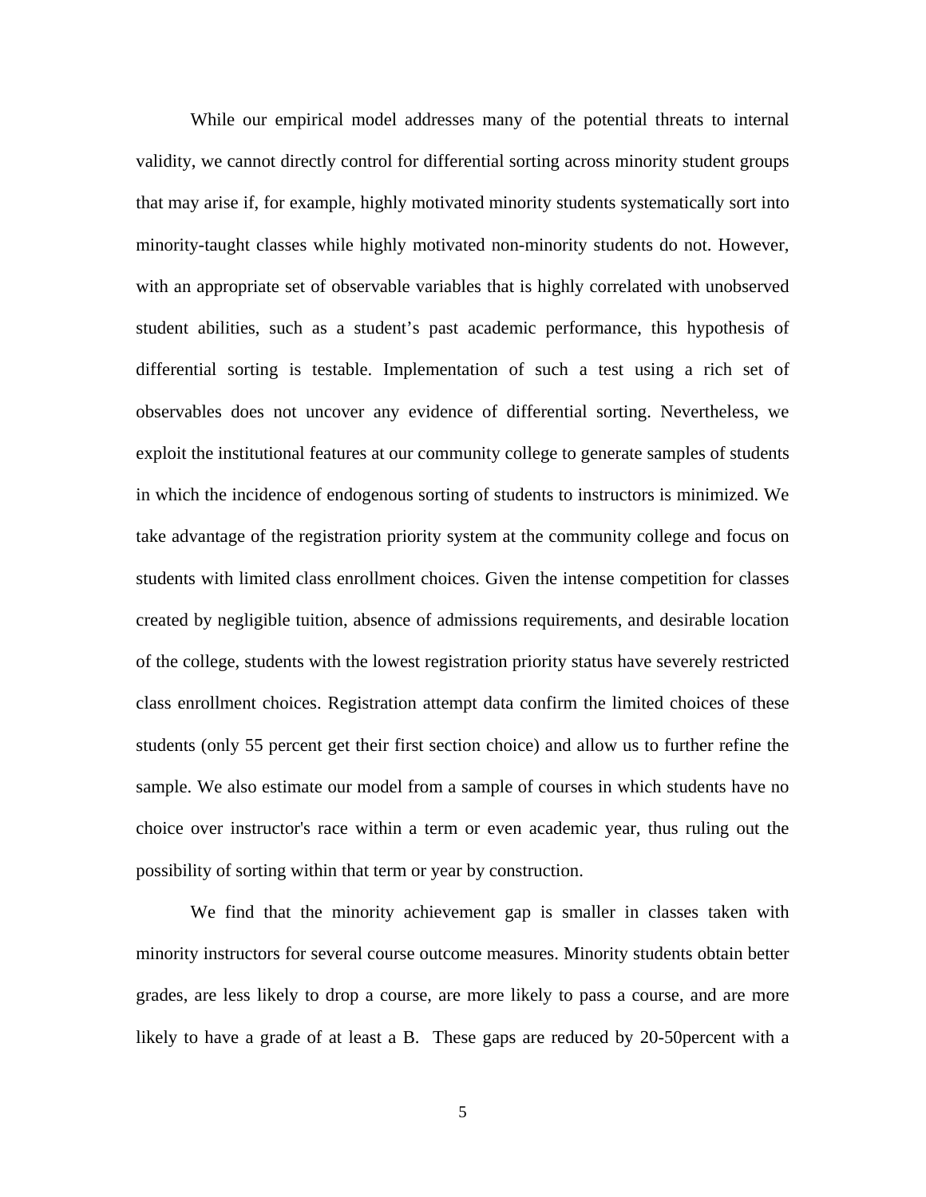While our empirical model addresses many of the potential threats to internal validity, we cannot directly control for differential sorting across minority student groups that may arise if, for example, highly motivated minority students systematically sort into minority-taught classes while highly motivated non-minority students do not. However, with an appropriate set of observable variables that is highly correlated with unobserved student abilities, such as a student's past academic performance, this hypothesis of differential sorting is testable. Implementation of such a test using a rich set of observables does not uncover any evidence of differential sorting. Nevertheless, we exploit the institutional features at our community college to generate samples of students in which the incidence of endogenous sorting of students to instructors is minimized. We take advantage of the registration priority system at the community college and focus on students with limited class enrollment choices. Given the intense competition for classes created by negligible tuition, absence of admissions requirements, and desirable location of the college, students with the lowest registration priority status have severely restricted class enrollment choices. Registration attempt data confirm the limited choices of these students (only 55 percent get their first section choice) and allow us to further refine the sample. We also estimate our model from a sample of courses in which students have no choice over instructor's race within a term or even academic year, thus ruling out the possibility of sorting within that term or year by construction.

We find that the minority achievement gap is smaller in classes taken with minority instructors for several course outcome measures. Minority students obtain better grades, are less likely to drop a course, are more likely to pass a course, and are more likely to have a grade of at least a B. These gaps are reduced by 20-50percent with a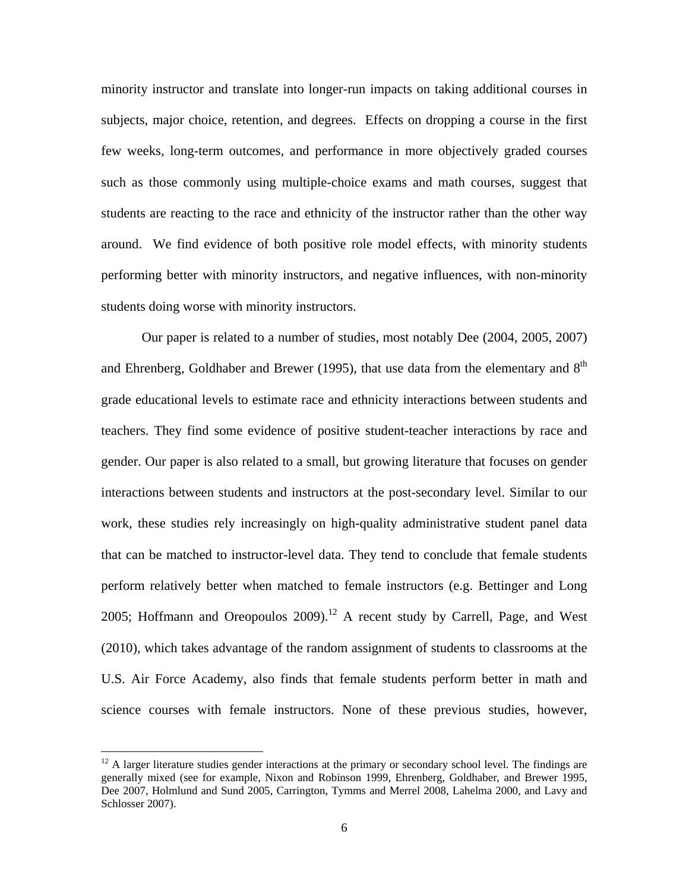minority instructor and translate into longer-run impacts on taking additional courses in subjects, major choice, retention, and degrees. Effects on dropping a course in the first few weeks, long-term outcomes, and performance in more objectively graded courses such as those commonly using multiple-choice exams and math courses, suggest that students are reacting to the race and ethnicity of the instructor rather than the other way around. We find evidence of both positive role model effects, with minority students performing better with minority instructors, and negative influences, with non-minority students doing worse with minority instructors.

Our paper is related to a number of studies, most notably Dee (2004, 2005, 2007) and Ehrenberg, Goldhaber and Brewer (1995), that use data from the elementary and 8th grade educational levels to estimate race and ethnicity interactions between students and teachers. They find some evidence of positive student-teacher interactions by race and gender. Our paper is also related to a small, but growing literature that focuses on gender interactions between students and instructors at the post-secondary level. Similar to our work, these studies rely increasingly on high-quality administrative student panel data that can be matched to instructor-level data. They tend to conclude that female students perform relatively better when matched to female instructors (e.g. Bettinger and Long 2005; Hoffmann and Oreopoulos 2009).[12] A recent study by Carrell, Page, and West (2010), which takes advantage of the random assignment of students to classrooms at the U.S. Air Force Academy, also finds that female students perform better in math and science courses with female instructors. None of these previous studies, however,

[12] A larger literature studies gender interactions at the primary or secondary school level. The findings are generally mixed (see for example, Nixon and Robinson 1999, Ehrenberg, Goldhaber, and Brewer 1995, Dee 2007, Holmlund and Sund 2005, Carrington, Tymms and Merrel 2008, Lahelma 2000, and Lavy and Schlosser 2007).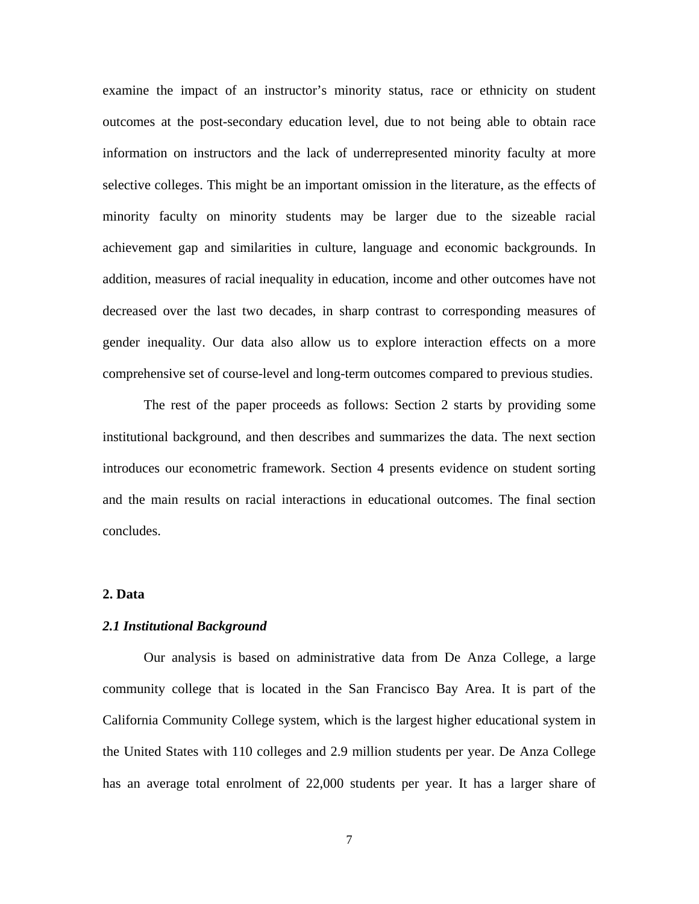examine the impact of an instructor's minority status, race or ethnicity on student outcomes at the post-secondary education level, due to not being able to obtain race information on instructors and the lack of underrepresented minority faculty at more selective colleges. This might be an important omission in the literature, as the effects of minority faculty on minority students may be larger due to the sizeable racial achievement gap and similarities in culture, language and economic backgrounds. In addition, measures of racial inequality in education, income and other outcomes have not decreased over the last two decades, in sharp contrast to corresponding measures of gender inequality. Our data also allow us to explore interaction effects on a more comprehensive set of course-level and long-term outcomes compared to previous studies.

The rest of the paper proceeds as follows: Section 2 starts by providing some institutional background, and then describes and summarizes the data. The next section introduces our econometric framework. Section 4 presents evidence on student sorting and the main results on racial interactions in educational outcomes. The final section concludes.

## 2. Data

### *2.1 Institutional Background*

Our analysis is based on administrative data from De Anza College, a large community college that is located in the San Francisco Bay Area. It is part of the California Community College system, which is the largest higher educational system in the United States with 110 colleges and 2.9 million students per year. De Anza College has an average total enrolment of 22,000 students per year. It has a larger share of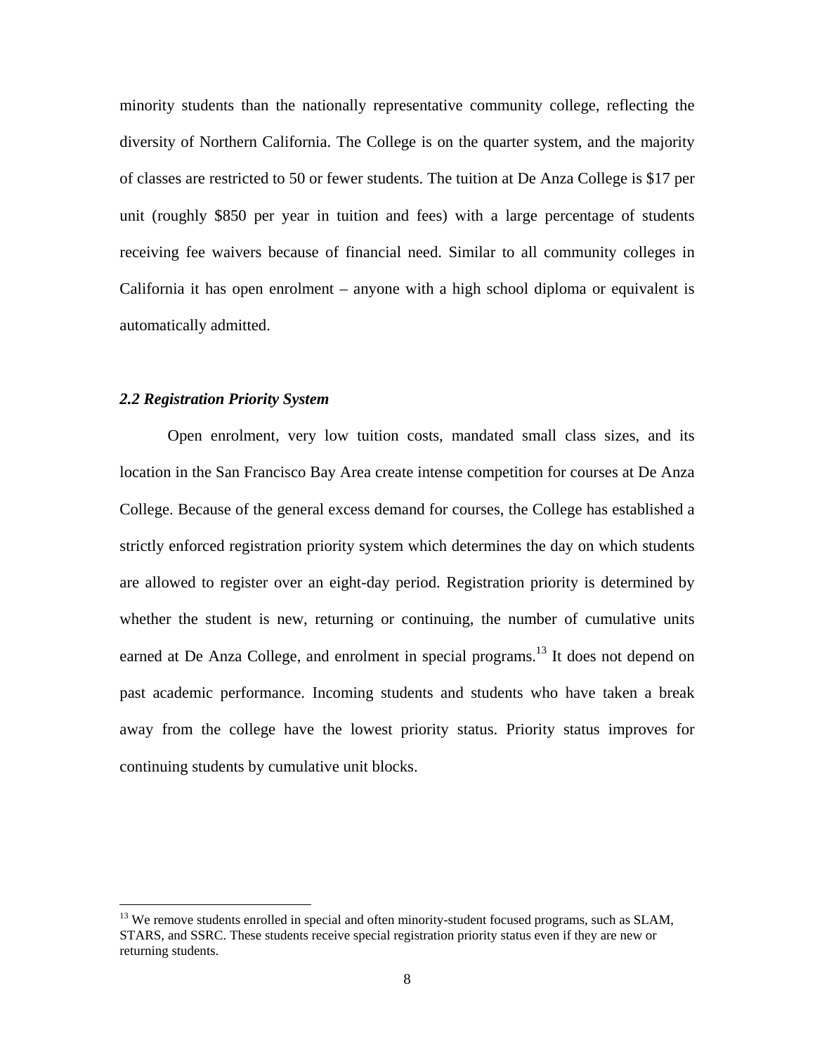minority students than the nationally representative community college, reflecting the diversity of Northern California. The College is on the quarter system, and the majority of classes are restricted to 50 or fewer students. The tuition at De Anza College is $17 per unit (roughly $850 per year in tuition and fees) with a large percentage of students receiving fee waivers because of financial need. Similar to all community colleges in California it has open enrolment – anyone with a high school diploma or equivalent is automatically admitted.

### *2.2 Registration Priority System*

Open enrolment, very low tuition costs, mandated small class sizes, and its location in the San Francisco Bay Area create intense competition for courses at De Anza College. Because of the general excess demand for courses, the College has established a strictly enforced registration priority system which determines the day on which students are allowed to register over an eight-day period. Registration priority is determined by whether the student is new, returning or continuing, the number of cumulative units earned at De Anza College, and enrolment in special programs.[13] It does not depend on past academic performance. Incoming students and students who have taken a break away from the college have the lowest priority status. Priority status improves for continuing students by cumulative unit blocks.

---

[13] We remove students enrolled in special and often minority-student focused programs, such as SLAM, STARS, and SSRC. These students receive special registration priority status even if they are new or returning students.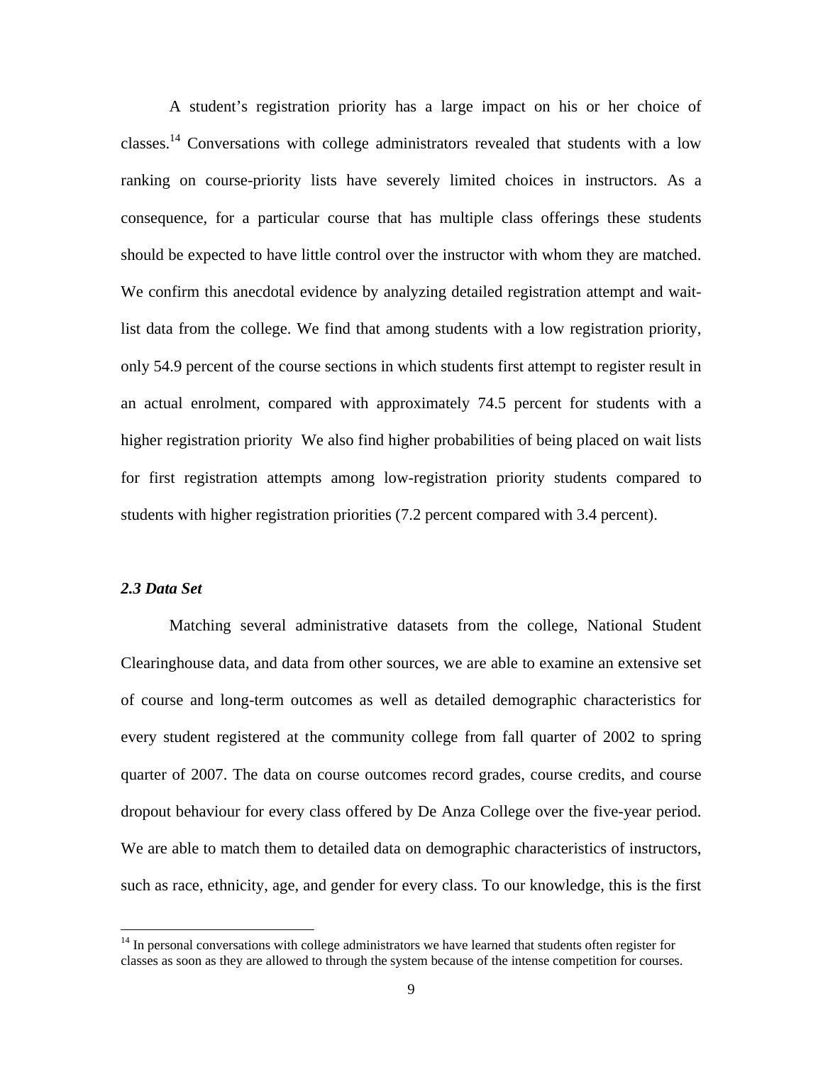A student's registration priority has a large impact on his or her choice of classes.[14] Conversations with college administrators revealed that students with a low ranking on course-priority lists have severely limited choices in instructors. As a consequence, for a particular course that has multiple class offerings these students should be expected to have little control over the instructor with whom they are matched. We confirm this anecdotal evidence by analyzing detailed registration attempt and wait-list data from the college. We find that among students with a low registration priority, only 54.9 percent of the course sections in which students first attempt to register result in an actual enrolment, compared with approximately 74.5 percent for students with a higher registration priority  We also find higher probabilities of being placed on wait lists for first registration attempts among low-registration priority students compared to students with higher registration priorities (7.2 percent compared with 3.4 percent).

### *2.3 Data Set*

Matching several administrative datasets from the college, National Student Clearinghouse data, and data from other sources, we are able to examine an extensive set of course and long-term outcomes as well as detailed demographic characteristics for every student registered at the community college from fall quarter of 2002 to spring quarter of 2007. The data on course outcomes record grades, course credits, and course dropout behaviour for every class offered by De Anza College over the five-year period. We are able to match them to detailed data on demographic characteristics of instructors, such as race, ethnicity, age, and gender for every class. To our knowledge, this is the first

[14] In personal conversations with college administrators we have learned that students often register for classes as soon as they are allowed to through the system because of the intense competition for courses.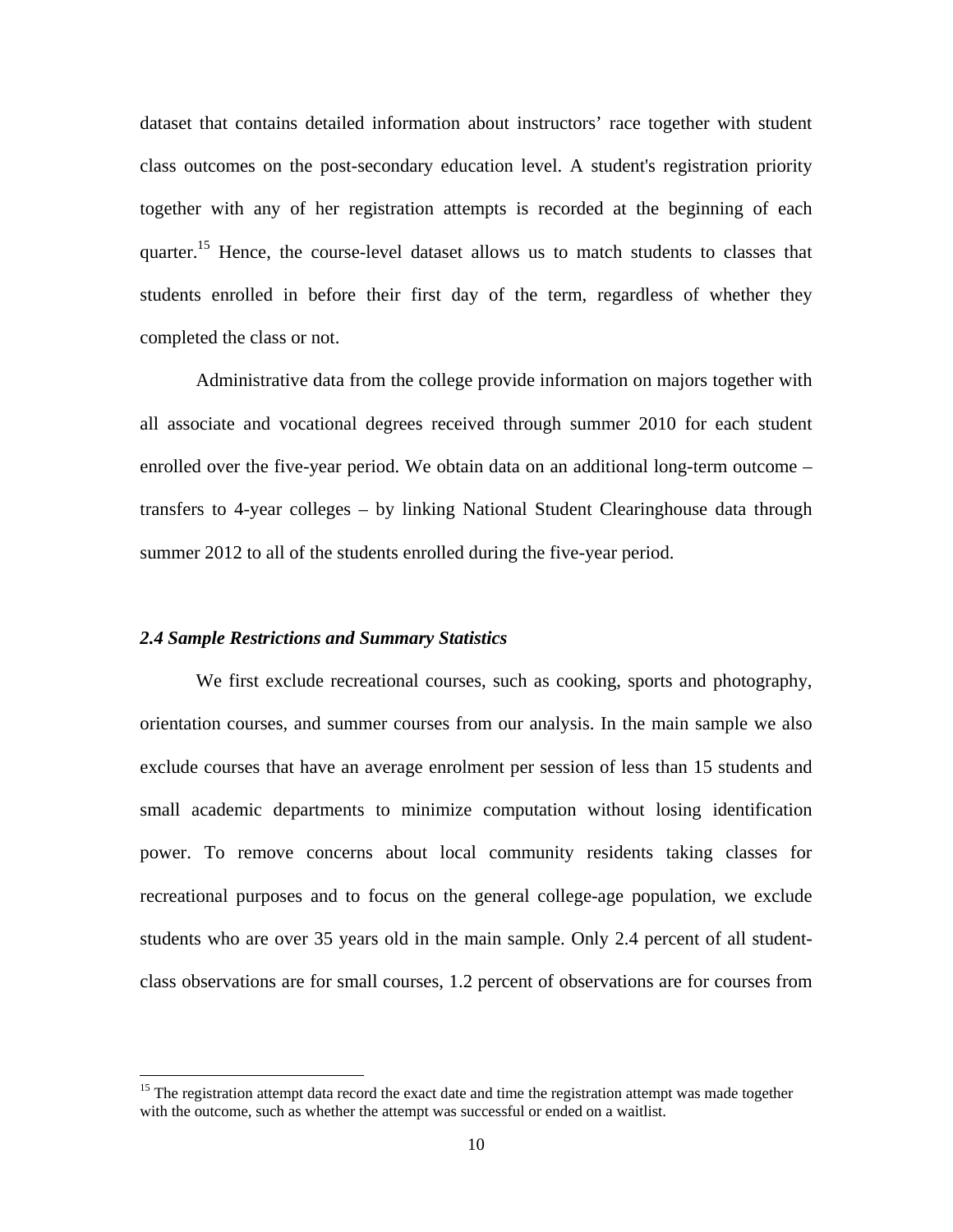dataset that contains detailed information about instructors' race together with student class outcomes on the post-secondary education level. A student's registration priority together with any of her registration attempts is recorded at the beginning of each quarter.[15] Hence, the course-level dataset allows us to match students to classes that students enrolled in before their first day of the term, regardless of whether they completed the class or not.

Administrative data from the college provide information on majors together with all associate and vocational degrees received through summer 2010 for each student enrolled over the five-year period. We obtain data on an additional long-term outcome – transfers to 4-year colleges – by linking National Student Clearinghouse data through summer 2012 to all of the students enrolled during the five-year period.

### *2.4 Sample Restrictions and Summary Statistics*

We first exclude recreational courses, such as cooking, sports and photography, orientation courses, and summer courses from our analysis. In the main sample we also exclude courses that have an average enrolment per session of less than 15 students and small academic departments to minimize computation without losing identification power. To remove concerns about local community residents taking classes for recreational purposes and to focus on the general college-age population, we exclude students who are over 35 years old in the main sample. Only 2.4 percent of all student-class observations are for small courses, 1.2 percent of observations are for courses from

[15] The registration attempt data record the exact date and time the registration attempt was made together with the outcome, such as whether the attempt was successful or ended on a waitlist.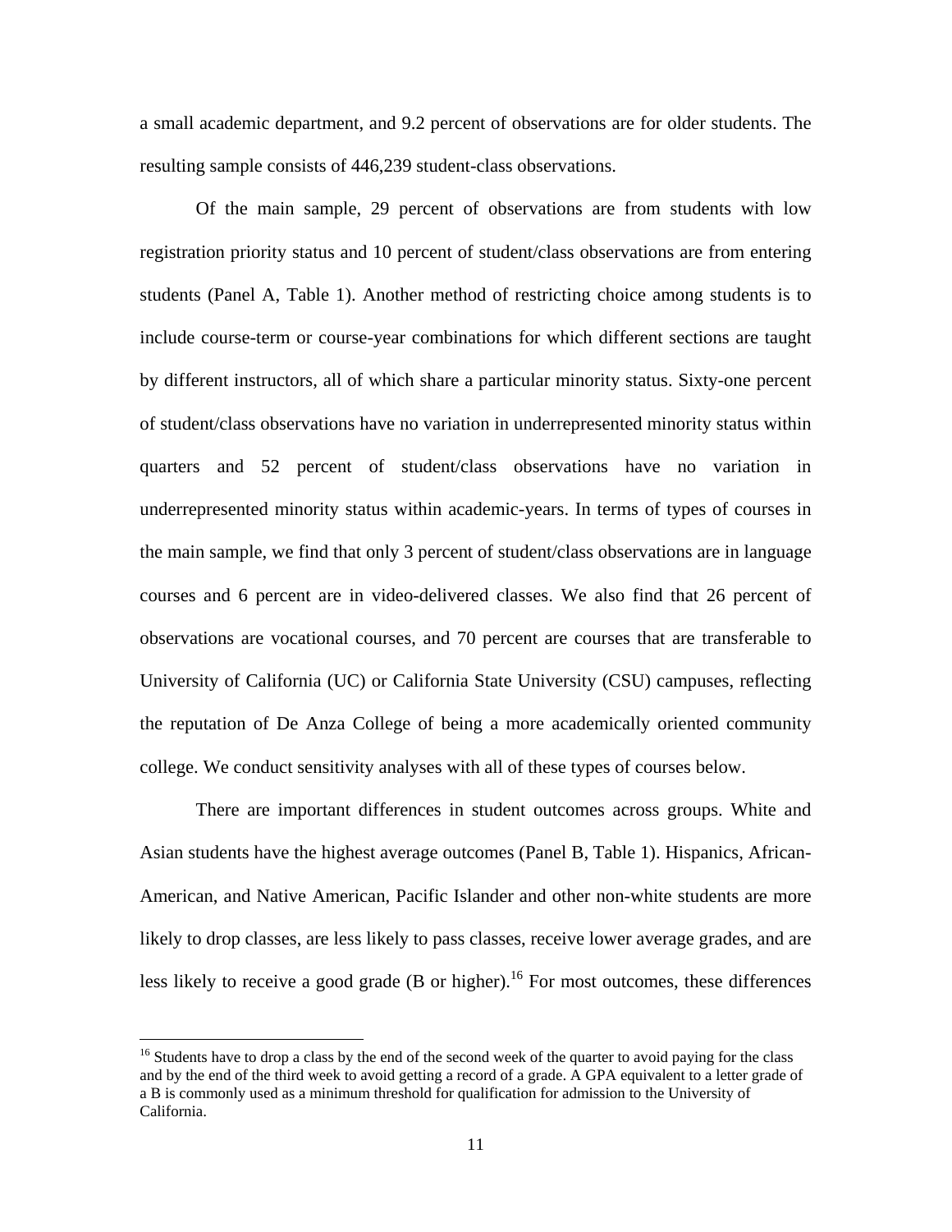a small academic department, and 9.2 percent of observations are for older students. The resulting sample consists of 446,239 student-class observations.

Of the main sample, 29 percent of observations are from students with low registration priority status and 10 percent of student/class observations are from entering students (Panel A, Table 1). Another method of restricting choice among students is to include course-term or course-year combinations for which different sections are taught by different instructors, all of which share a particular minority status. Sixty-one percent of student/class observations have no variation in underrepresented minority status within quarters and 52 percent of student/class observations have no variation in underrepresented minority status within academic-years. In terms of types of courses in the main sample, we find that only 3 percent of student/class observations are in language courses and 6 percent are in video-delivered classes. We also find that 26 percent of observations are vocational courses, and 70 percent are courses that are transferable to University of California (UC) or California State University (CSU) campuses, reflecting the reputation of De Anza College of being a more academically oriented community college. We conduct sensitivity analyses with all of these types of courses below.

There are important differences in student outcomes across groups. White and Asian students have the highest average outcomes (Panel B, Table 1). Hispanics, African-American, and Native American, Pacific Islander and other non-white students are more likely to drop classes, are less likely to pass classes, receive lower average grades, and are less likely to receive a good grade (B or higher).[16] For most outcomes, these differences

[16] Students have to drop a class by the end of the second week of the quarter to avoid paying for the class and by the end of the third week to avoid getting a record of a grade. A GPA equivalent to a letter grade of a B is commonly used as a minimum threshold for qualification for admission to the University of California.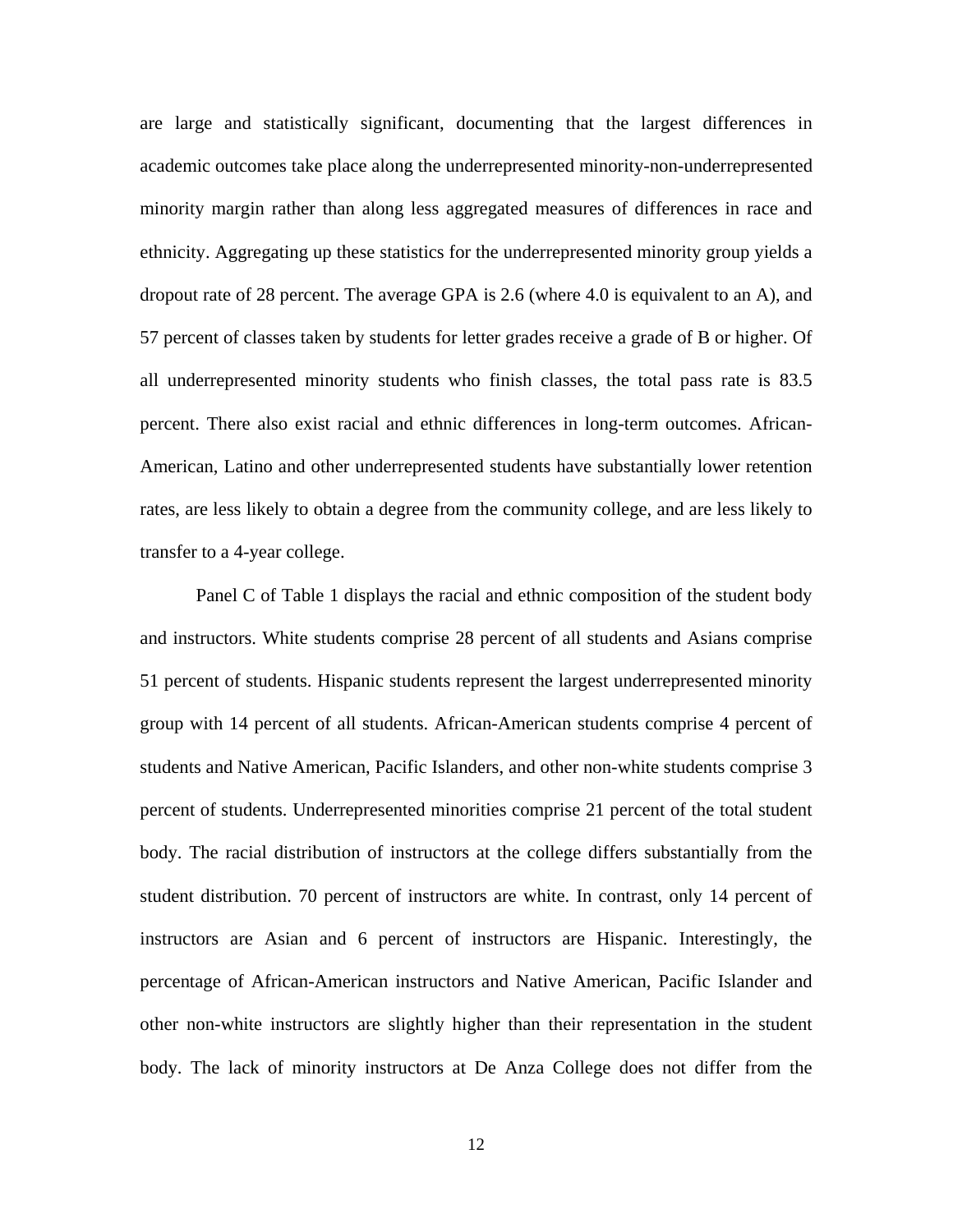are large and statistically significant, documenting that the largest differences in academic outcomes take place along the underrepresented minority-non-underrepresented minority margin rather than along less aggregated measures of differences in race and ethnicity. Aggregating up these statistics for the underrepresented minority group yields a dropout rate of 28 percent. The average GPA is 2.6 (where 4.0 is equivalent to an A), and 57 percent of classes taken by students for letter grades receive a grade of B or higher. Of all underrepresented minority students who finish classes, the total pass rate is 83.5 percent. There also exist racial and ethnic differences in long-term outcomes. African-American, Latino and other underrepresented students have substantially lower retention rates, are less likely to obtain a degree from the community college, and are less likely to transfer to a 4-year college.

Panel C of Table 1 displays the racial and ethnic composition of the student body and instructors. White students comprise 28 percent of all students and Asians comprise 51 percent of students. Hispanic students represent the largest underrepresented minority group with 14 percent of all students. African-American students comprise 4 percent of students and Native American, Pacific Islanders, and other non-white students comprise 3 percent of students. Underrepresented minorities comprise 21 percent of the total student body. The racial distribution of instructors at the college differs substantially from the student distribution. 70 percent of instructors are white. In contrast, only 14 percent of instructors are Asian and 6 percent of instructors are Hispanic. Interestingly, the percentage of African-American instructors and Native American, Pacific Islander and other non-white instructors are slightly higher than their representation in the student body. The lack of minority instructors at De Anza College does not differ from the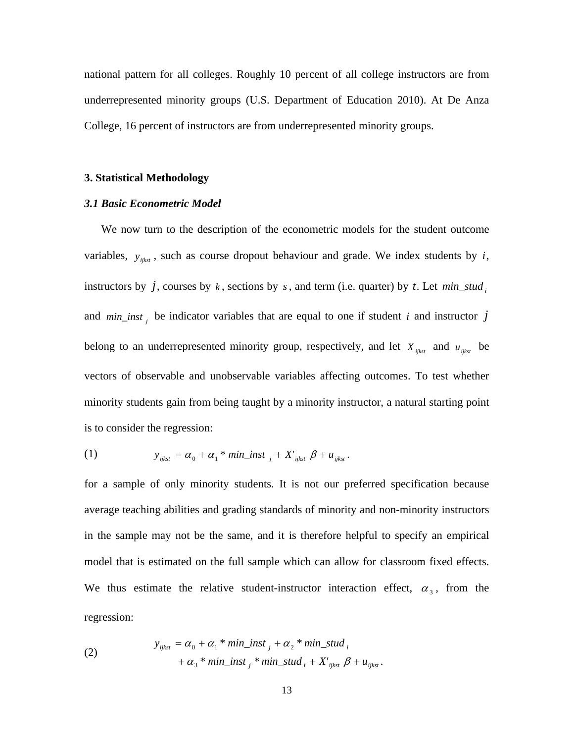national pattern for all colleges. Roughly 10 percent of all college instructors are from underrepresented minority groups (U.S. Department of Education 2010). At De Anza College, 16 percent of instructors are from underrepresented minority groups.

### 3. Statistical Methodology

#### *3.1 Basic Econometric Model*

We now turn to the description of the econometric models for the student outcome variables, $y_{ijkst}$, such as course dropout behaviour and grade. We index students by $i$, instructors by $j$, courses by $k$, sections by $s$, and term (i.e. quarter) by $t$. Let $min\_stud_i$ and $min\_inst_j$ be indicator variables that are equal to one if student $i$ and instructor $j$ belong to an underrepresented minority group, respectively, and let $X_{ijkst}$ and $u_{ijkst}$ be vectors of observable and unobservable variables affecting outcomes. To test whether minority students gain from being taught by a minority instructor, a natural starting point is to consider the regression:

$$y_{ijkst} = \alpha_0 + \alpha_1 * min\_inst_j + X'_{ijkst}\beta + u_{ijkst}. \quad (1)$$

for a sample of only minority students. It is not our preferred specification because average teaching abilities and grading standards of minority and non-minority instructors in the sample may not be the same, and it is therefore helpful to specify an empirical model that is estimated on the full sample which can allow for classroom fixed effects. We thus estimate the relative student-instructor interaction effect, $\alpha_3$, from the regression:

$$\begin{aligned} y_{ijkst} = {} & \alpha_0 + \alpha_1 * min\_inst_j + \alpha_2 * min\_stud_i \\ & + \alpha_3 * min\_inst_j * min\_stud_i + X'_{ijkst}\beta + u_{ijkst}. \end{aligned} \quad (2)$$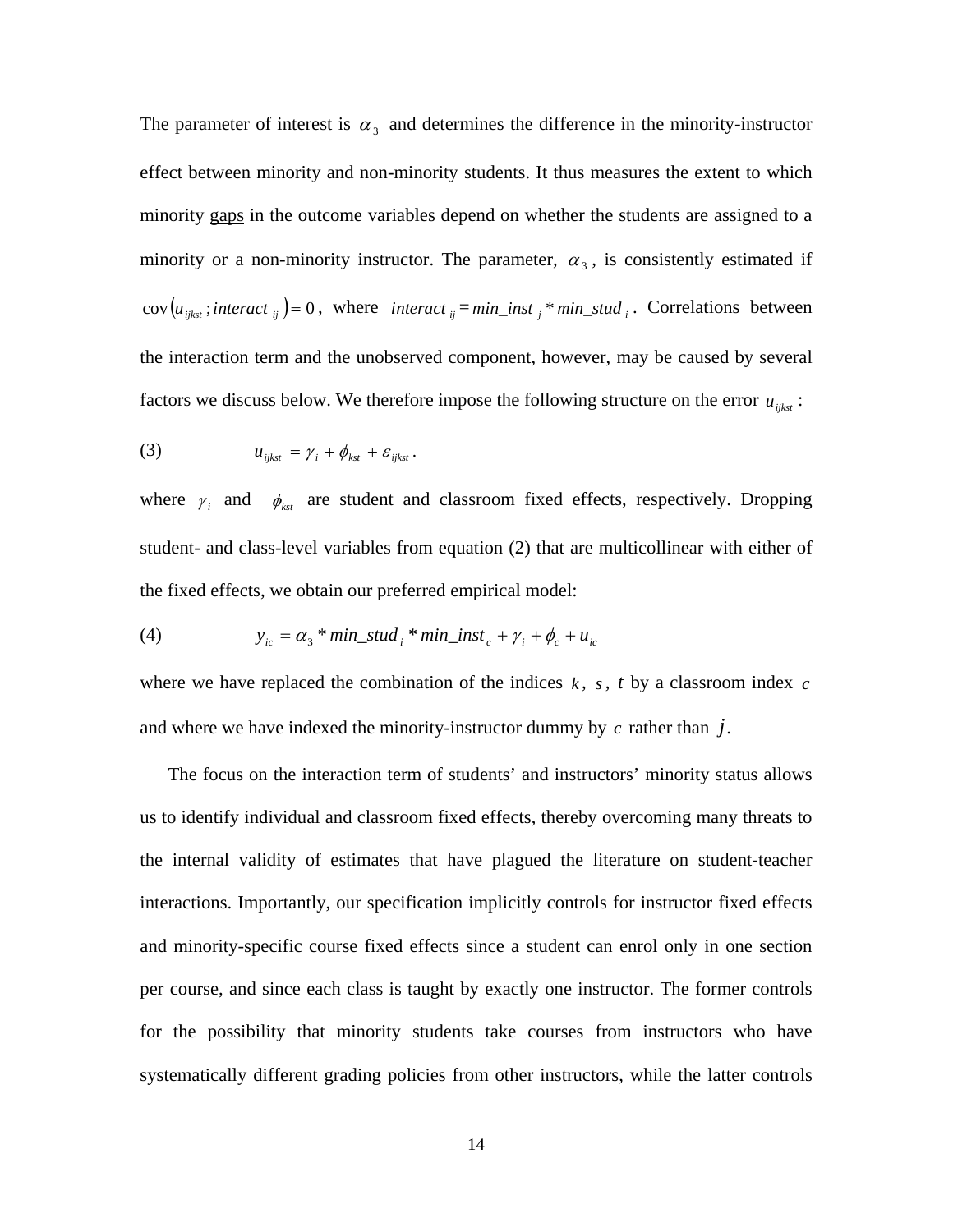The parameter of interest is $\alpha_3$ and determines the difference in the minority-instructor effect between minority and non-minority students. It thus measures the extent to which minority gaps in the outcome variables depend on whether the students are assigned to a minority or a non-minority instructor. The parameter, $\alpha_3$, is consistently estimated if $\operatorname{cov}(u_{ijkst}; interact_{ij}) = 0$, where $interact_{ij} = min\_inst_j * min\_stud_i$. Correlations between the interaction term and the unobserved component, however, may be caused by several factors we discuss below. We therefore impose the following structure on the error $u_{ijkst}$:

(3) $$u_{ijkst} = \gamma_i + \phi_{kst} + \varepsilon_{ijkst}.$$

where $\gamma_i$ and $\phi_{kst}$ are student and classroom fixed effects, respectively. Dropping student- and class-level variables from equation (2) that are multicollinear with either of the fixed effects, we obtain our preferred empirical model:

(4) $$y_{ic} = \alpha_3 * min\_stud_i * min\_inst_c + \gamma_i + \phi_c + u_{ic}$$

where we have replaced the combination of the indices $k$, $s$, $t$ by a classroom index $c$ and where we have indexed the minority-instructor dummy by $c$ rather than $j$.

The focus on the interaction term of students' and instructors' minority status allows us to identify individual and classroom fixed effects, thereby overcoming many threats to the internal validity of estimates that have plagued the literature on student-teacher interactions. Importantly, our specification implicitly controls for instructor fixed effects and minority-specific course fixed effects since a student can enrol only in one section per course, and since each class is taught by exactly one instructor. The former controls for the possibility that minority students take courses from instructors who have systematically different grading policies from other instructors, while the latter controls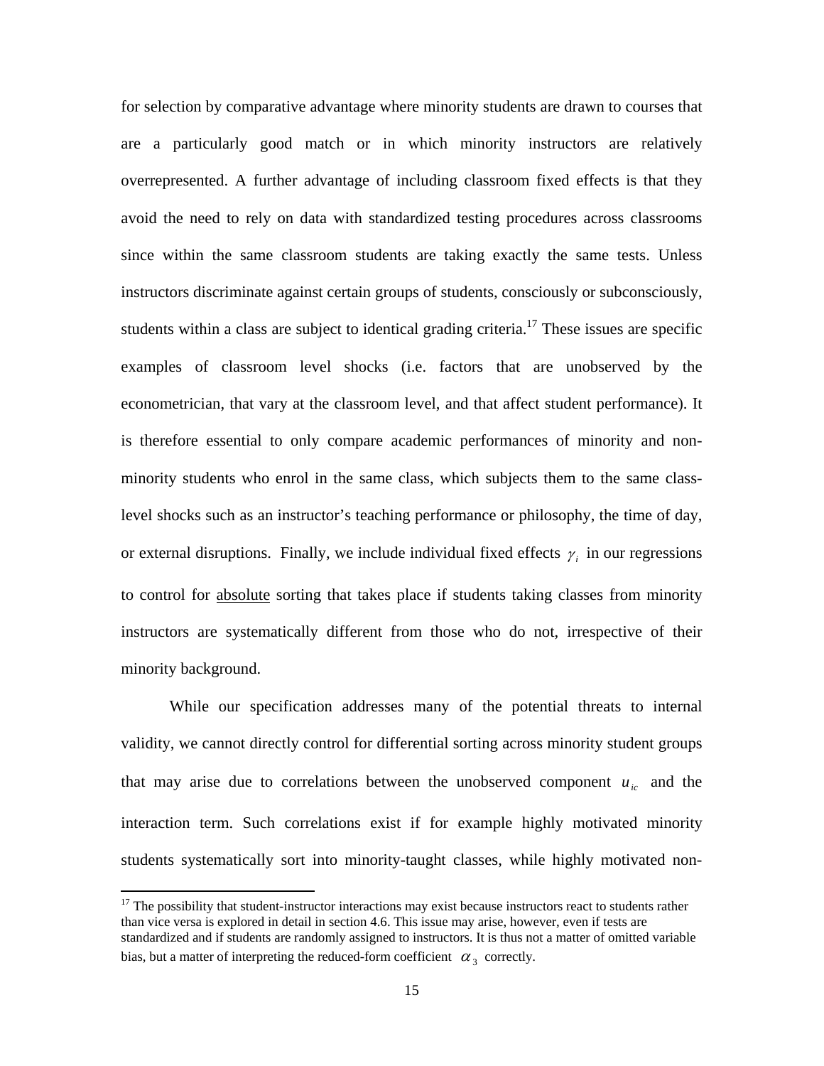for selection by comparative advantage where minority students are drawn to courses that are a particularly good match or in which minority instructors are relatively overrepresented. A further advantage of including classroom fixed effects is that they avoid the need to rely on data with standardized testing procedures across classrooms since within the same classroom students are taking exactly the same tests. Unless instructors discriminate against certain groups of students, consciously or subconsciously, students within a class are subject to identical grading criteria.[17] These issues are specific examples of classroom level shocks (i.e. factors that are unobserved by the econometrician, that vary at the classroom level, and that affect student performance). It is therefore essential to only compare academic performances of minority and non-minority students who enrol in the same class, which subjects them to the same class-level shocks such as an instructor's teaching performance or philosophy, the time of day, or external disruptions. Finally, we include individual fixed effects $\gamma_i$ in our regressions to control for absolute sorting that takes place if students taking classes from minority instructors are systematically different from those who do not, irrespective of their minority background.

While our specification addresses many of the potential threats to internal validity, we cannot directly control for differential sorting across minority student groups that may arise due to correlations between the unobserved component $u_{ic}$ and the interaction term. Such correlations exist if for example highly motivated minority students systematically sort into minority-taught classes, while highly motivated non-

[17] The possibility that student-instructor interactions may exist because instructors react to students rather than vice versa is explored in detail in section 4.6. This issue may arise, however, even if tests are standardized and if students are randomly assigned to instructors. It is thus not a matter of omitted variable bias, but a matter of interpreting the reduced-form coefficient $\alpha_3$ correctly.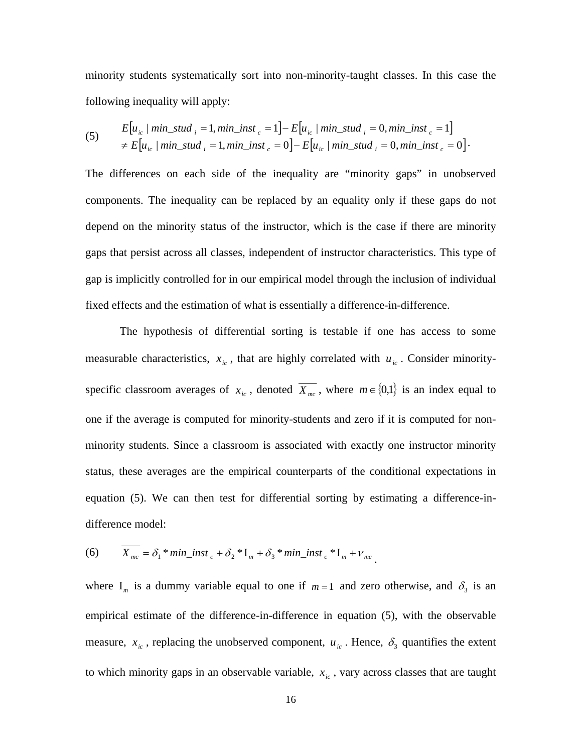minority students systematically sort into non-minority-taught classes. In this case the following inequality will apply:

$$
\begin{aligned}
(5) \qquad & E\left[u_{ic} \mid min\_stud_{i} = 1, min\_inst_{c} = 1\right] - E\left[u_{ic} \mid min\_stud_{i} = 0, min\_inst_{c} = 1\right] \\
& \neq E\left[u_{ic} \mid min\_stud_{i} = 1, min\_inst_{c} = 0\right] - E\left[u_{ic} \mid min\_stud_{i} = 0, min\_inst_{c} = 0\right].
\end{aligned}
$$

The differences on each side of the inequality are "minority gaps" in unobserved components. The inequality can be replaced by an equality only if these gaps do not depend on the minority status of the instructor, which is the case if there are minority gaps that persist across all classes, independent of instructor characteristics. This type of gap is implicitly controlled for in our empirical model through the inclusion of individual fixed effects and the estimation of what is essentially a difference-in-difference.

The hypothesis of differential sorting is testable if one has access to some measurable characteristics, $x_{ic}$, that are highly correlated with $u_{ic}$. Consider minority-specific classroom averages of $x_{ic}$, denoted $\overline{X_{mc}}$, where $m \in \{0,1\}$ is an index equal to one if the average is computed for minority-students and zero if it is computed for non-minority students. Since a classroom is associated with exactly one instructor minority status, these averages are the empirical counterparts of the conditional expectations in equation (5). We can then test for differential sorting by estimating a difference-in-difference model:

$$
(6) \qquad \overline{X_{mc}} = \delta_1 * min\_inst_{c} + \delta_2 * \mathrm{I}_m + \delta_3 * min\_inst_{c} * \mathrm{I}_m + \nu_{mc}.
$$

where $\mathrm{I}_m$ is a dummy variable equal to one if $m = 1$ and zero otherwise, and $\delta_3$ is an empirical estimate of the difference-in-difference in equation (5), with the observable measure, $x_{ic}$, replacing the unobserved component, $u_{ic}$. Hence, $\delta_3$ quantifies the extent to which minority gaps in an observable variable, $x_{ic}$, vary across classes that are taught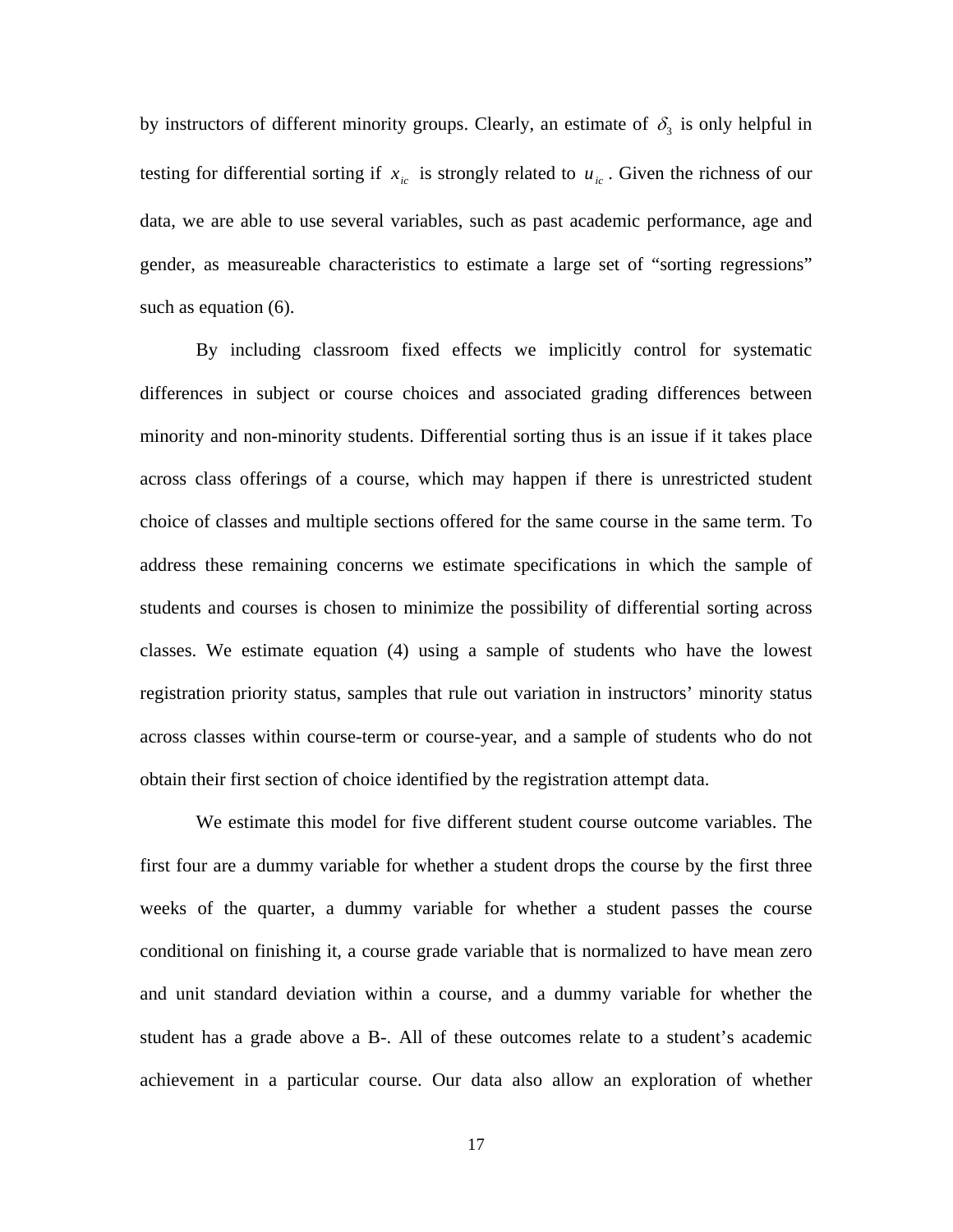by instructors of different minority groups. Clearly, an estimate of $\delta_3$ is only helpful in testing for differential sorting if $x_{ic}$ is strongly related to $u_{ic}$. Given the richness of our data, we are able to use several variables, such as past academic performance, age and gender, as measureable characteristics to estimate a large set of "sorting regressions" such as equation (6).

By including classroom fixed effects we implicitly control for systematic differences in subject or course choices and associated grading differences between minority and non-minority students. Differential sorting thus is an issue if it takes place across class offerings of a course, which may happen if there is unrestricted student choice of classes and multiple sections offered for the same course in the same term. To address these remaining concerns we estimate specifications in which the sample of students and courses is chosen to minimize the possibility of differential sorting across classes. We estimate equation (4) using a sample of students who have the lowest registration priority status, samples that rule out variation in instructors' minority status across classes within course-term or course-year, and a sample of students who do not obtain their first section of choice identified by the registration attempt data.

We estimate this model for five different student course outcome variables. The first four are a dummy variable for whether a student drops the course by the first three weeks of the quarter, a dummy variable for whether a student passes the course conditional on finishing it, a course grade variable that is normalized to have mean zero and unit standard deviation within a course, and a dummy variable for whether the student has a grade above a B-. All of these outcomes relate to a student's academic achievement in a particular course. Our data also allow an exploration of whether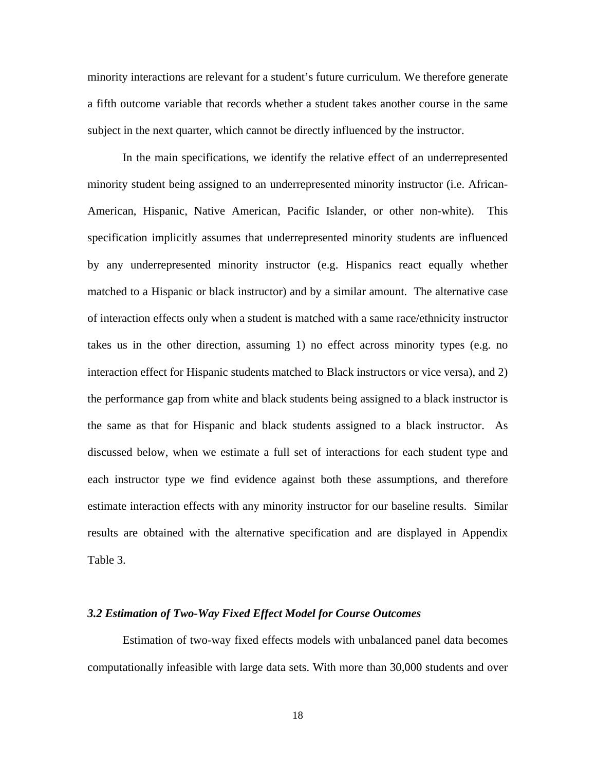minority interactions are relevant for a student's future curriculum. We therefore generate a fifth outcome variable that records whether a student takes another course in the same subject in the next quarter, which cannot be directly influenced by the instructor.

In the main specifications, we identify the relative effect of an underrepresented minority student being assigned to an underrepresented minority instructor (i.e. African-American, Hispanic, Native American, Pacific Islander, or other non-white). This specification implicitly assumes that underrepresented minority students are influenced by any underrepresented minority instructor (e.g. Hispanics react equally whether matched to a Hispanic or black instructor) and by a similar amount. The alternative case of interaction effects only when a student is matched with a same race/ethnicity instructor takes us in the other direction, assuming 1) no effect across minority types (e.g. no interaction effect for Hispanic students matched to Black instructors or vice versa), and 2) the performance gap from white and black students being assigned to a black instructor is the same as that for Hispanic and black students assigned to a black instructor. As discussed below, when we estimate a full set of interactions for each student type and each instructor type we find evidence against both these assumptions, and therefore estimate interaction effects with any minority instructor for our baseline results. Similar results are obtained with the alternative specification and are displayed in Appendix Table 3.

### *3.2 Estimation of Two-Way Fixed Effect Model for Course Outcomes*

Estimation of two-way fixed effects models with unbalanced panel data becomes computationally infeasible with large data sets. With more than 30,000 students and over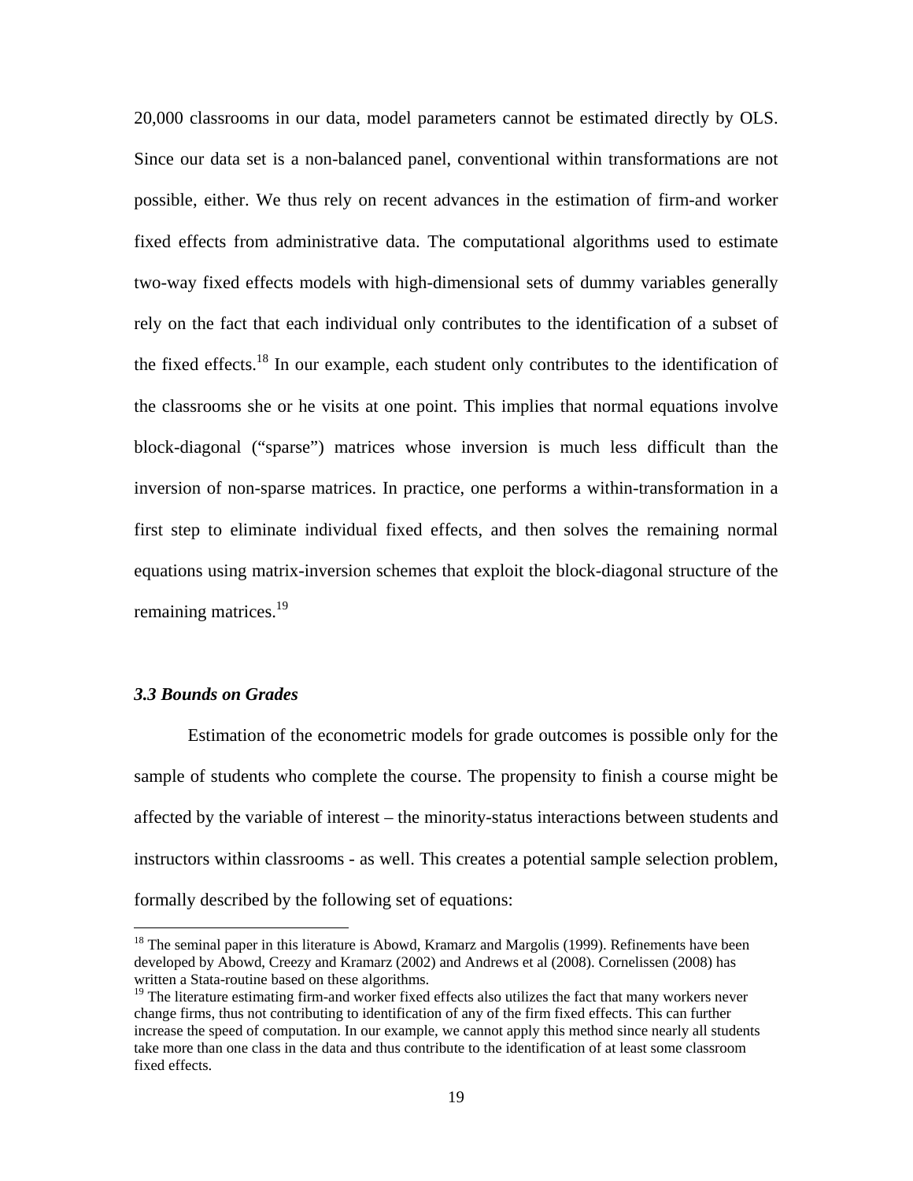20,000 classrooms in our data, model parameters cannot be estimated directly by OLS. Since our data set is a non-balanced panel, conventional within transformations are not possible, either. We thus rely on recent advances in the estimation of firm-and worker fixed effects from administrative data. The computational algorithms used to estimate two-way fixed effects models with high-dimensional sets of dummy variables generally rely on the fact that each individual only contributes to the identification of a subset of the fixed effects.[18] In our example, each student only contributes to the identification of the classrooms she or he visits at one point. This implies that normal equations involve block-diagonal ("sparse") matrices whose inversion is much less difficult than the inversion of non-sparse matrices. In practice, one performs a within-transformation in a first step to eliminate individual fixed effects, and then solves the remaining normal equations using matrix-inversion schemes that exploit the block-diagonal structure of the remaining matrices.[19]

### *3.3 Bounds on Grades*

Estimation of the econometric models for grade outcomes is possible only for the sample of students who complete the course. The propensity to finish a course might be affected by the variable of interest – the minority-status interactions between students and instructors within classrooms - as well. This creates a potential sample selection problem, formally described by the following set of equations:

---

[18] The seminal paper in this literature is Abowd, Kramarz and Margolis (1999). Refinements have been developed by Abowd, Creezy and Kramarz (2002) and Andrews et al (2008). Cornelissen (2008) has written a Stata-routine based on these algorithms.

[19] The literature estimating firm-and worker fixed effects also utilizes the fact that many workers never change firms, thus not contributing to identification of any of the firm fixed effects. This can further increase the speed of computation. In our example, we cannot apply this method since nearly all students take more than one class in the data and thus contribute to the identification of at least some classroom fixed effects.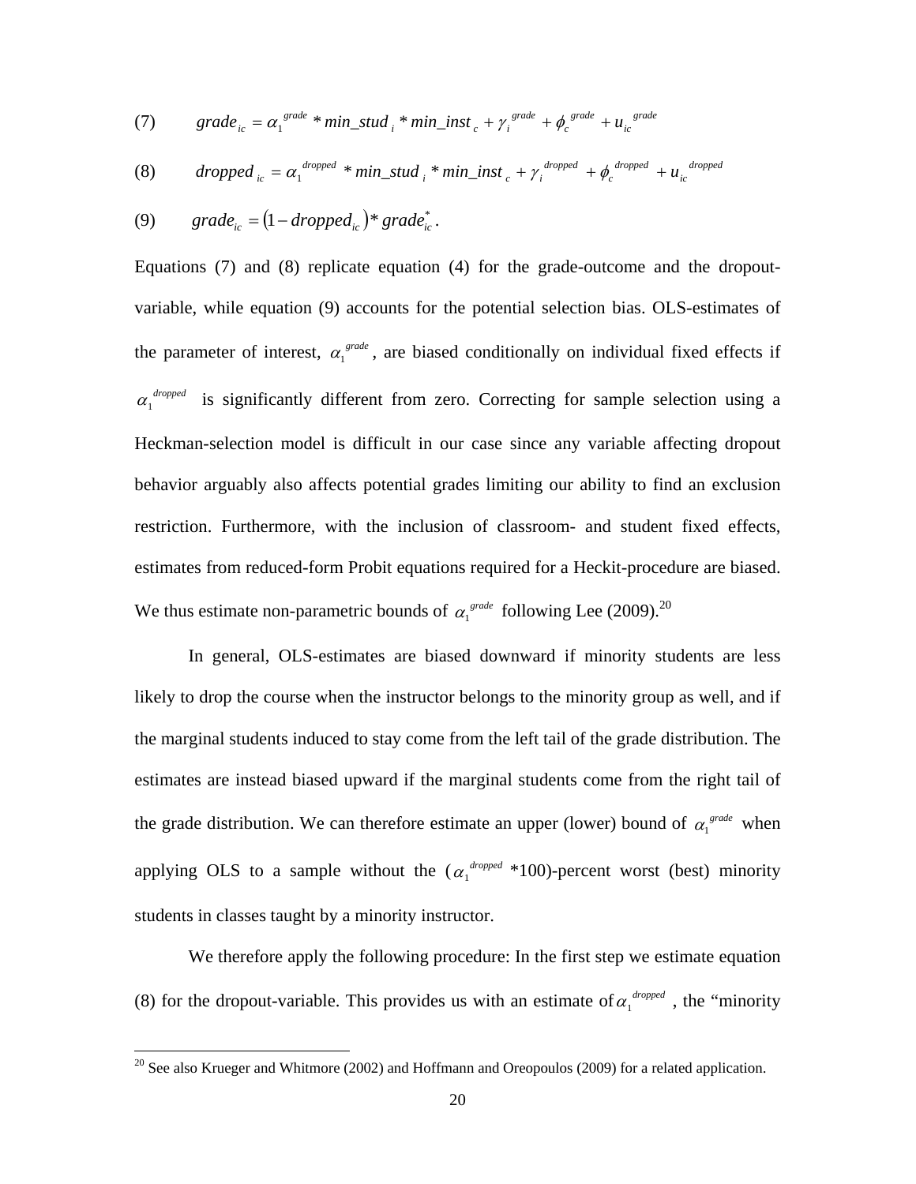$$(7) \qquad grade_{ic} = \alpha_1^{grade} * min\_stud_i * min\_inst_c + \gamma_i^{grade} + \phi_c^{grade} + u_{ic}^{grade}$$

$$(8) \qquad dropped_{ic} = \alpha_1^{dropped} * min\_stud_i * min\_inst_c + \gamma_i^{dropped} + \phi_c^{dropped} + u_{ic}^{dropped}$$

$$(9) \qquad grade_{ic} = (1 - dropped_{ic}) * grade_{ic}^{*}.$$

Equations (7) and (8) replicate equation (4) for the grade-outcome and the dropout-variable, while equation (9) accounts for the potential selection bias. OLS-estimates of the parameter of interest, $\alpha_1^{grade}$, are biased conditionally on individual fixed effects if $\alpha_1^{dropped}$ is significantly different from zero. Correcting for sample selection using a Heckman-selection model is difficult in our case since any variable affecting dropout behavior arguably also affects potential grades limiting our ability to find an exclusion restriction. Furthermore, with the inclusion of classroom- and student fixed effects, estimates from reduced-form Probit equations required for a Heckit-procedure are biased. We thus estimate non-parametric bounds of $\alpha_1^{grade}$ following Lee (2009).[20]

In general, OLS-estimates are biased downward if minority students are less likely to drop the course when the instructor belongs to the minority group as well, and if the marginal students induced to stay come from the left tail of the grade distribution. The estimates are instead biased upward if the marginal students come from the right tail of the grade distribution. We can therefore estimate an upper (lower) bound of $\alpha_1^{grade}$ when applying OLS to a sample without the ($\alpha_1^{dropped}$ *100)-percent worst (best) minority students in classes taught by a minority instructor.

We therefore apply the following procedure: In the first step we estimate equation (8) for the dropout-variable. This provides us with an estimate of $\alpha_1^{dropped}$, the "minority

[20] See also Krueger and Whitmore (2002) and Hoffmann and Oreopoulos (2009) for a related application.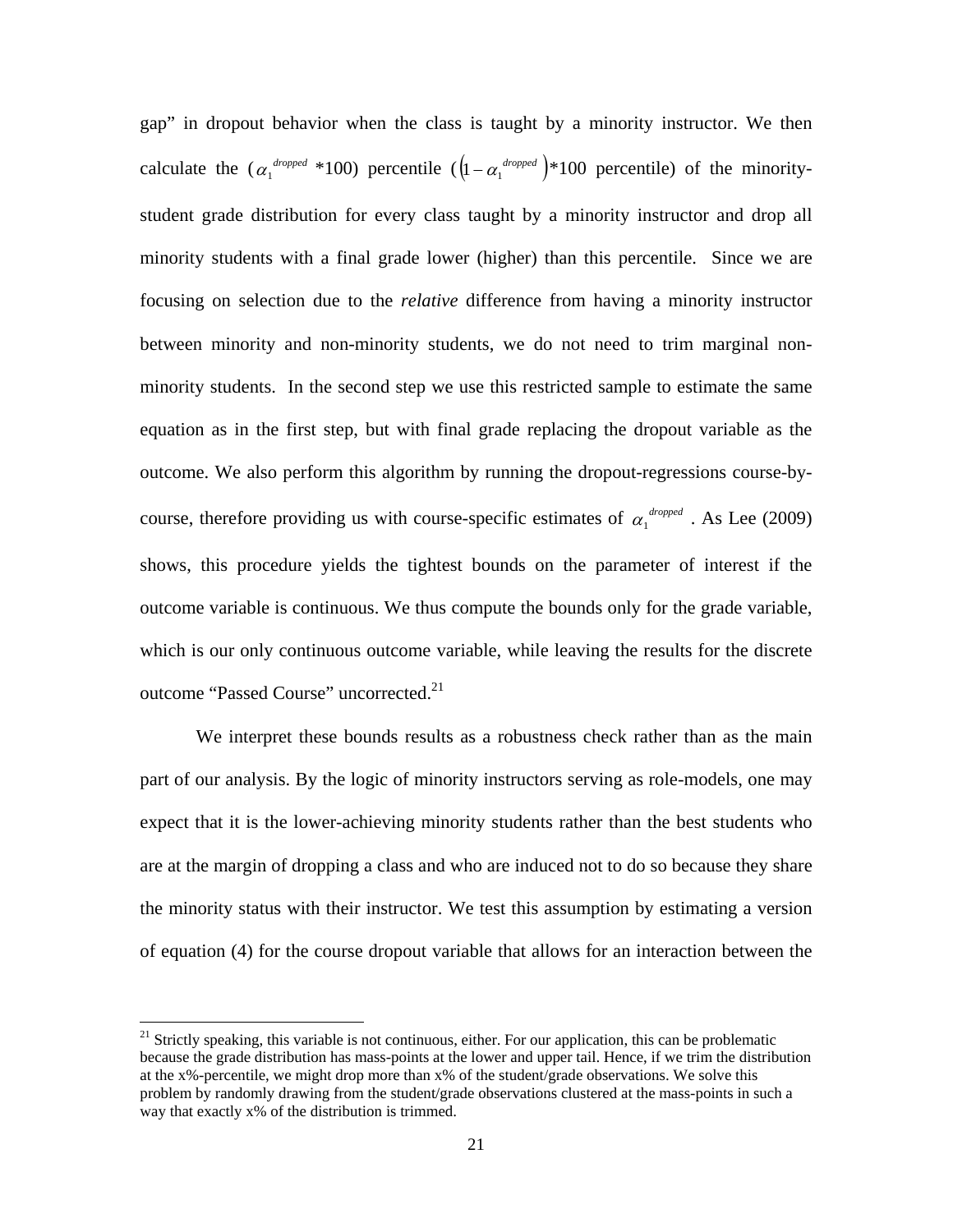gap" in dropout behavior when the class is taught by a minority instructor. We then calculate the ($\alpha_1^{dropped}$ *100) percentile ($\left(1-\alpha_1^{dropped}\right)$*100 percentile) of the minority-student grade distribution for every class taught by a minority instructor and drop all minority students with a final grade lower (higher) than this percentile. Since we are focusing on selection due to the *relative* difference from having a minority instructor between minority and non-minority students, we do not need to trim marginal non-minority students. In the second step we use this restricted sample to estimate the same equation as in the first step, but with final grade replacing the dropout variable as the outcome. We also perform this algorithm by running the dropout-regressions course-by-course, therefore providing us with course-specific estimates of $\alpha_1^{dropped}$. As Lee (2009) shows, this procedure yields the tightest bounds on the parameter of interest if the outcome variable is continuous. We thus compute the bounds only for the grade variable, which is our only continuous outcome variable, while leaving the results for the discrete outcome "Passed Course" uncorrected.[21]

We interpret these bounds results as a robustness check rather than as the main part of our analysis. By the logic of minority instructors serving as role-models, one may expect that it is the lower-achieving minority students rather than the best students who are at the margin of dropping a class and who are induced not to do so because they share the minority status with their instructor. We test this assumption by estimating a version of equation (4) for the course dropout variable that allows for an interaction between the

[21] Strictly speaking, this variable is not continuous, either. For our application, this can be problematic because the grade distribution has mass-points at the lower and upper tail. Hence, if we trim the distribution at the x%-percentile, we might drop more than x% of the student/grade observations. We solve this problem by randomly drawing from the student/grade observations clustered at the mass-points in such a way that exactly x% of the distribution is trimmed.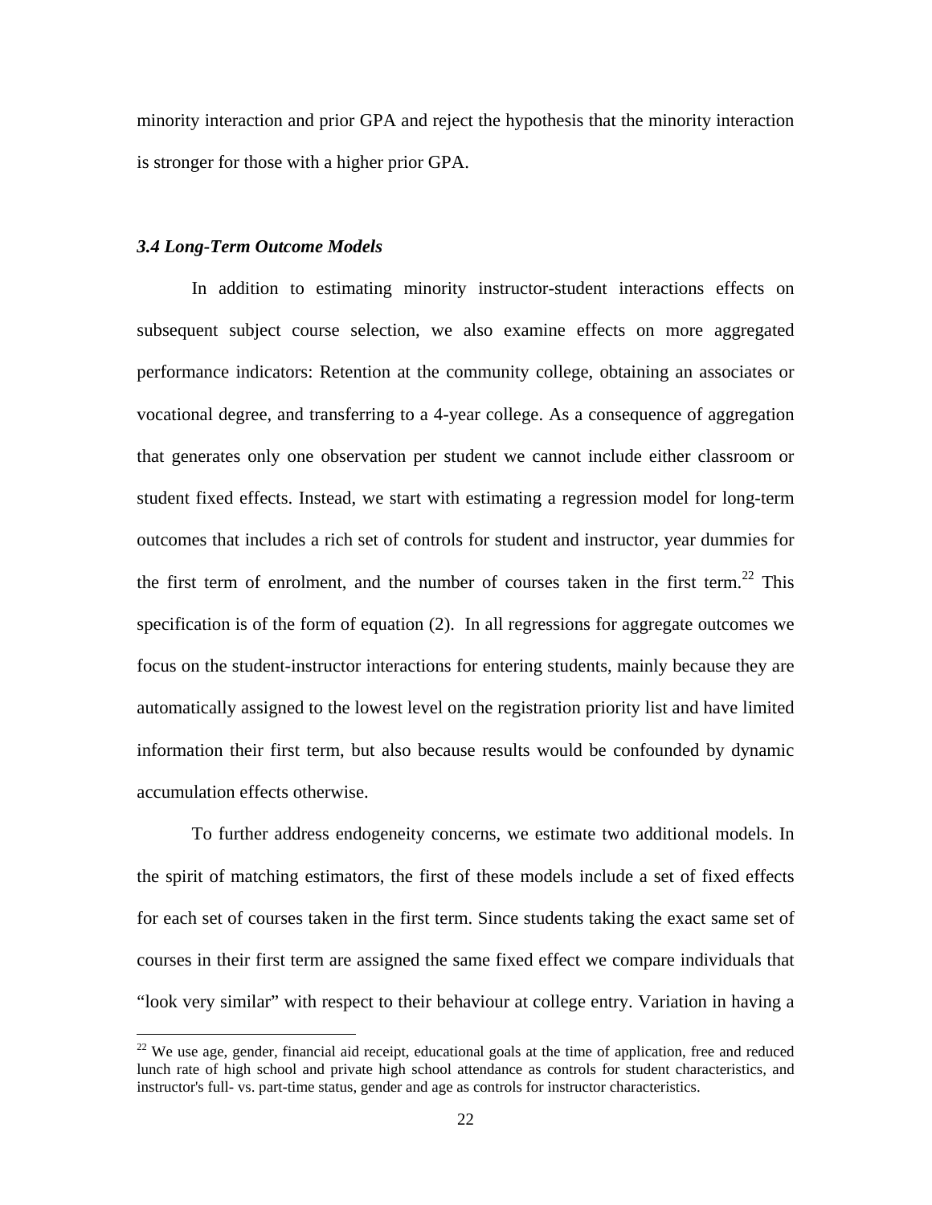minority interaction and prior GPA and reject the hypothesis that the minority interaction is stronger for those with a higher prior GPA.

### *3.4 Long-Term Outcome Models*

In addition to estimating minority instructor-student interactions effects on subsequent subject course selection, we also examine effects on more aggregated performance indicators: Retention at the community college, obtaining an associates or vocational degree, and transferring to a 4-year college. As a consequence of aggregation that generates only one observation per student we cannot include either classroom or student fixed effects. Instead, we start with estimating a regression model for long-term outcomes that includes a rich set of controls for student and instructor, year dummies for the first term of enrolment, and the number of courses taken in the first term.[22] This specification is of the form of equation (2). In all regressions for aggregate outcomes we focus on the student-instructor interactions for entering students, mainly because they are automatically assigned to the lowest level on the registration priority list and have limited information their first term, but also because results would be confounded by dynamic accumulation effects otherwise.

To further address endogeneity concerns, we estimate two additional models. In the spirit of matching estimators, the first of these models include a set of fixed effects for each set of courses taken in the first term. Since students taking the exact same set of courses in their first term are assigned the same fixed effect we compare individuals that "look very similar" with respect to their behaviour at college entry. Variation in having a

[22] We use age, gender, financial aid receipt, educational goals at the time of application, free and reduced lunch rate of high school and private high school attendance as controls for student characteristics, and instructor's full- vs. part-time status, gender and age as controls for instructor characteristics.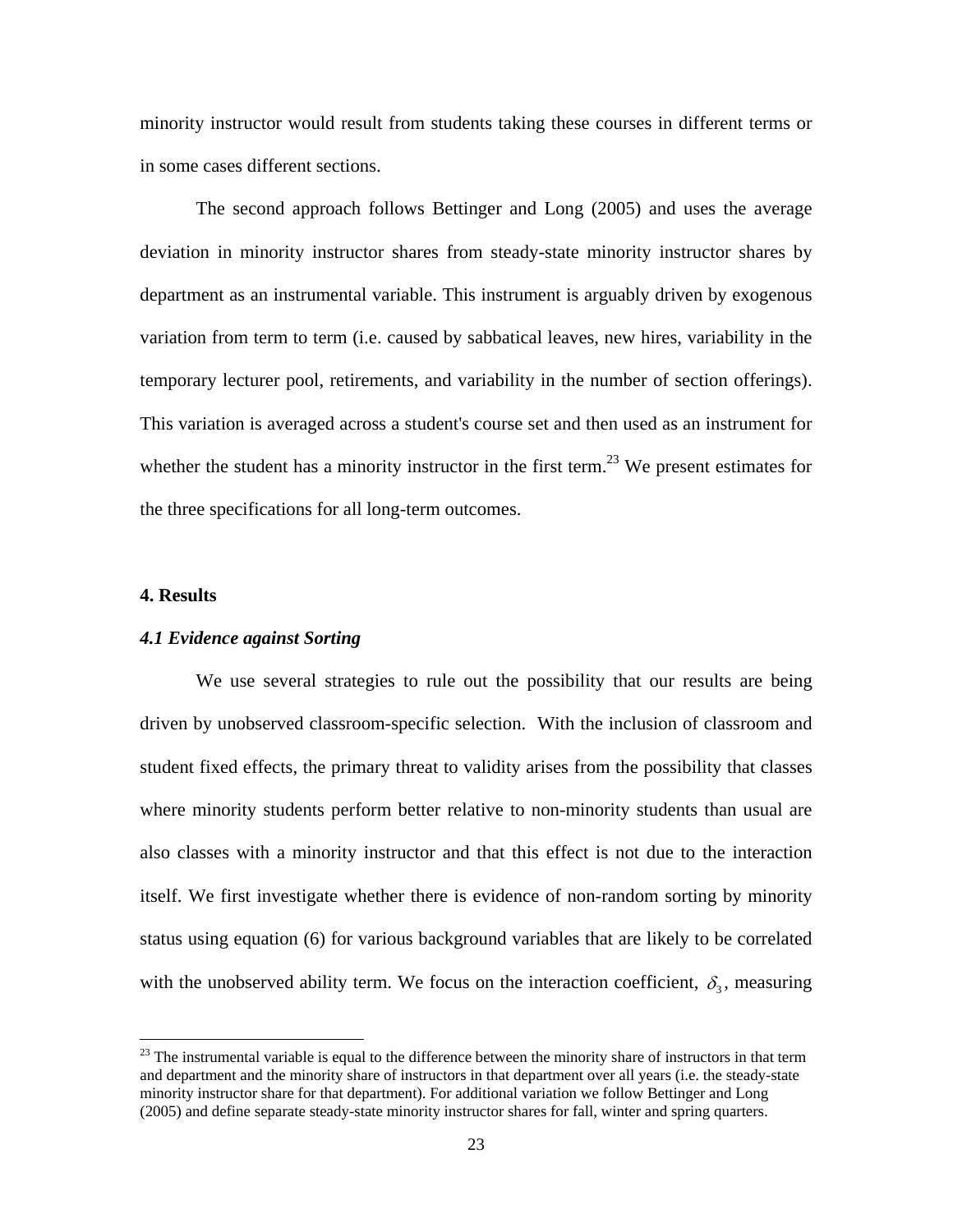minority instructor would result from students taking these courses in different terms or in some cases different sections.

The second approach follows Bettinger and Long (2005) and uses the average deviation in minority instructor shares from steady-state minority instructor shares by department as an instrumental variable. This instrument is arguably driven by exogenous variation from term to term (i.e. caused by sabbatical leaves, new hires, variability in the temporary lecturer pool, retirements, and variability in the number of section offerings). This variation is averaged across a student's course set and then used as an instrument for whether the student has a minority instructor in the first term.[23] We present estimates for the three specifications for all long-term outcomes.

## 4. Results

### *4.1 Evidence against Sorting*

We use several strategies to rule out the possibility that our results are being driven by unobserved classroom-specific selection. With the inclusion of classroom and student fixed effects, the primary threat to validity arises from the possibility that classes where minority students perform better relative to non-minority students than usual are also classes with a minority instructor and that this effect is not due to the interaction itself. We first investigate whether there is evidence of non-random sorting by minority status using equation (6) for various background variables that are likely to be correlated with the unobserved ability term. We focus on the interaction coefficient, $\delta_3$, measuring

---

[23] The instrumental variable is equal to the difference between the minority share of instructors in that term and department and the minority share of instructors in that department over all years (i.e. the steady-state minority instructor share for that department). For additional variation we follow Bettinger and Long (2005) and define separate steady-state minority instructor shares for fall, winter and spring quarters.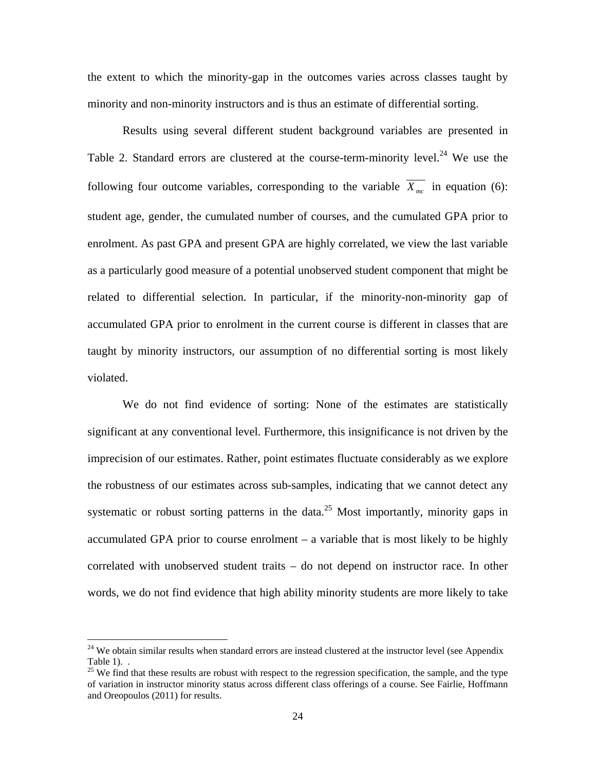the extent to which the minority-gap in the outcomes varies across classes taught by minority and non-minority instructors and is thus an estimate of differential sorting.

Results using several different student background variables are presented in Table 2. Standard errors are clustered at the course-term-minority level.[24] We use the following four outcome variables, corresponding to the variable $\overline{X_{mc}}$ in equation (6): student age, gender, the cumulated number of courses, and the cumulated GPA prior to enrolment. As past GPA and present GPA are highly correlated, we view the last variable as a particularly good measure of a potential unobserved student component that might be related to differential selection. In particular, if the minority-non-minority gap of accumulated GPA prior to enrolment in the current course is different in classes that are taught by minority instructors, our assumption of no differential sorting is most likely violated.

We do not find evidence of sorting: None of the estimates are statistically significant at any conventional level. Furthermore, this insignificance is not driven by the imprecision of our estimates. Rather, point estimates fluctuate considerably as we explore the robustness of our estimates across sub-samples, indicating that we cannot detect any systematic or robust sorting patterns in the data.[25] Most importantly, minority gaps in accumulated GPA prior to course enrolment – a variable that is most likely to be highly correlated with unobserved student traits – do not depend on instructor race. In other words, we do not find evidence that high ability minority students are more likely to take

[24] We obtain similar results when standard errors are instead clustered at the instructor level (see Appendix Table 1). .

[25] We find that these results are robust with respect to the regression specification, the sample, and the type of variation in instructor minority status across different class offerings of a course. See Fairlie, Hoffmann and Oreopoulos (2011) for results.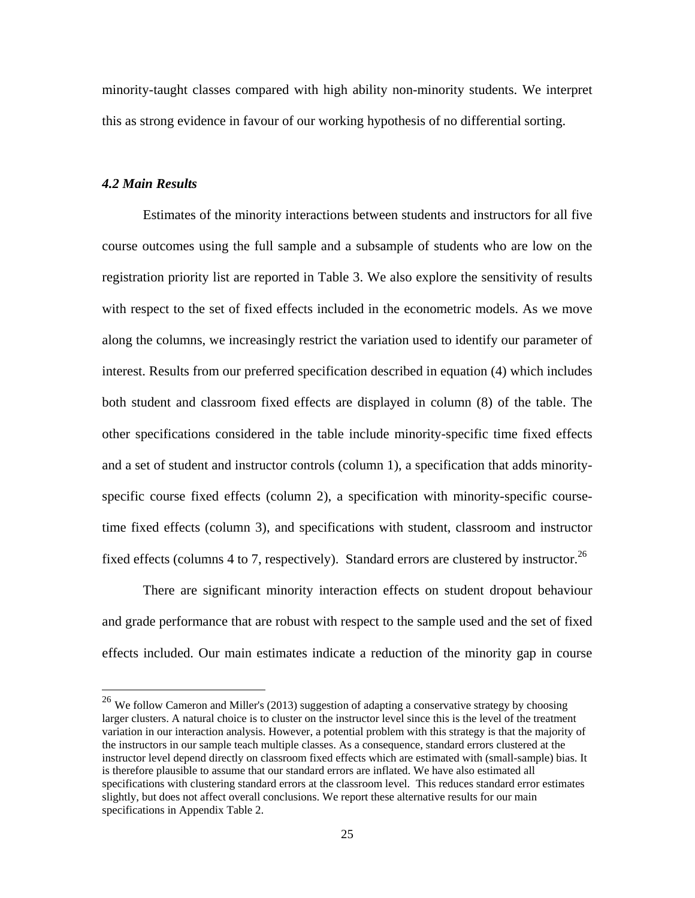minority-taught classes compared with high ability non-minority students. We interpret this as strong evidence in favour of our working hypothesis of no differential sorting.

### *4.2 Main Results*

Estimates of the minority interactions between students and instructors for all five course outcomes using the full sample and a subsample of students who are low on the registration priority list are reported in Table 3. We also explore the sensitivity of results with respect to the set of fixed effects included in the econometric models. As we move along the columns, we increasingly restrict the variation used to identify our parameter of interest. Results from our preferred specification described in equation (4) which includes both student and classroom fixed effects are displayed in column (8) of the table. The other specifications considered in the table include minority-specific time fixed effects and a set of student and instructor controls (column 1), a specification that adds minority-specific course fixed effects (column 2), a specification with minority-specific course-time fixed effects (column 3), and specifications with student, classroom and instructor fixed effects (columns 4 to 7, respectively). Standard errors are clustered by instructor.[26]

There are significant minority interaction effects on student dropout behaviour and grade performance that are robust with respect to the sample used and the set of fixed effects included. Our main estimates indicate a reduction of the minority gap in course

---

[26] We follow Cameron and Miller's (2013) suggestion of adapting a conservative strategy by choosing larger clusters. A natural choice is to cluster on the instructor level since this is the level of the treatment variation in our interaction analysis. However, a potential problem with this strategy is that the majority of the instructors in our sample teach multiple classes. As a consequence, standard errors clustered at the instructor level depend directly on classroom fixed effects which are estimated with (small-sample) bias. It is therefore plausible to assume that our standard errors are inflated. We have also estimated all specifications with clustering standard errors at the classroom level. This reduces standard error estimates slightly, but does not affect overall conclusions. We report these alternative results for our main specifications in Appendix Table 2.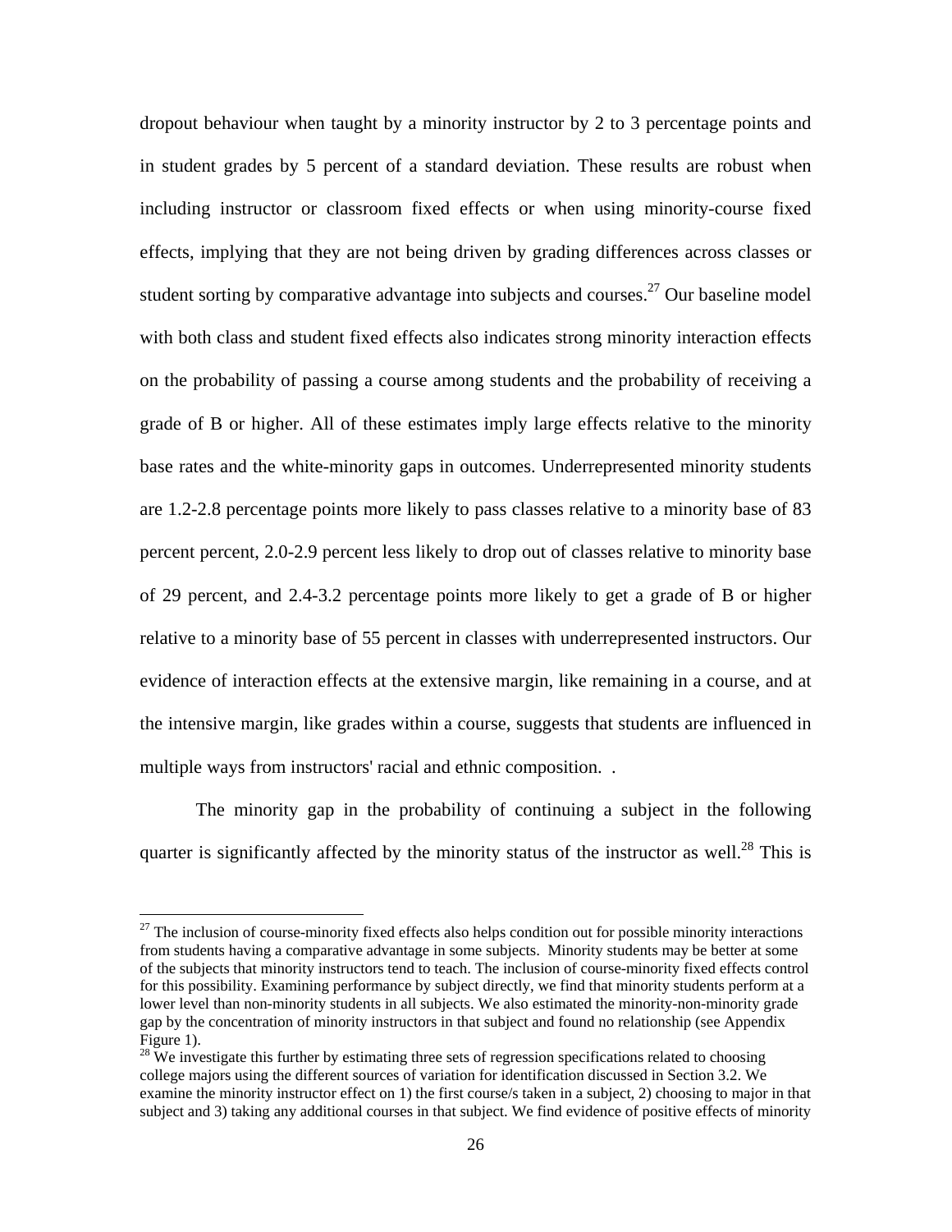dropout behaviour when taught by a minority instructor by 2 to 3 percentage points and in student grades by 5 percent of a standard deviation. These results are robust when including instructor or classroom fixed effects or when using minority-course fixed effects, implying that they are not being driven by grading differences across classes or student sorting by comparative advantage into subjects and courses.[27] Our baseline model with both class and student fixed effects also indicates strong minority interaction effects on the probability of passing a course among students and the probability of receiving a grade of B or higher. All of these estimates imply large effects relative to the minority base rates and the white-minority gaps in outcomes. Underrepresented minority students are 1.2-2.8 percentage points more likely to pass classes relative to a minority base of 83 percent percent, 2.0-2.9 percent less likely to drop out of classes relative to minority base of 29 percent, and 2.4-3.2 percentage points more likely to get a grade of B or higher relative to a minority base of 55 percent in classes with underrepresented instructors. Our evidence of interaction effects at the extensive margin, like remaining in a course, and at the intensive margin, like grades within a course, suggests that students are influenced in multiple ways from instructors' racial and ethnic composition. .

The minority gap in the probability of continuing a subject in the following quarter is significantly affected by the minority status of the instructor as well.[28] This is

[27] The inclusion of course-minority fixed effects also helps condition out for possible minority interactions from students having a comparative advantage in some subjects. Minority students may be better at some of the subjects that minority instructors tend to teach. The inclusion of course-minority fixed effects control for this possibility. Examining performance by subject directly, we find that minority students perform at a lower level than non-minority students in all subjects. We also estimated the minority-non-minority grade gap by the concentration of minority instructors in that subject and found no relationship (see Appendix Figure 1).

[28] We investigate this further by estimating three sets of regression specifications related to choosing college majors using the different sources of variation for identification discussed in Section 3.2. We examine the minority instructor effect on 1) the first course/s taken in a subject, 2) choosing to major in that subject and 3) taking any additional courses in that subject. We find evidence of positive effects of minority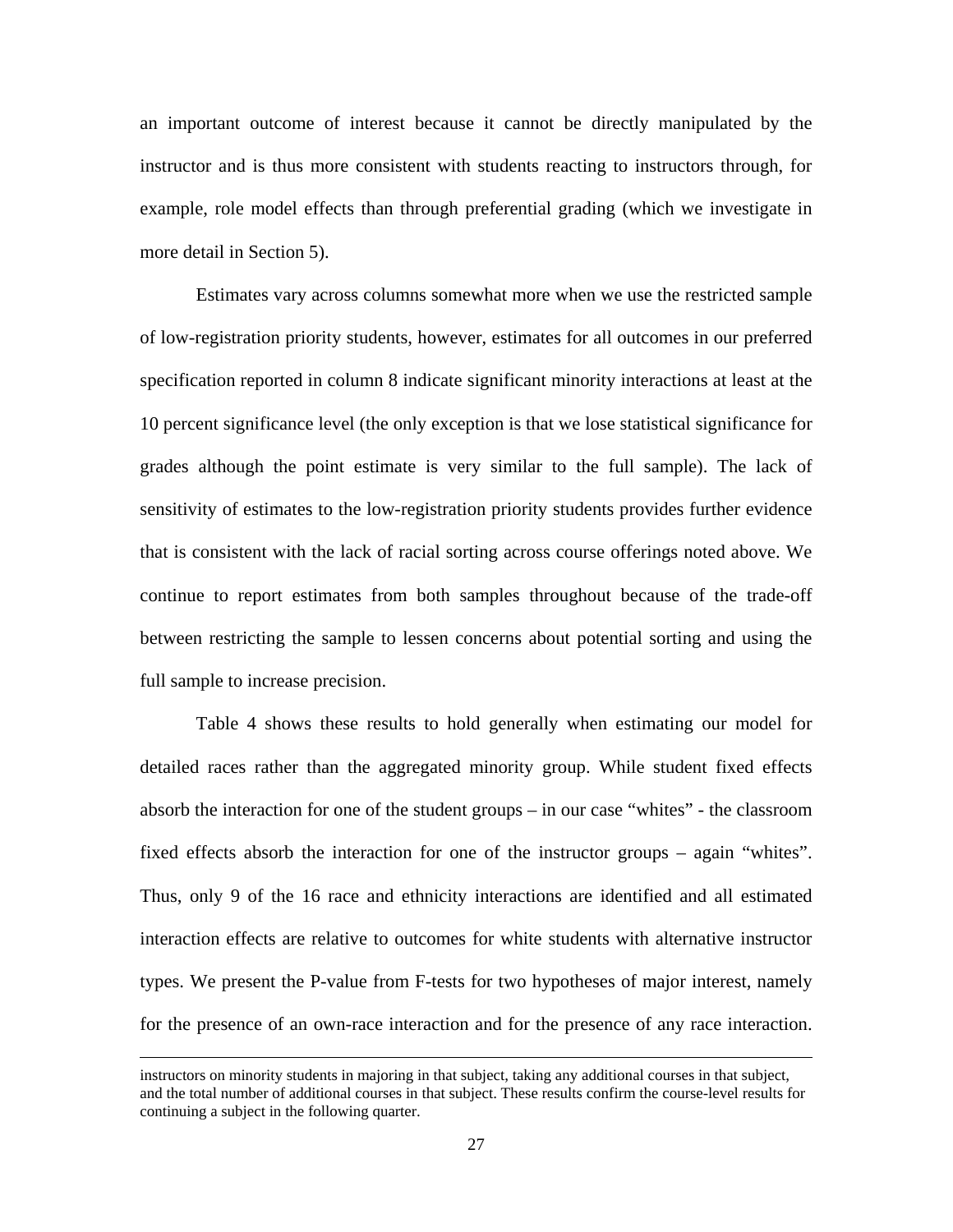an important outcome of interest because it cannot be directly manipulated by the instructor and is thus more consistent with students reacting to instructors through, for example, role model effects than through preferential grading (which we investigate in more detail in Section 5).

Estimates vary across columns somewhat more when we use the restricted sample of low-registration priority students, however, estimates for all outcomes in our preferred specification reported in column 8 indicate significant minority interactions at least at the 10 percent significance level (the only exception is that we lose statistical significance for grades although the point estimate is very similar to the full sample). The lack of sensitivity of estimates to the low-registration priority students provides further evidence that is consistent with the lack of racial sorting across course offerings noted above. We continue to report estimates from both samples throughout because of the trade-off between restricting the sample to lessen concerns about potential sorting and using the full sample to increase precision.

Table 4 shows these results to hold generally when estimating our model for detailed races rather than the aggregated minority group. While student fixed effects absorb the interaction for one of the student groups – in our case "whites" - the classroom fixed effects absorb the interaction for one of the instructor groups – again "whites". Thus, only 9 of the 16 race and ethnicity interactions are identified and all estimated interaction effects are relative to outcomes for white students with alternative instructor types. We present the P-value from F-tests for two hypotheses of major interest, namely for the presence of an own-race interaction and for the presence of any race interaction.

---

instructors on minority students in majoring in that subject, taking any additional courses in that subject, and the total number of additional courses in that subject. These results confirm the course-level results for continuing a subject in the following quarter.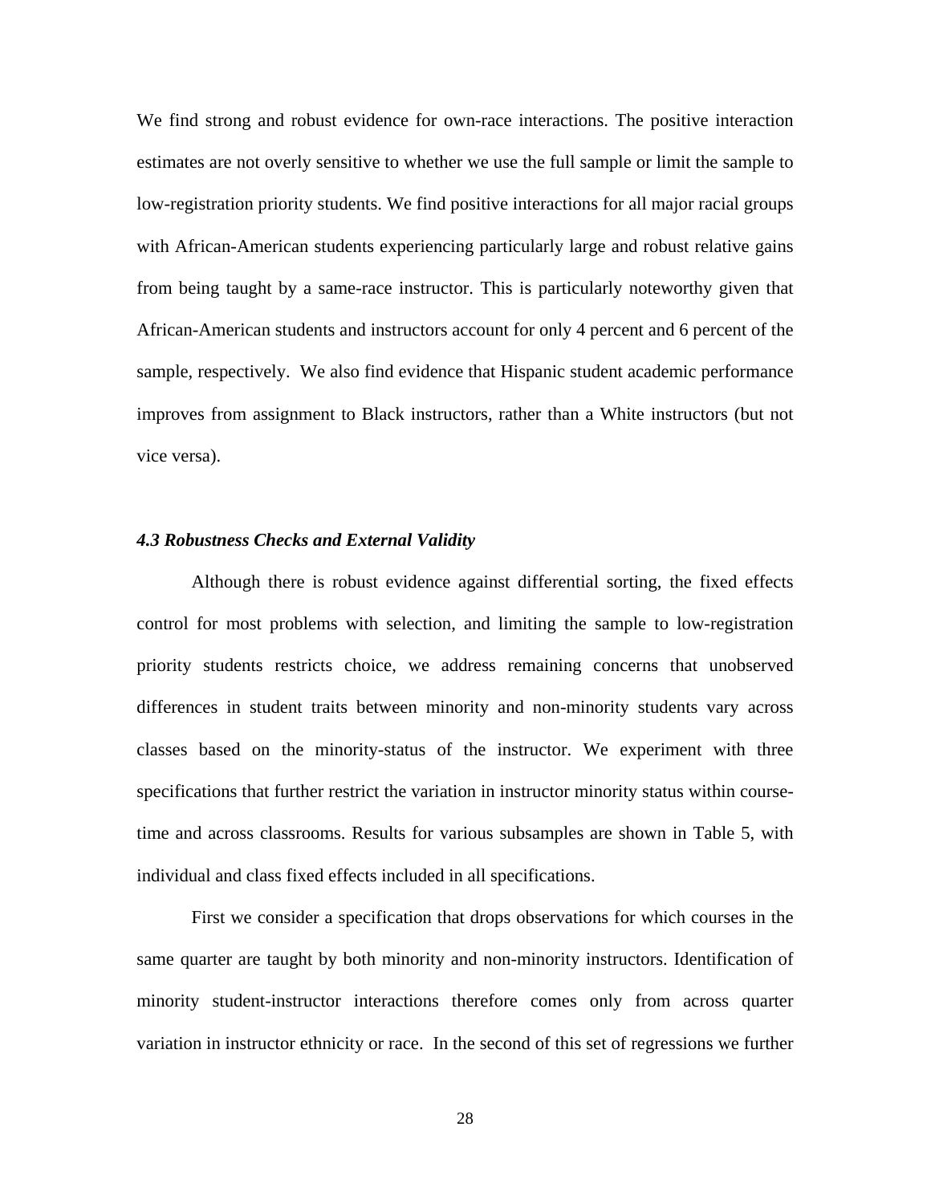We find strong and robust evidence for own-race interactions. The positive interaction estimates are not overly sensitive to whether we use the full sample or limit the sample to low-registration priority students. We find positive interactions for all major racial groups with African-American students experiencing particularly large and robust relative gains from being taught by a same-race instructor. This is particularly noteworthy given that African-American students and instructors account for only 4 percent and 6 percent of the sample, respectively. We also find evidence that Hispanic student academic performance improves from assignment to Black instructors, rather than a White instructors (but not vice versa).

### *4.3 Robustness Checks and External Validity*

Although there is robust evidence against differential sorting, the fixed effects control for most problems with selection, and limiting the sample to low-registration priority students restricts choice, we address remaining concerns that unobserved differences in student traits between minority and non-minority students vary across classes based on the minority-status of the instructor. We experiment with three specifications that further restrict the variation in instructor minority status within course-time and across classrooms. Results for various subsamples are shown in Table 5, with individual and class fixed effects included in all specifications.

First we consider a specification that drops observations for which courses in the same quarter are taught by both minority and non-minority instructors. Identification of minority student-instructor interactions therefore comes only from across quarter variation in instructor ethnicity or race. In the second of this set of regressions we further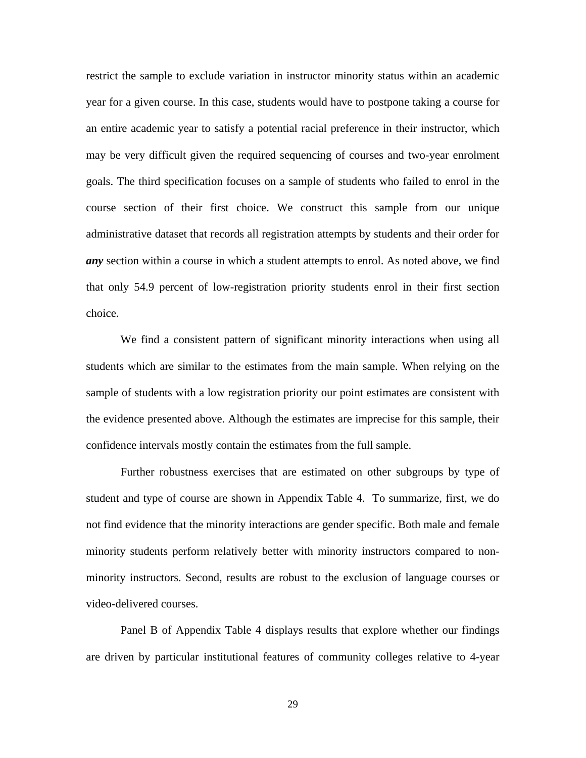restrict the sample to exclude variation in instructor minority status within an academic year for a given course. In this case, students would have to postpone taking a course for an entire academic year to satisfy a potential racial preference in their instructor, which may be very difficult given the required sequencing of courses and two-year enrolment goals. The third specification focuses on a sample of students who failed to enrol in the course section of their first choice. We construct this sample from our unique administrative dataset that records all registration attempts by students and their order for ***any*** section within a course in which a student attempts to enrol. As noted above, we find that only 54.9 percent of low-registration priority students enrol in their first section choice.

We find a consistent pattern of significant minority interactions when using all students which are similar to the estimates from the main sample. When relying on the sample of students with a low registration priority our point estimates are consistent with the evidence presented above. Although the estimates are imprecise for this sample, their confidence intervals mostly contain the estimates from the full sample.

Further robustness exercises that are estimated on other subgroups by type of student and type of course are shown in Appendix Table 4. To summarize, first, we do not find evidence that the minority interactions are gender specific. Both male and female minority students perform relatively better with minority instructors compared to non-minority instructors. Second, results are robust to the exclusion of language courses or video-delivered courses.

Panel B of Appendix Table 4 displays results that explore whether our findings are driven by particular institutional features of community colleges relative to 4-year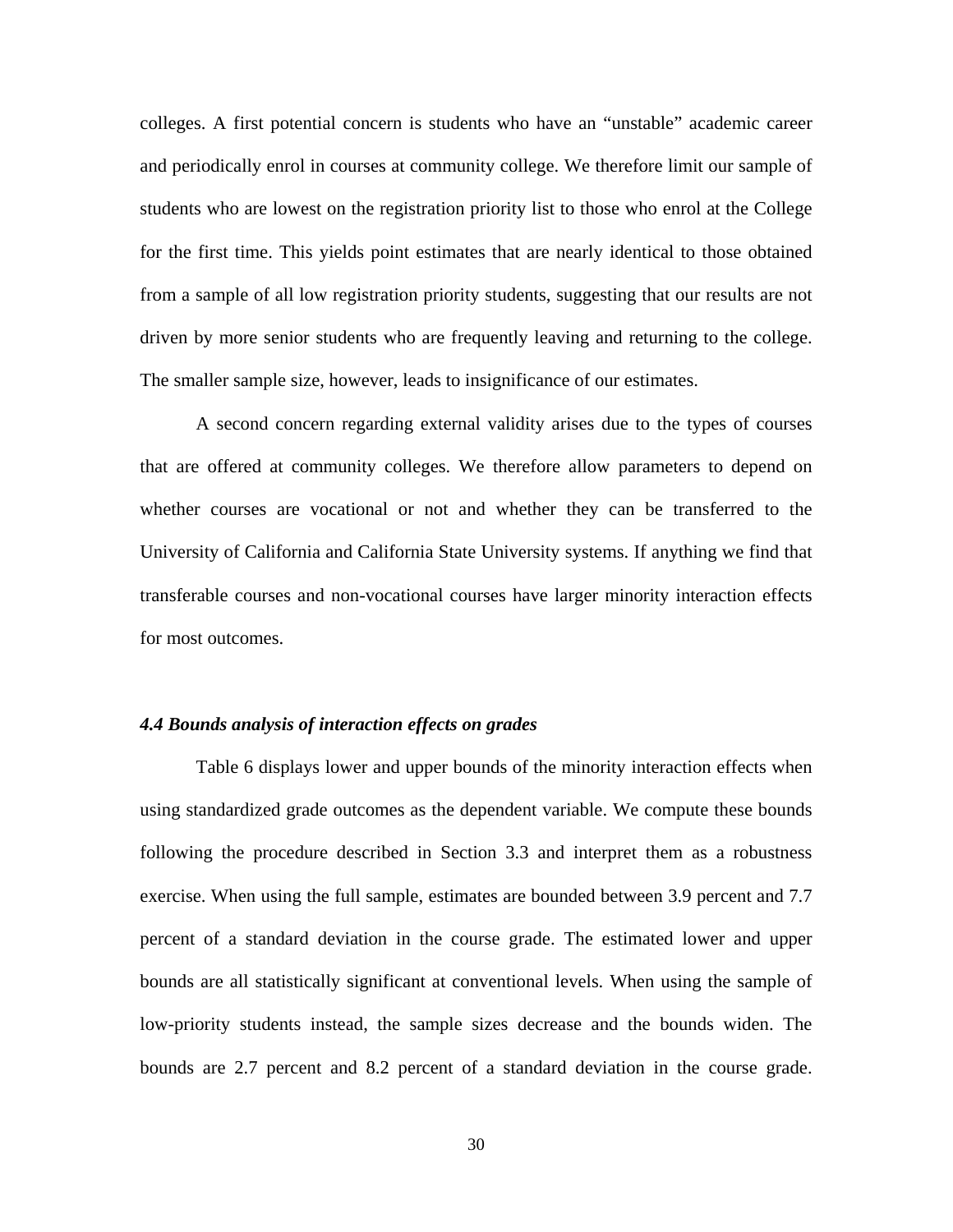colleges. A first potential concern is students who have an "unstable" academic career and periodically enrol in courses at community college. We therefore limit our sample of students who are lowest on the registration priority list to those who enrol at the College for the first time. This yields point estimates that are nearly identical to those obtained from a sample of all low registration priority students, suggesting that our results are not driven by more senior students who are frequently leaving and returning to the college. The smaller sample size, however, leads to insignificance of our estimates.

A second concern regarding external validity arises due to the types of courses that are offered at community colleges. We therefore allow parameters to depend on whether courses are vocational or not and whether they can be transferred to the University of California and California State University systems. If anything we find that transferable courses and non-vocational courses have larger minority interaction effects for most outcomes.

### *4.4 Bounds analysis of interaction effects on grades*

Table 6 displays lower and upper bounds of the minority interaction effects when using standardized grade outcomes as the dependent variable. We compute these bounds following the procedure described in Section 3.3 and interpret them as a robustness exercise. When using the full sample, estimates are bounded between 3.9 percent and 7.7 percent of a standard deviation in the course grade. The estimated lower and upper bounds are all statistically significant at conventional levels. When using the sample of low-priority students instead, the sample sizes decrease and the bounds widen. The bounds are 2.7 percent and 8.2 percent of a standard deviation in the course grade.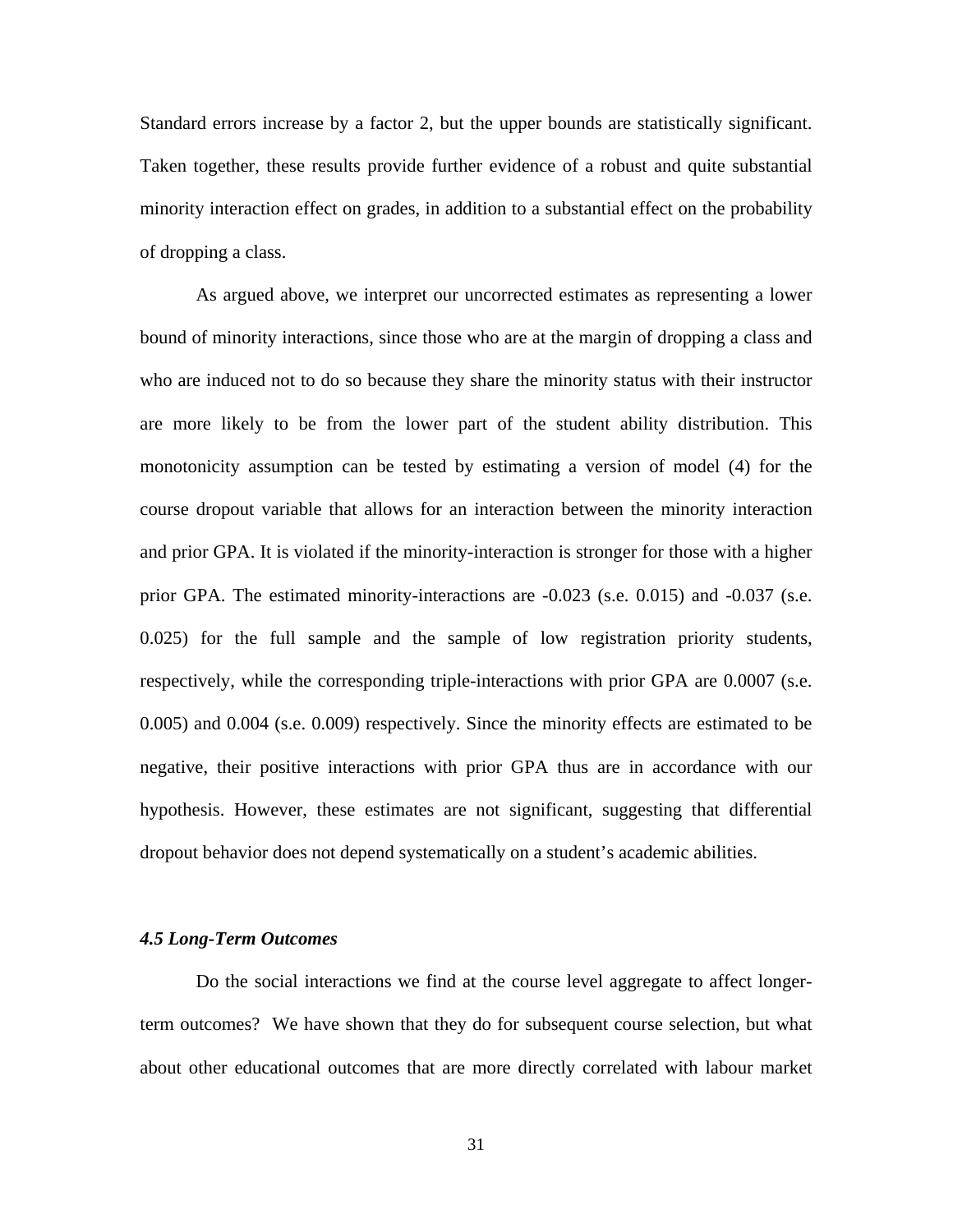Standard errors increase by a factor 2, but the upper bounds are statistically significant. Taken together, these results provide further evidence of a robust and quite substantial minority interaction effect on grades, in addition to a substantial effect on the probability of dropping a class.

As argued above, we interpret our uncorrected estimates as representing a lower bound of minority interactions, since those who are at the margin of dropping a class and who are induced not to do so because they share the minority status with their instructor are more likely to be from the lower part of the student ability distribution. This monotonicity assumption can be tested by estimating a version of model (4) for the course dropout variable that allows for an interaction between the minority interaction and prior GPA. It is violated if the minority-interaction is stronger for those with a higher prior GPA. The estimated minority-interactions are -0.023 (s.e. 0.015) and -0.037 (s.e. 0.025) for the full sample and the sample of low registration priority students, respectively, while the corresponding triple-interactions with prior GPA are 0.0007 (s.e. 0.005) and 0.004 (s.e. 0.009) respectively. Since the minority effects are estimated to be negative, their positive interactions with prior GPA thus are in accordance with our hypothesis. However, these estimates are not significant, suggesting that differential dropout behavior does not depend systematically on a student's academic abilities.

### *4.5 Long-Term Outcomes*

Do the social interactions we find at the course level aggregate to affect longer-term outcomes? We have shown that they do for subsequent course selection, but what about other educational outcomes that are more directly correlated with labour market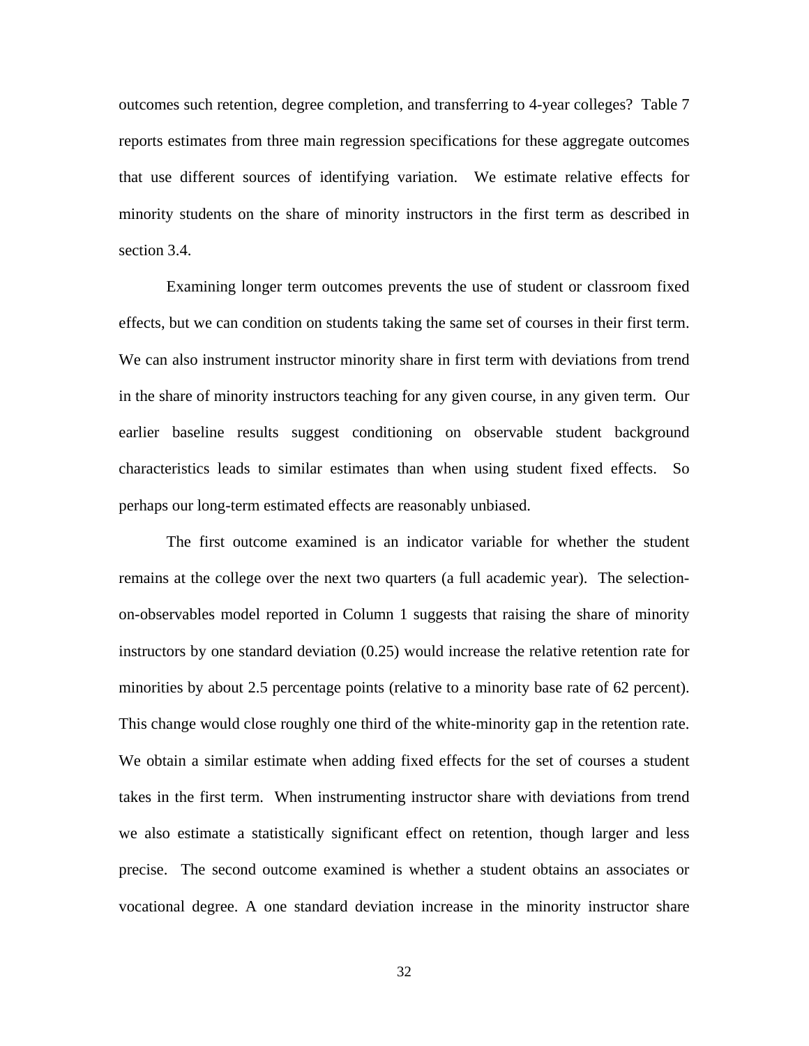outcomes such retention, degree completion, and transferring to 4-year colleges? Table 7 reports estimates from three main regression specifications for these aggregate outcomes that use different sources of identifying variation. We estimate relative effects for minority students on the share of minority instructors in the first term as described in section 3.4.

Examining longer term outcomes prevents the use of student or classroom fixed effects, but we can condition on students taking the same set of courses in their first term. We can also instrument instructor minority share in first term with deviations from trend in the share of minority instructors teaching for any given course, in any given term. Our earlier baseline results suggest conditioning on observable student background characteristics leads to similar estimates than when using student fixed effects. So perhaps our long-term estimated effects are reasonably unbiased.

The first outcome examined is an indicator variable for whether the student remains at the college over the next two quarters (a full academic year). The selection-on-observables model reported in Column 1 suggests that raising the share of minority instructors by one standard deviation (0.25) would increase the relative retention rate for minorities by about 2.5 percentage points (relative to a minority base rate of 62 percent). This change would close roughly one third of the white-minority gap in the retention rate. We obtain a similar estimate when adding fixed effects for the set of courses a student takes in the first term. When instrumenting instructor share with deviations from trend we also estimate a statistically significant effect on retention, though larger and less precise. The second outcome examined is whether a student obtains an associates or vocational degree. A one standard deviation increase in the minority instructor share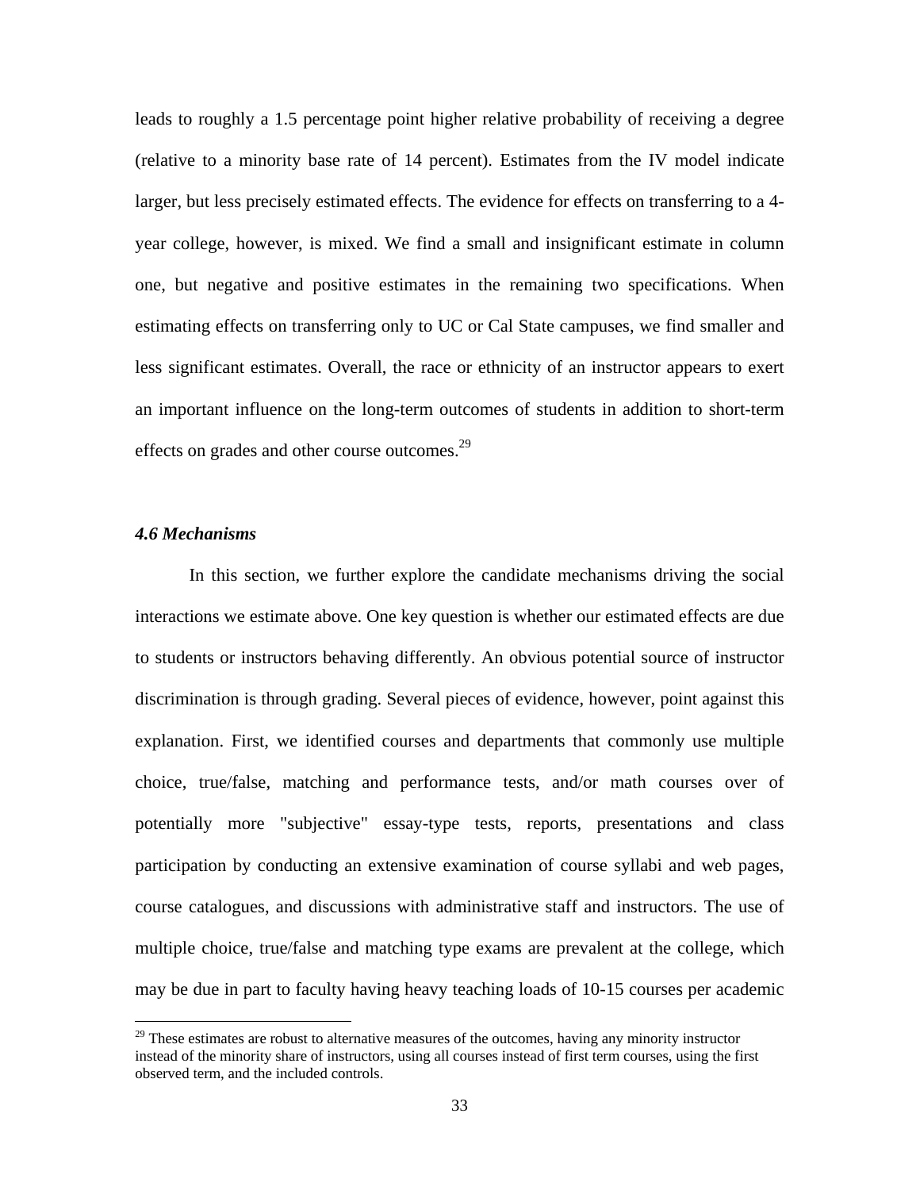leads to roughly a 1.5 percentage point higher relative probability of receiving a degree (relative to a minority base rate of 14 percent). Estimates from the IV model indicate larger, but less precisely estimated effects. The evidence for effects on transferring to a 4-year college, however, is mixed. We find a small and insignificant estimate in column one, but negative and positive estimates in the remaining two specifications. When estimating effects on transferring only to UC or Cal State campuses, we find smaller and less significant estimates. Overall, the race or ethnicity of an instructor appears to exert an important influence on the long-term outcomes of students in addition to short-term effects on grades and other course outcomes.[29]

### *4.6 Mechanisms*

In this section, we further explore the candidate mechanisms driving the social interactions we estimate above. One key question is whether our estimated effects are due to students or instructors behaving differently. An obvious potential source of instructor discrimination is through grading. Several pieces of evidence, however, point against this explanation. First, we identified courses and departments that commonly use multiple choice, true/false, matching and performance tests, and/or math courses over of potentially more "subjective" essay-type tests, reports, presentations and class participation by conducting an extensive examination of course syllabi and web pages, course catalogues, and discussions with administrative staff and instructors. The use of multiple choice, true/false and matching type exams are prevalent at the college, which may be due in part to faculty having heavy teaching loads of 10-15 courses per academic

[29] These estimates are robust to alternative measures of the outcomes, having any minority instructor instead of the minority share of instructors, using all courses instead of first term courses, using the first observed term, and the included controls.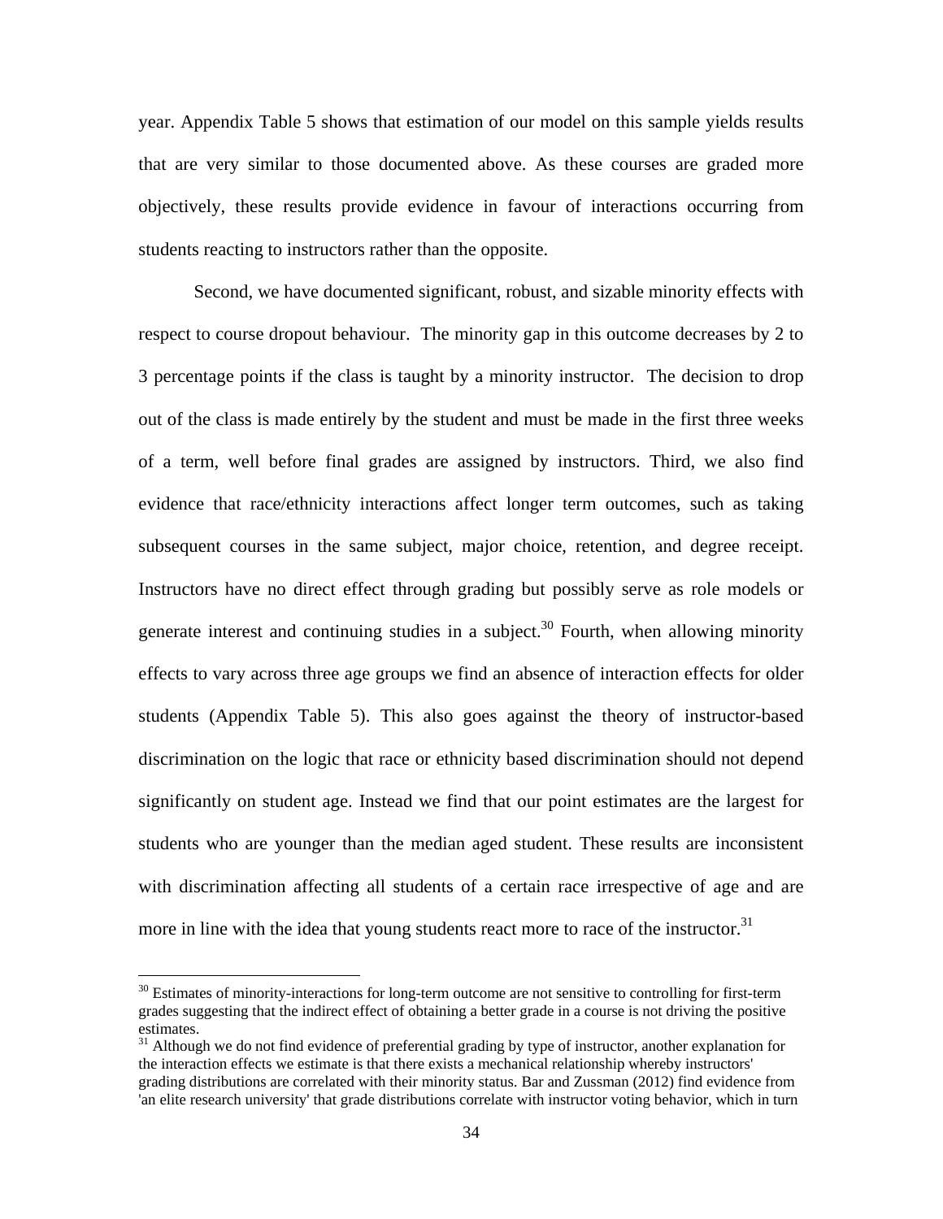year. Appendix Table 5 shows that estimation of our model on this sample yields results that are very similar to those documented above. As these courses are graded more objectively, these results provide evidence in favour of interactions occurring from students reacting to instructors rather than the opposite.

Second, we have documented significant, robust, and sizable minority effects with respect to course dropout behaviour. The minority gap in this outcome decreases by 2 to 3 percentage points if the class is taught by a minority instructor. The decision to drop out of the class is made entirely by the student and must be made in the first three weeks of a term, well before final grades are assigned by instructors. Third, we also find evidence that race/ethnicity interactions affect longer term outcomes, such as taking subsequent courses in the same subject, major choice, retention, and degree receipt. Instructors have no direct effect through grading but possibly serve as role models or generate interest and continuing studies in a subject.[30] Fourth, when allowing minority effects to vary across three age groups we find an absence of interaction effects for older students (Appendix Table 5). This also goes against the theory of instructor-based discrimination on the logic that race or ethnicity based discrimination should not depend significantly on student age. Instead we find that our point estimates are the largest for students who are younger than the median aged student. These results are inconsistent with discrimination affecting all students of a certain race irrespective of age and are more in line with the idea that young students react more to race of the instructor.[31]

[30] Estimates of minority-interactions for long-term outcome are not sensitive to controlling for first-term grades suggesting that the indirect effect of obtaining a better grade in a course is not driving the positive estimates.

[31] Although we do not find evidence of preferential grading by type of instructor, another explanation for the interaction effects we estimate is that there exists a mechanical relationship whereby instructors' grading distributions are correlated with their minority status. Bar and Zussman (2012) find evidence from 'an elite research university' that grade distributions correlate with instructor voting behavior, which in turn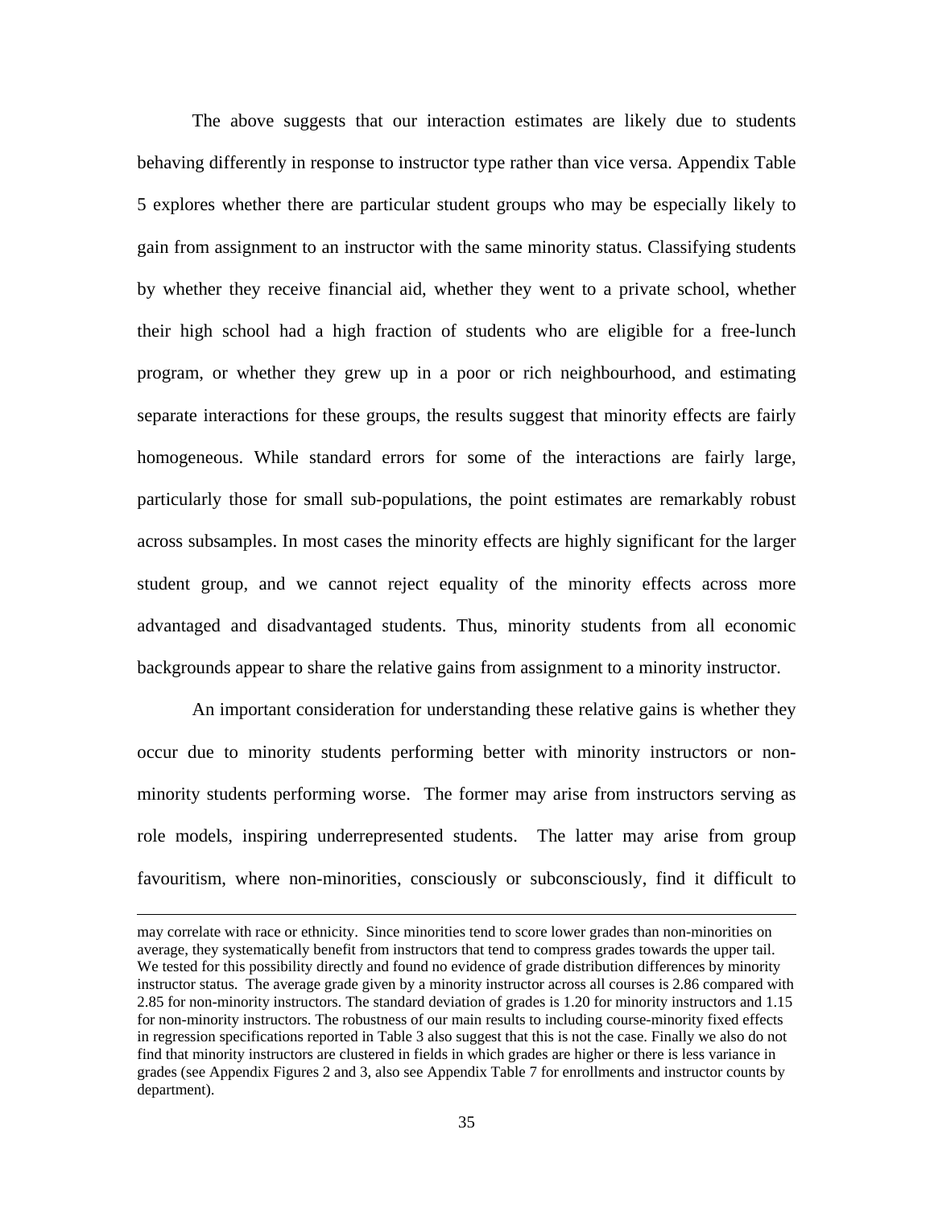The above suggests that our interaction estimates are likely due to students behaving differently in response to instructor type rather than vice versa. Appendix Table 5 explores whether there are particular student groups who may be especially likely to gain from assignment to an instructor with the same minority status. Classifying students by whether they receive financial aid, whether they went to a private school, whether their high school had a high fraction of students who are eligible for a free-lunch program, or whether they grew up in a poor or rich neighbourhood, and estimating separate interactions for these groups, the results suggest that minority effects are fairly homogeneous. While standard errors for some of the interactions are fairly large, particularly those for small sub-populations, the point estimates are remarkably robust across subsamples. In most cases the minority effects are highly significant for the larger student group, and we cannot reject equality of the minority effects across more advantaged and disadvantaged students. Thus, minority students from all economic backgrounds appear to share the relative gains from assignment to a minority instructor.

An important consideration for understanding these relative gains is whether they occur due to minority students performing better with minority instructors or non-minority students performing worse. The former may arise from instructors serving as role models, inspiring underrepresented students. The latter may arise from group favouritism, where non-minorities, consciously or subconsciously, find it difficult to

---

may correlate with race or ethnicity. Since minorities tend to score lower grades than non-minorities on average, they systematically benefit from instructors that tend to compress grades towards the upper tail. We tested for this possibility directly and found no evidence of grade distribution differences by minority instructor status. The average grade given by a minority instructor across all courses is 2.86 compared with 2.85 for non-minority instructors. The standard deviation of grades is 1.20 for minority instructors and 1.15 for non-minority instructors. The robustness of our main results to including course-minority fixed effects in regression specifications reported in Table 3 also suggest that this is not the case. Finally we also do not find that minority instructors are clustered in fields in which grades are higher or there is less variance in grades (see Appendix Figures 2 and 3, also see Appendix Table 7 for enrollments and instructor counts by department).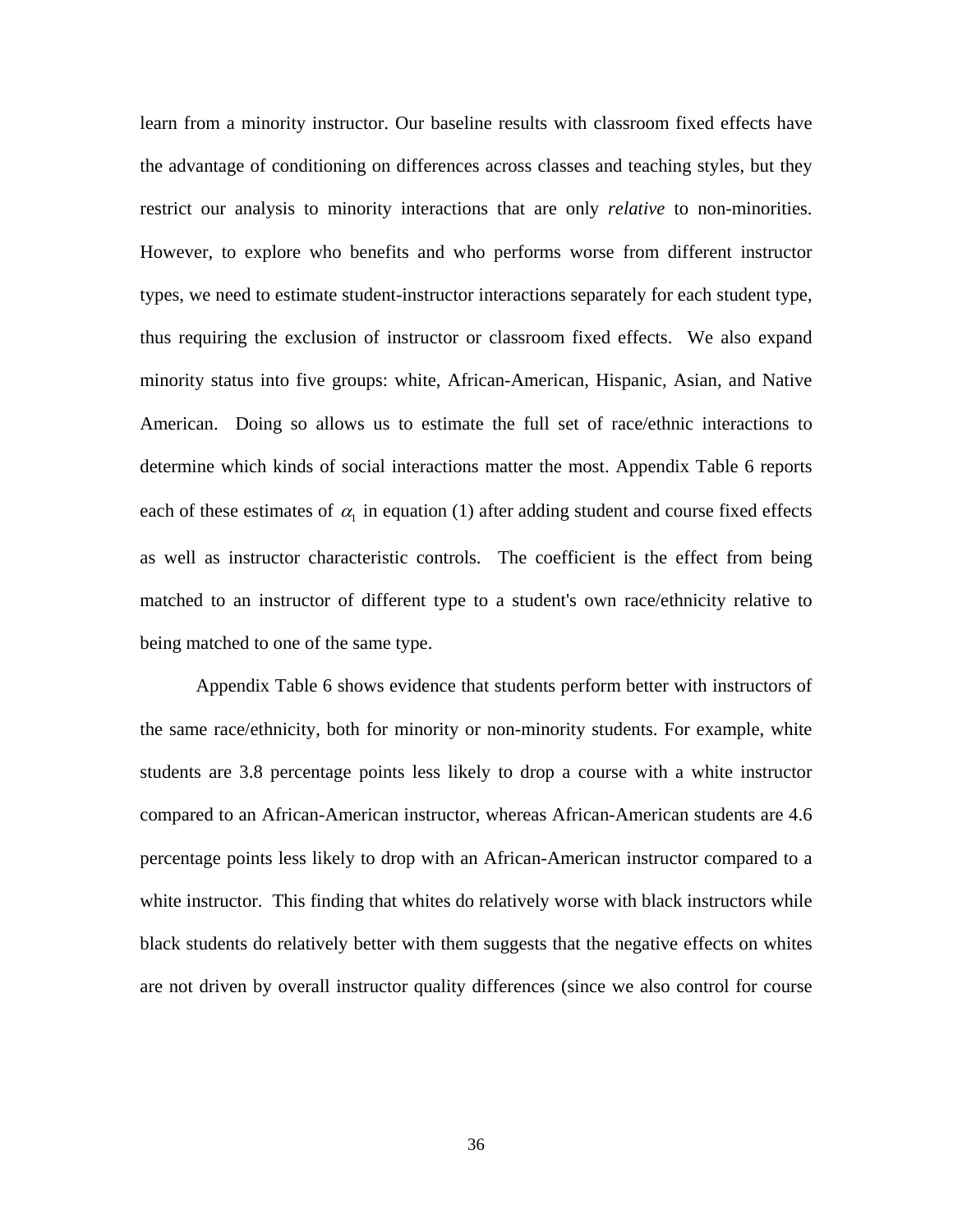learn from a minority instructor. Our baseline results with classroom fixed effects have the advantage of conditioning on differences across classes and teaching styles, but they restrict our analysis to minority interactions that are only *relative* to non-minorities. However, to explore who benefits and who performs worse from different instructor types, we need to estimate student-instructor interactions separately for each student type, thus requiring the exclusion of instructor or classroom fixed effects. We also expand minority status into five groups: white, African-American, Hispanic, Asian, and Native American. Doing so allows us to estimate the full set of race/ethnic interactions to determine which kinds of social interactions matter the most. Appendix Table 6 reports each of these estimates of $\alpha_1$ in equation (1) after adding student and course fixed effects as well as instructor characteristic controls. The coefficient is the effect from being matched to an instructor of different type to a student's own race/ethnicity relative to being matched to one of the same type.

Appendix Table 6 shows evidence that students perform better with instructors of the same race/ethnicity, both for minority or non-minority students. For example, white students are 3.8 percentage points less likely to drop a course with a white instructor compared to an African-American instructor, whereas African-American students are 4.6 percentage points less likely to drop with an African-American instructor compared to a white instructor. This finding that whites do relatively worse with black instructors while black students do relatively better with them suggests that the negative effects on whites are not driven by overall instructor quality differences (since we also control for course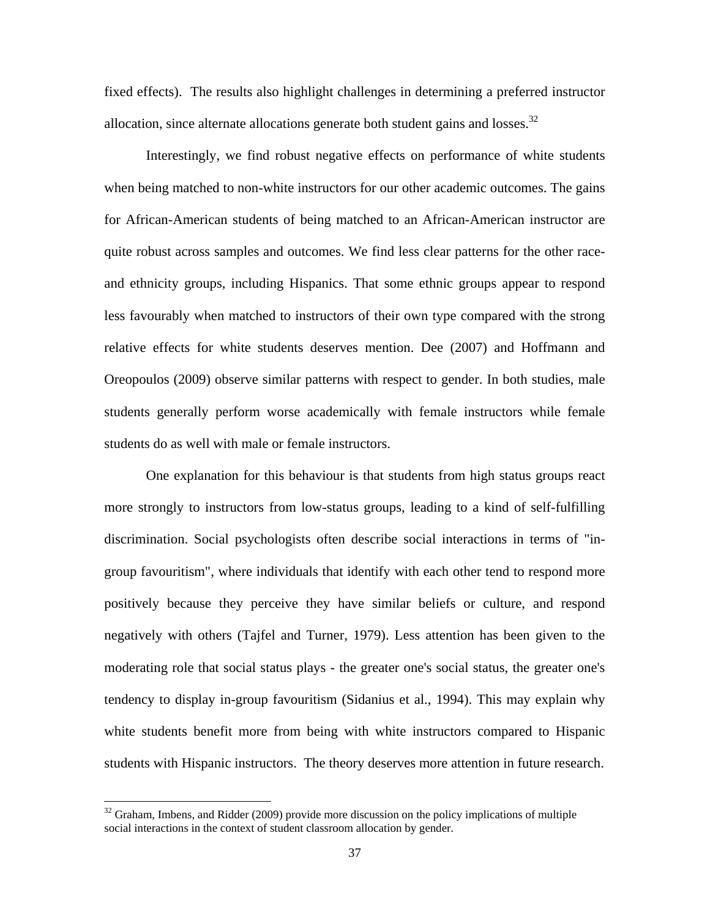fixed effects). The results also highlight challenges in determining a preferred instructor allocation, since alternate allocations generate both student gains and losses.[32]

Interestingly, we find robust negative effects on performance of white students when being matched to non-white instructors for our other academic outcomes. The gains for African-American students of being matched to an African-American instructor are quite robust across samples and outcomes. We find less clear patterns for the other race- and ethnicity groups, including Hispanics. That some ethnic groups appear to respond less favourably when matched to instructors of their own type compared with the strong relative effects for white students deserves mention. Dee (2007) and Hoffmann and Oreopoulos (2009) observe similar patterns with respect to gender. In both studies, male students generally perform worse academically with female instructors while female students do as well with male or female instructors.

One explanation for this behaviour is that students from high status groups react more strongly to instructors from low-status groups, leading to a kind of self-fulfilling discrimination. Social psychologists often describe social interactions in terms of "in-group favouritism", where individuals that identify with each other tend to respond more positively because they perceive they have similar beliefs or culture, and respond negatively with others (Tajfel and Turner, 1979). Less attention has been given to the moderating role that social status plays - the greater one's social status, the greater one's tendency to display in-group favouritism (Sidanius et al., 1994). This may explain why white students benefit more from being with white instructors compared to Hispanic students with Hispanic instructors. The theory deserves more attention in future research.

[32] Graham, Imbens, and Ridder (2009) provide more discussion on the policy implications of multiple social interactions in the context of student classroom allocation by gender.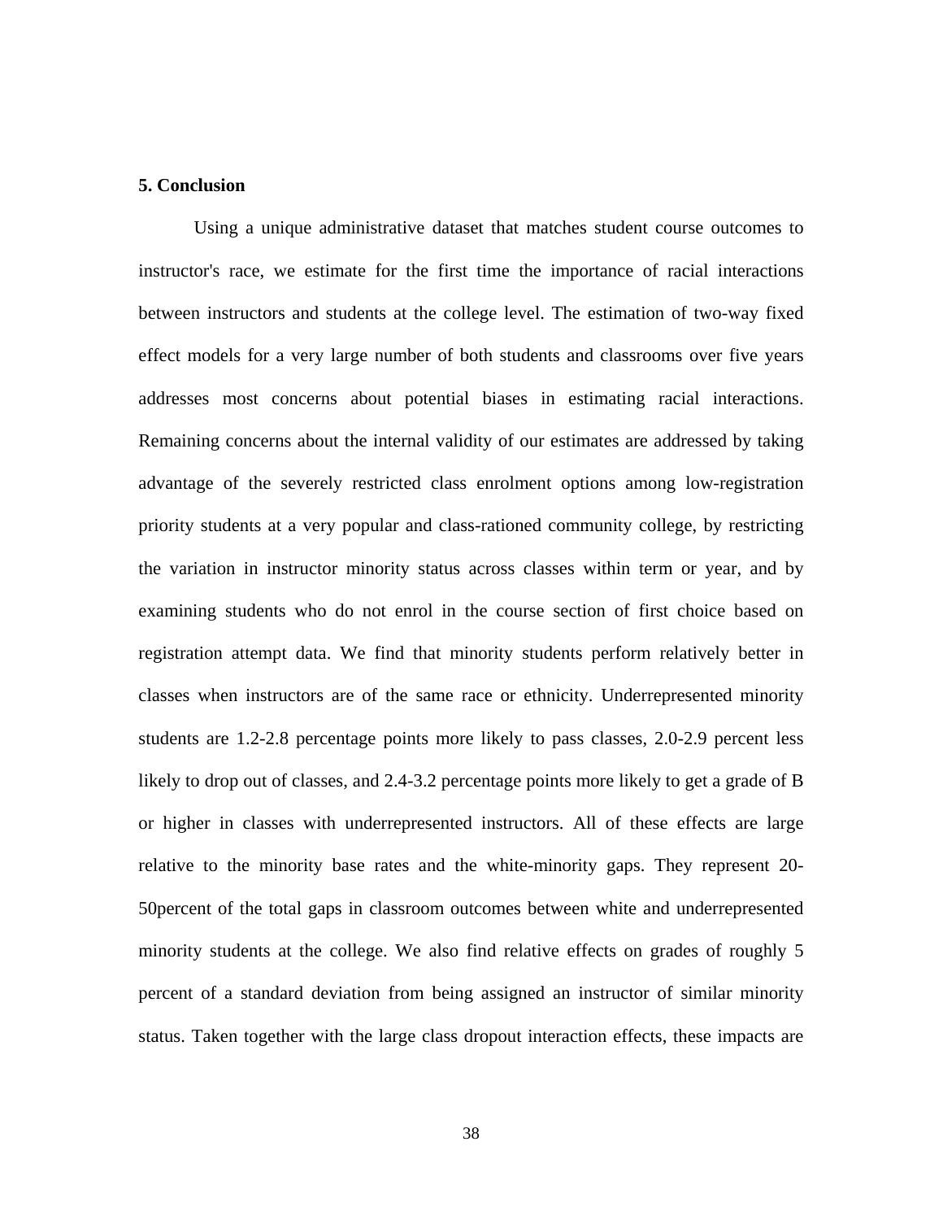## 5. Conclusion

Using a unique administrative dataset that matches student course outcomes to instructor's race, we estimate for the first time the importance of racial interactions between instructors and students at the college level. The estimation of two-way fixed effect models for a very large number of both students and classrooms over five years addresses most concerns about potential biases in estimating racial interactions. Remaining concerns about the internal validity of our estimates are addressed by taking advantage of the severely restricted class enrolment options among low-registration priority students at a very popular and class-rationed community college, by restricting the variation in instructor minority status across classes within term or year, and by examining students who do not enrol in the course section of first choice based on registration attempt data. We find that minority students perform relatively better in classes when instructors are of the same race or ethnicity. Underrepresented minority students are 1.2-2.8 percentage points more likely to pass classes, 2.0-2.9 percent less likely to drop out of classes, and 2.4-3.2 percentage points more likely to get a grade of B or higher in classes with underrepresented instructors. All of these effects are large relative to the minority base rates and the white-minority gaps. They represent 20-50percent of the total gaps in classroom outcomes between white and underrepresented minority students at the college. We also find relative effects on grades of roughly 5 percent of a standard deviation from being assigned an instructor of similar minority status. Taken together with the large class dropout interaction effects, these impacts are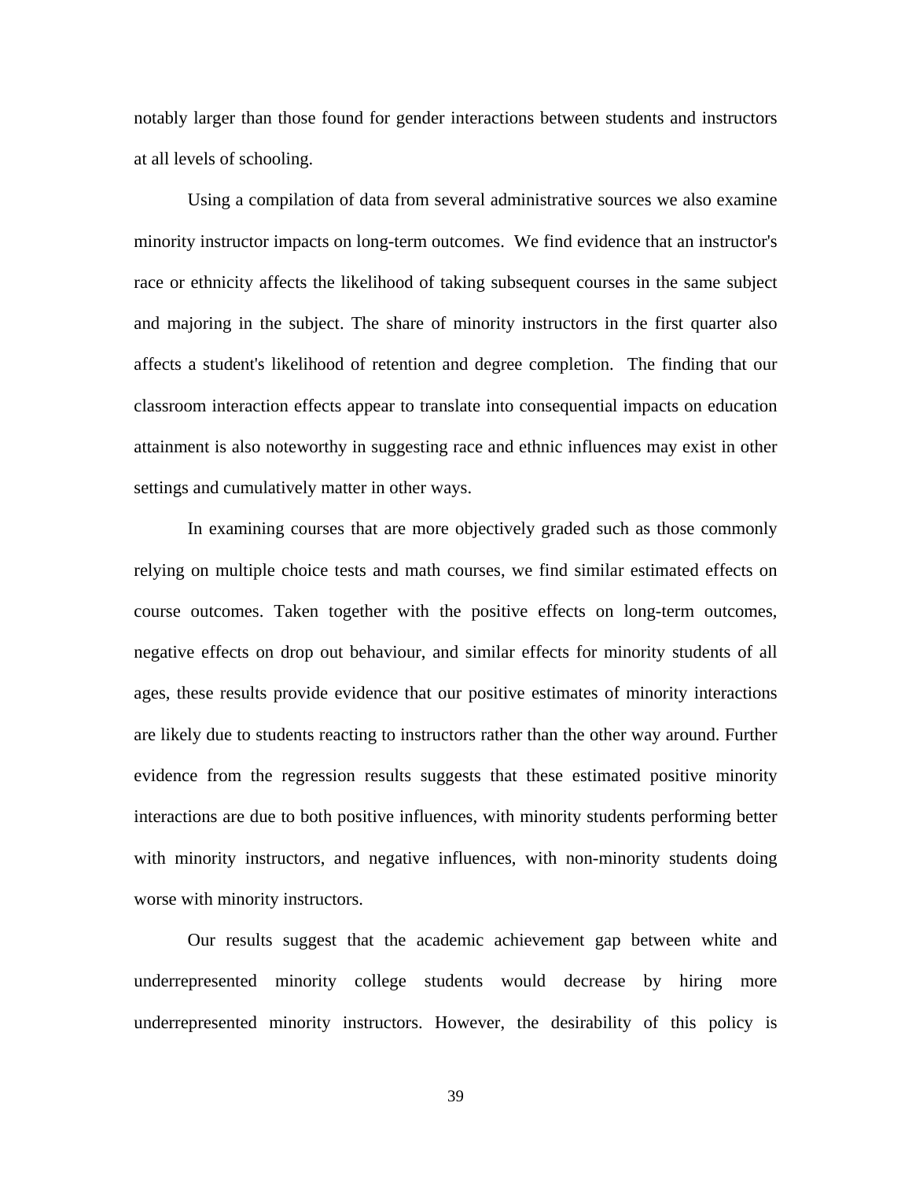notably larger than those found for gender interactions between students and instructors at all levels of schooling.

Using a compilation of data from several administrative sources we also examine minority instructor impacts on long-term outcomes. We find evidence that an instructor's race or ethnicity affects the likelihood of taking subsequent courses in the same subject and majoring in the subject. The share of minority instructors in the first quarter also affects a student's likelihood of retention and degree completion. The finding that our classroom interaction effects appear to translate into consequential impacts on education attainment is also noteworthy in suggesting race and ethnic influences may exist in other settings and cumulatively matter in other ways.

In examining courses that are more objectively graded such as those commonly relying on multiple choice tests and math courses, we find similar estimated effects on course outcomes. Taken together with the positive effects on long-term outcomes, negative effects on drop out behaviour, and similar effects for minority students of all ages, these results provide evidence that our positive estimates of minority interactions are likely due to students reacting to instructors rather than the other way around. Further evidence from the regression results suggests that these estimated positive minority interactions are due to both positive influences, with minority students performing better with minority instructors, and negative influences, with non-minority students doing worse with minority instructors.

Our results suggest that the academic achievement gap between white and underrepresented minority college students would decrease by hiring more underrepresented minority instructors. However, the desirability of this policy is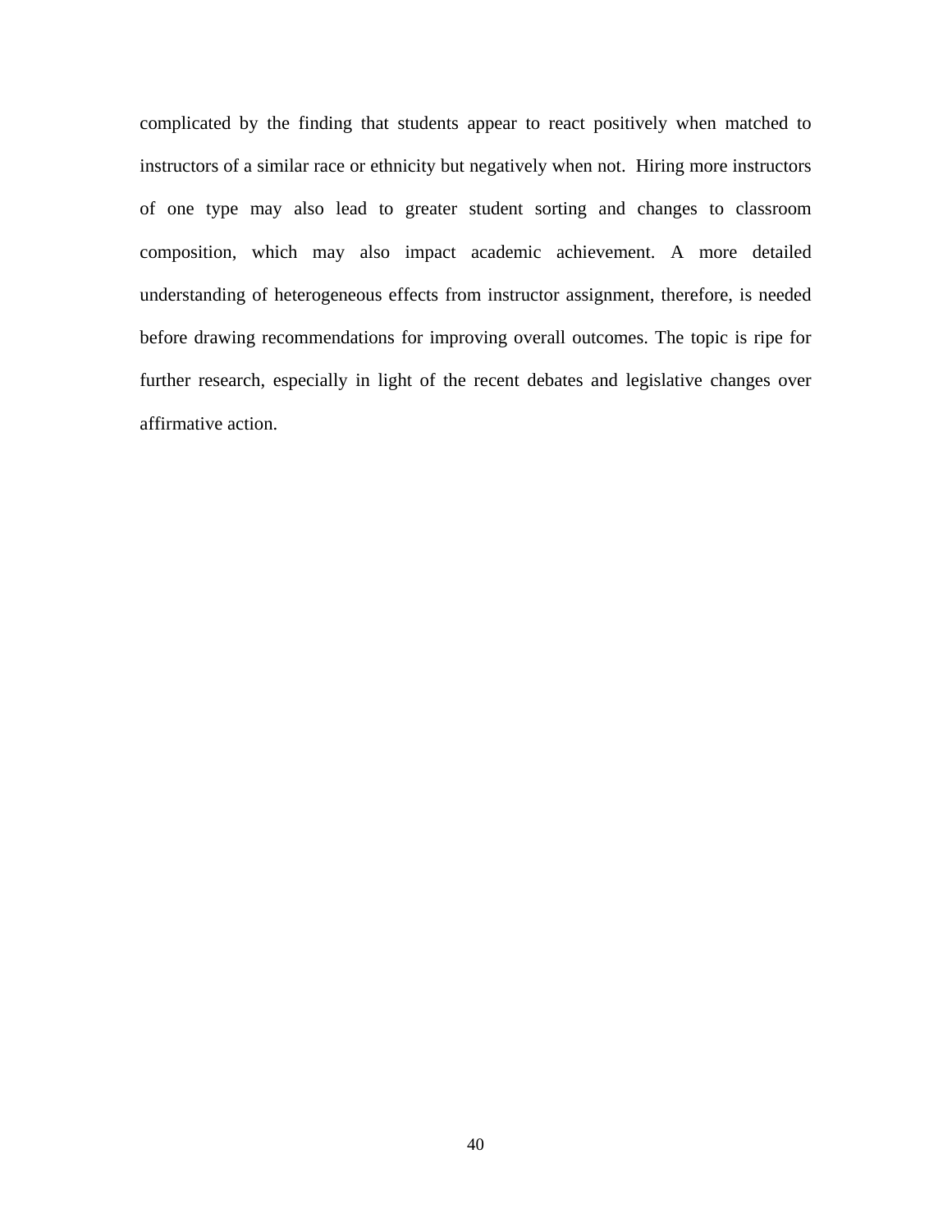complicated by the finding that students appear to react positively when matched to instructors of a similar race or ethnicity but negatively when not. Hiring more instructors of one type may also lead to greater student sorting and changes to classroom composition, which may also impact academic achievement. A more detailed understanding of heterogeneous effects from instructor assignment, therefore, is needed before drawing recommendations for improving overall outcomes. The topic is ripe for further research, especially in light of the recent debates and legislative changes over affirmative action.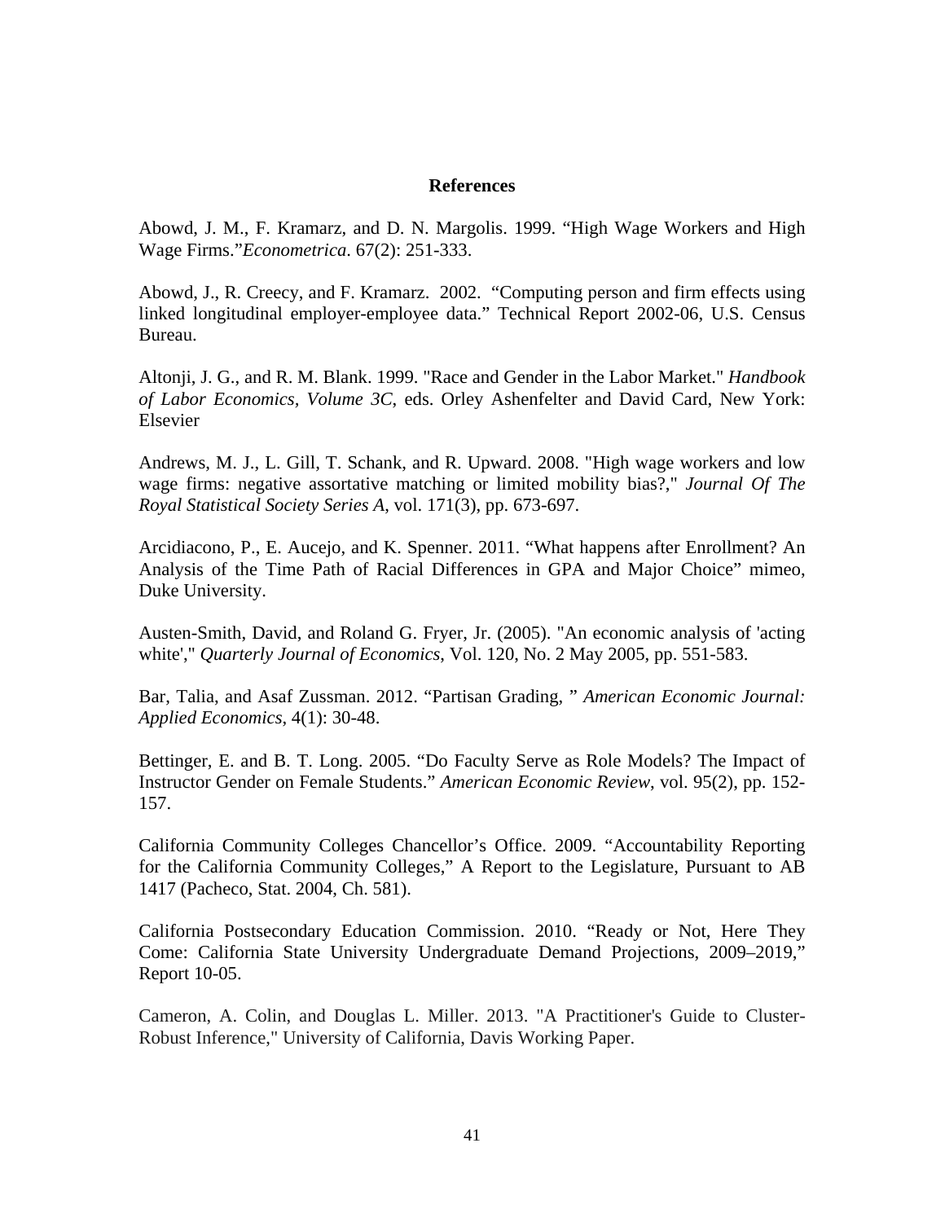## References

Abowd, J. M., F. Kramarz, and D. N. Margolis. 1999. "High Wage Workers and High Wage Firms."*Econometrica*. 67(2): 251-333.

Abowd, J., R. Creecy, and F. Kramarz. 2002. "Computing person and firm effects using linked longitudinal employer-employee data." Technical Report 2002-06, U.S. Census Bureau.

Altonji, J. G., and R. M. Blank. 1999. "Race and Gender in the Labor Market." *Handbook of Labor Economics, Volume 3C*, eds. Orley Ashenfelter and David Card, New York: Elsevier

Andrews, M. J., L. Gill, T. Schank, and R. Upward. 2008. "High wage workers and low wage firms: negative assortative matching or limited mobility bias?," *Journal Of The Royal Statistical Society Series A*, vol. 171(3), pp. 673-697.

Arcidiacono, P., E. Aucejo, and K. Spenner. 2011. "What happens after Enrollment? An Analysis of the Time Path of Racial Differences in GPA and Major Choice" mimeo, Duke University.

Austen-Smith, David, and Roland G. Fryer, Jr. (2005). "An economic analysis of 'acting white'," *Quarterly Journal of Economics*, Vol. 120, No. 2 May 2005, pp. 551-583.

Bar, Talia, and Asaf Zussman. 2012. "Partisan Grading, " *American Economic Journal: Applied Economics*, 4(1): 30-48.

Bettinger, E. and B. T. Long. 2005. "Do Faculty Serve as Role Models? The Impact of Instructor Gender on Female Students." *American Economic Review*, vol. 95(2), pp. 152-157.

California Community Colleges Chancellor's Office. 2009. "Accountability Reporting for the California Community Colleges," A Report to the Legislature, Pursuant to AB 1417 (Pacheco, Stat. 2004, Ch. 581).

California Postsecondary Education Commission. 2010. "Ready or Not, Here They Come: California State University Undergraduate Demand Projections, 2009–2019," Report 10-05.

Cameron, A. Colin, and Douglas L. Miller. 2013. "A Practitioner's Guide to Cluster-Robust Inference," University of California, Davis Working Paper.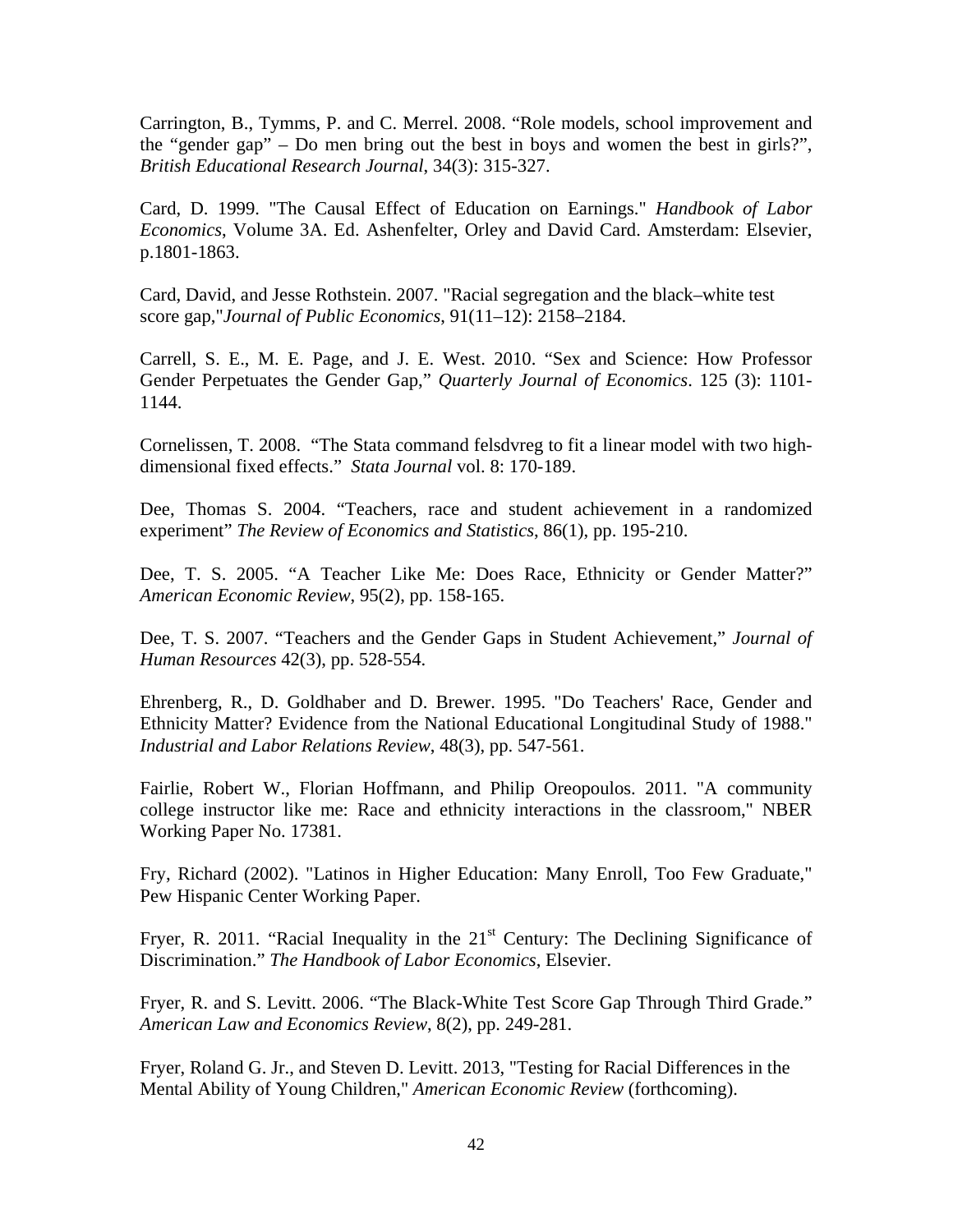Carrington, B., Tymms, P. and C. Merrel. 2008. “Role models, school improvement and the “gender gap” – Do men bring out the best in boys and women the best in girls?”, *British Educational Research Journal*, 34(3): 315-327.

Card, D. 1999. "The Causal Effect of Education on Earnings." *Handbook of Labor Economics*, Volume 3A. Ed. Ashenfelter, Orley and David Card. Amsterdam: Elsevier, p.1801-1863.

Card, David, and Jesse Rothstein. 2007. "Racial segregation and the black–white test score gap,"*Journal of Public Economics*, 91(11–12): 2158–2184.

Carrell, S. E., M. E. Page, and J. E. West. 2010. “Sex and Science: How Professor Gender Perpetuates the Gender Gap,” *Quarterly Journal of Economics*. 125 (3): 1101-1144.

Cornelissen, T. 2008. “The Stata command felsdvreg to fit a linear model with two high-dimensional fixed effects.” *Stata Journal* vol. 8: 170-189.

Dee, Thomas S. 2004. “Teachers, race and student achievement in a randomized experiment” *The Review of Economics and Statistics*, 86(1), pp. 195-210.

Dee, T. S. 2005. “A Teacher Like Me: Does Race, Ethnicity or Gender Matter?” *American Economic Review*, 95(2), pp. 158-165.

Dee, T. S. 2007. “Teachers and the Gender Gaps in Student Achievement,” *Journal of Human Resources* 42(3), pp. 528-554.

Ehrenberg, R., D. Goldhaber and D. Brewer. 1995. "Do Teachers' Race, Gender and Ethnicity Matter? Evidence from the National Educational Longitudinal Study of 1988." *Industrial and Labor Relations Review*, 48(3), pp. 547-561.

Fairlie, Robert W., Florian Hoffmann, and Philip Oreopoulos. 2011. "A community college instructor like me: Race and ethnicity interactions in the classroom," NBER Working Paper No. 17381.

Fry, Richard (2002). "Latinos in Higher Education: Many Enroll, Too Few Graduate," Pew Hispanic Center Working Paper.

Fryer, R. 2011. “Racial Inequality in the 21st Century: The Declining Significance of Discrimination.” *The Handbook of Labor Economics*, Elsevier.

Fryer, R. and S. Levitt. 2006. “The Black-White Test Score Gap Through Third Grade.” *American Law and Economics Review*, 8(2), pp. 249-281.

Fryer, Roland G. Jr., and Steven D. Levitt. 2013, "Testing for Racial Differences in the Mental Ability of Young Children," *American Economic Review* (forthcoming).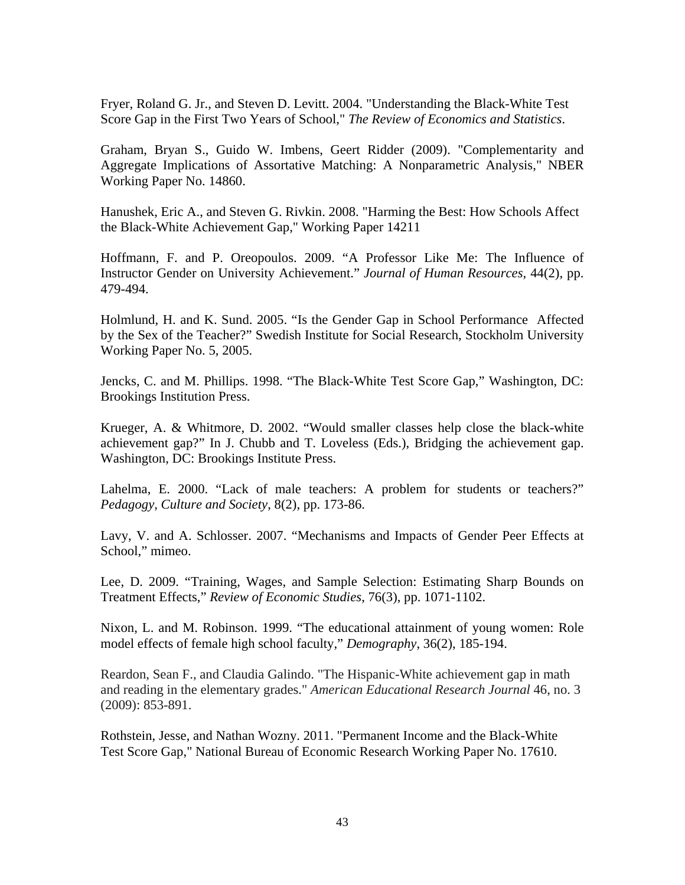Fryer, Roland G. Jr., and Steven D. Levitt. 2004. "Understanding the Black-White Test Score Gap in the First Two Years of School," *The Review of Economics and Statistics*.

Graham, Bryan S., Guido W. Imbens, Geert Ridder (2009). "Complementarity and Aggregate Implications of Assortative Matching: A Nonparametric Analysis," NBER Working Paper No. 14860.

Hanushek, Eric A., and Steven G. Rivkin. 2008. "Harming the Best: How Schools Affect the Black-White Achievement Gap," Working Paper 14211

Hoffmann, F. and P. Oreopoulos. 2009. "A Professor Like Me: The Influence of Instructor Gender on University Achievement." *Journal of Human Resources*, 44(2), pp. 479-494.

Holmlund, H. and K. Sund. 2005. "Is the Gender Gap in School Performance Affected by the Sex of the Teacher?" Swedish Institute for Social Research, Stockholm University Working Paper No. 5, 2005.

Jencks, C. and M. Phillips. 1998. "The Black-White Test Score Gap," Washington, DC: Brookings Institution Press.

Krueger, A. & Whitmore, D. 2002. "Would smaller classes help close the black-white achievement gap?" In J. Chubb and T. Loveless (Eds.), Bridging the achievement gap. Washington, DC: Brookings Institute Press.

Lahelma, E. 2000. "Lack of male teachers: A problem for students or teachers?" *Pedagogy, Culture and Society*, 8(2), pp. 173-86.

Lavy, V. and A. Schlosser. 2007. "Mechanisms and Impacts of Gender Peer Effects at School," mimeo.

Lee, D. 2009. "Training, Wages, and Sample Selection: Estimating Sharp Bounds on Treatment Effects," *Review of Economic Studies*, 76(3), pp. 1071-1102.

Nixon, L. and M. Robinson. 1999. "The educational attainment of young women: Role model effects of female high school faculty," *Demography*, 36(2), 185-194.

Reardon, Sean F., and Claudia Galindo. "The Hispanic-White achievement gap in math and reading in the elementary grades." *American Educational Research Journal* 46, no. 3 (2009): 853-891.

Rothstein, Jesse, and Nathan Wozny. 2011. "Permanent Income and the Black-White Test Score Gap," National Bureau of Economic Research Working Paper No. 17610.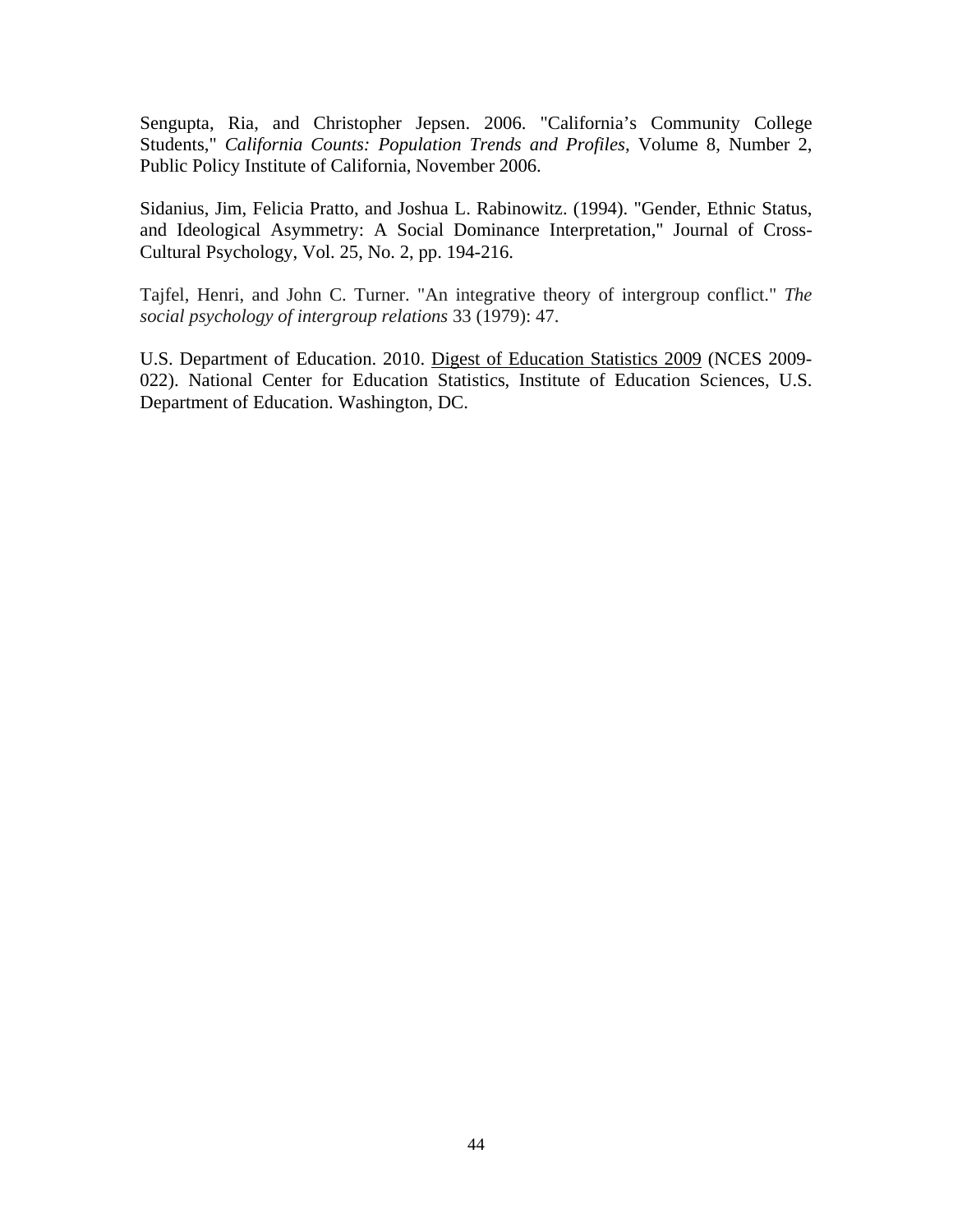Sengupta, Ria, and Christopher Jepsen. 2006. "California's Community College Students," *California Counts: Population Trends and Profiles*, Volume 8, Number 2, Public Policy Institute of California, November 2006.

Sidanius, Jim, Felicia Pratto, and Joshua L. Rabinowitz. (1994). "Gender, Ethnic Status, and Ideological Asymmetry: A Social Dominance Interpretation," Journal of Cross-Cultural Psychology, Vol. 25, No. 2, pp. 194-216.

Tajfel, Henri, and John C. Turner. "An integrative theory of intergroup conflict." *The social psychology of intergroup relations* 33 (1979): 47.

U.S. Department of Education. 2010. <u>Digest of Education Statistics 2009</u> (NCES 2009-022). National Center for Education Statistics, Institute of Education Sciences, U.S. Department of Education. Washington, DC.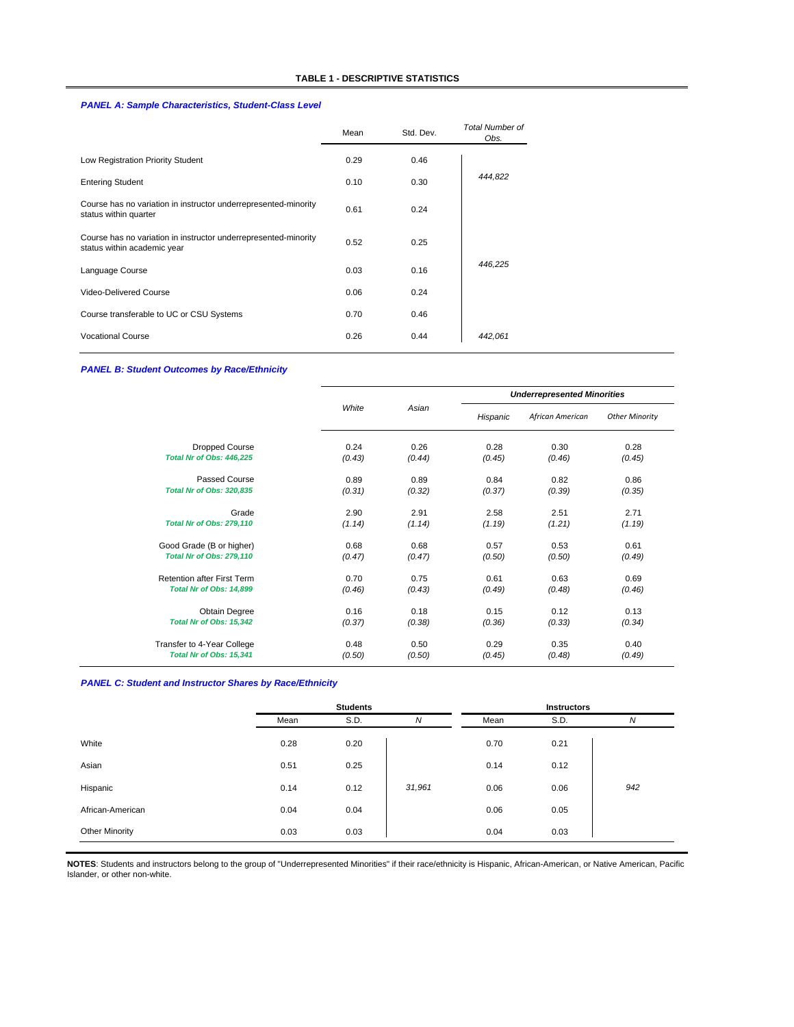**TABLE 1 - DESCRIPTIVE STATISTICS**

***PANEL A: Sample Characteristics, Student-Class Level***

| | Mean | Std. Dev. | *Total Number of Obs.* |
|---|---|---|---|
| Low Registration Priority Student | 0.29 | 0.46 | |
| Entering Student | 0.10 | 0.30 | *444,822* |
| Course has no variation in instructor underrepresented-minority status within quarter | 0.61 | 0.24 | |
| Course has no variation in instructor underrepresented-minority status within academic year | 0.52 | 0.25 | |
| Language Course | 0.03 | 0.16 | *446,225* |
| Video-Delivered Course | 0.06 | 0.24 | |
| Course transferable to UC or CSU Systems | 0.70 | 0.46 | |
| Vocational Course | 0.26 | 0.44 | *442,061* |

***PANEL B: Student Outcomes by Race/Ethnicity***

| | *White* | *Asian* | ***Underrepresented Minorities*** | | |
|---|---|---|---|---|---|
| | | | *Hispanic* | *African American* | *Other Minority* |
| Dropped Course | 0.24 | 0.26 | 0.28 | 0.30 | 0.28 |
| ***Total Nr of Obs: 446,225*** | *(0.43)* | *(0.44)* | *(0.45)* | *(0.46)* | *(0.45)* |
| Passed Course | 0.89 | 0.89 | 0.84 | 0.82 | 0.86 |
| ***Total Nr of Obs: 320,835*** | *(0.31)* | *(0.32)* | *(0.37)* | *(0.39)* | *(0.35)* |
| Grade | 2.90 | 2.91 | 2.58 | 2.51 | 2.71 |
| ***Total Nr of Obs: 279,110*** | *(1.14)* | *(1.14)* | *(1.19)* | *(1.21)* | *(1.19)* |
| Good Grade (B or higher) | 0.68 | 0.68 | 0.57 | 0.53 | 0.61 |
| ***Total Nr of Obs: 279,110*** | *(0.47)* | *(0.47)* | *(0.50)* | *(0.50)* | *(0.49)* |
| Retention after First Term | 0.70 | 0.75 | 0.61 | 0.63 | 0.69 |
| ***Total Nr of Obs: 14,899*** | *(0.46)* | *(0.43)* | *(0.49)* | *(0.48)* | *(0.46)* |
| Obtain Degree | 0.16 | 0.18 | 0.15 | 0.12 | 0.13 |
| ***Total Nr of Obs: 15,342*** | *(0.37)* | *(0.38)* | *(0.36)* | *(0.33)* | *(0.34)* |
| Transfer to 4-Year College | 0.48 | 0.50 | 0.29 | 0.35 | 0.40 |
| ***Total Nr of Obs: 15,341*** | *(0.50)* | *(0.50)* | *(0.45)* | *(0.48)* | *(0.49)* |

***PANEL C: Student and Instructor Shares by Race/Ethnicity***

| | **Students** | | | **Instructors** | | |
|---|---|---|---|---|---|---|
| | Mean | S.D. | *N* | Mean | S.D. | *N* |
| White | 0.28 | 0.20 | | 0.70 | 0.21 | |
| Asian | 0.51 | 0.25 | | 0.14 | 0.12 | |
| Hispanic | 0.14 | 0.12 | *31,961* | 0.06 | 0.06 | *942* |
| African-American | 0.04 | 0.04 | | 0.06 | 0.05 | |
| Other Minority | 0.03 | 0.03 | | 0.04 | 0.03 | |

**NOTES**: Students and instructors belong to the group of "Underrepresented Minorities" if their race/ethnicity is Hispanic, African-American, or Native American, Pacific Islander, or other non-white.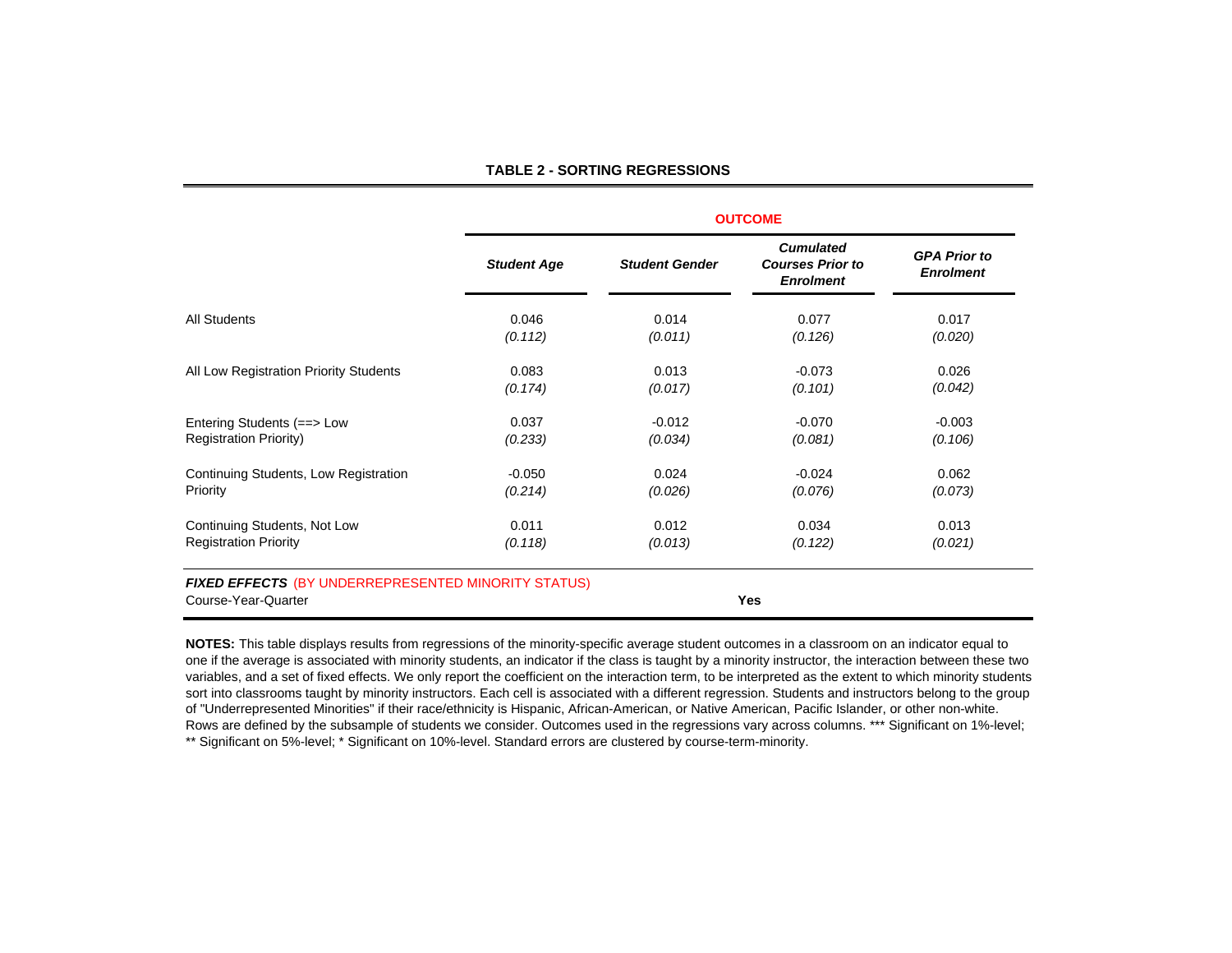**TABLE 2 - SORTING REGRESSIONS**

| | OUTCOME | | | |
|---|---|---|---|---|
| | ***Student Age*** | ***Student Gender*** | ***Cumulated Courses Prior to Enrolment*** | ***GPA Prior to Enrolment*** |
| All Students | 0.046 | 0.014 | 0.077 | 0.017 |
| | *(0.112)* | *(0.011)* | *(0.126)* | *(0.020)* |
| All Low Registration Priority Students | 0.083 | 0.013 | -0.073 | 0.026 |
| | *(0.174)* | *(0.017)* | *(0.101)* | *(0.042)* |
| Entering Students (==> Low Registration Priority) | 0.037 | -0.012 | -0.070 | -0.003 |
| | *(0.233)* | *(0.034)* | *(0.081)* | *(0.106)* |
| Continuing Students, Low Registration Priority | -0.050 | 0.024 | -0.024 | 0.062 |
| | *(0.214)* | *(0.026)* | *(0.076)* | *(0.073)* |
| Continuing Students, Not Low Registration Priority | 0.011 | 0.012 | 0.034 | 0.013 |
| | *(0.118)* | *(0.013)* | *(0.122)* | *(0.021)* |
| ***FIXED EFFECTS*** (BY UNDERREPRESENTED MINORITY STATUS) | | | | |
| Course-Year-Quarter | | | **Yes** | |

**NOTES:** This table displays results from regressions of the minority-specific average student outcomes in a classroom on an indicator equal to one if the average is associated with minority students, an indicator if the class is taught by a minority instructor, the interaction between these two variables, and a set of fixed effects. We only report the coefficient on the interaction term, to be interpreted as the extent to which minority students sort into classrooms taught by minority instructors. Each cell is associated with a different regression. Students and instructors belong to the group of "Underrepresented Minorities" if their race/ethnicity is Hispanic, African-American, or Native American, Pacific Islander, or other non-white. Rows are defined by the subsample of students we consider. Outcomes used in the regressions vary across columns. *** Significant on 1%-level; ** Significant on 5%-level; * Significant on 10%-level. Standard errors are clustered by course-term-minority.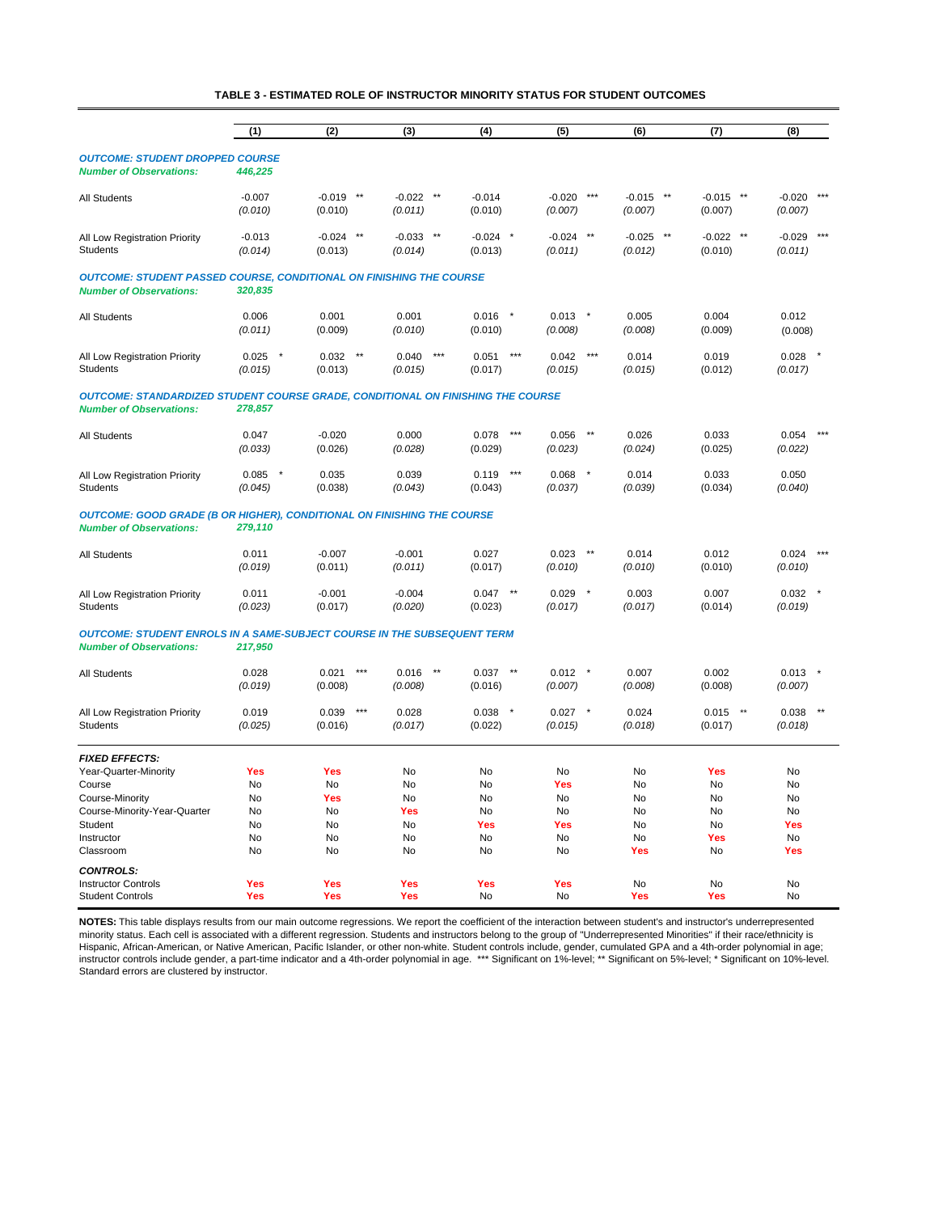**TABLE 3 - ESTIMATED ROLE OF INSTRUCTOR MINORITY STATUS FOR STUDENT OUTCOMES**

| | (1) | (2) | (3) | (4) | (5) | (6) | (7) | (8) |
|---|---|---|---|---|---|---|---|---|
| ***OUTCOME: STUDENT DROPPED COURSE*** | | | | | | | | |
| ***Number of Observations:*** | ***446,225*** | | | | | | | |
| All Students | -0.007 | -0.019 ** | -0.022 ** | -0.014 | -0.020 *** | -0.015 ** | -0.015 ** | -0.020 *** |
| | *(0.010)* | (0.010) | *(0.011)* | (0.010) | *(0.007)* | *(0.007)* | (0.007) | *(0.007)* |
| All Low Registration Priority Students | -0.013 | -0.024 ** | -0.033 ** | -0.024 * | -0.024 ** | -0.025 ** | -0.022 ** | -0.029 *** |
| | *(0.014)* | (0.013) | *(0.014)* | (0.013) | *(0.011)* | *(0.012)* | (0.010) | *(0.011)* |
| ***OUTCOME: STUDENT PASSED COURSE, CONDITIONAL ON FINISHING THE COURSE*** | | | | | | | | |
| ***Number of Observations:*** | ***320,835*** | | | | | | | |
| All Students | 0.006 | 0.001 | 0.001 | 0.016 * | 0.013 * | 0.005 | 0.004 | 0.012 |
| | *(0.011)* | (0.009) | *(0.010)* | (0.010) | *(0.008)* | *(0.008)* | (0.009) | (0.008) |
| All Low Registration Priority Students | 0.025 * | 0.032 ** | 0.040 *** | 0.051 *** | 0.042 *** | 0.014 | 0.019 | 0.028 * |
| | *(0.015)* | (0.013) | *(0.015)* | (0.017) | *(0.015)* | *(0.015)* | (0.012) | *(0.017)* |
| ***OUTCOME: STANDARDIZED STUDENT COURSE GRADE, CONDITIONAL ON FINISHING THE COURSE*** | | | | | | | | |
| ***Number of Observations:*** | ***278,857*** | | | | | | | |
| All Students | 0.047 | -0.020 | 0.000 | 0.078 *** | 0.056 ** | 0.026 | 0.033 | 0.054 *** |
| | *(0.033)* | (0.026) | *(0.028)* | (0.029) | *(0.023)* | *(0.024)* | (0.025) | *(0.022)* |
| All Low Registration Priority Students | 0.085 * | 0.035 | 0.039 | 0.119 *** | 0.068 * | 0.014 | 0.033 | 0.050 |
| | *(0.045)* | (0.038) | *(0.043)* | (0.043) | *(0.037)* | *(0.039)* | (0.034) | *(0.040)* |
| ***OUTCOME: GOOD GRADE (B OR HIGHER), CONDITIONAL ON FINISHING THE COURSE*** | | | | | | | | |
| ***Number of Observations:*** | ***279,110*** | | | | | | | |
| All Students | 0.011 | -0.007 | -0.001 | 0.027 | 0.023 ** | 0.014 | 0.012 | 0.024 *** |
| | *(0.019)* | (0.011) | *(0.011)* | (0.017) | *(0.010)* | *(0.010)* | (0.010) | *(0.010)* |
| All Low Registration Priority Students | 0.011 | -0.001 | -0.004 | 0.047 ** | 0.029 * | 0.003 | 0.007 | 0.032 * |
| | *(0.023)* | (0.017) | *(0.020)* | (0.023) | *(0.017)* | *(0.017)* | (0.014) | *(0.019)* |
| ***OUTCOME: STUDENT ENROLS IN A SAME-SUBJECT COURSE IN THE SUBSEQUENT TERM*** | | | | | | | | |
| ***Number of Observations:*** | ***217,950*** | | | | | | | |
| All Students | 0.028 | 0.021 *** | 0.016 ** | 0.037 ** | 0.012 * | 0.007 | 0.002 | 0.013 * |
| | *(0.019)* | (0.008) | *(0.008)* | (0.016) | *(0.007)* | *(0.008)* | (0.008) | *(0.007)* |
| All Low Registration Priority Students | 0.019 | 0.039 *** | 0.028 | 0.038 * | 0.027 * | 0.024 | 0.015 ** | 0.038 ** |
| | *(0.025)* | (0.016) | *(0.017)* | (0.022) | *(0.015)* | *(0.018)* | (0.017) | *(0.018)* |
| ***FIXED EFFECTS:*** | | | | | | | | |
| Year-Quarter-Minority | **Yes** | **Yes** | No | No | No | No | **Yes** | No |
| Course | No | No | No | No | **Yes** | No | No | No |
| Course-Minority | No | **Yes** | No | No | No | No | No | No |
| Course-Minority-Year-Quarter | No | No | **Yes** | No | No | No | No | No |
| Student | No | No | No | **Yes** | **Yes** | No | No | **Yes** |
| Instructor | No | No | No | No | No | No | **Yes** | No |
| Classroom | No | No | No | No | No | **Yes** | No | **Yes** |
| ***CONTROLS:*** | | | | | | | | |
| Instructor Controls | **Yes** | **Yes** | **Yes** | **Yes** | **Yes** | No | No | No |
| Student Controls | **Yes** | **Yes** | **Yes** | No | No | **Yes** | **Yes** | No |

**NOTES:** This table displays results from our main outcome regressions. We report the coefficient of the interaction between student's and instructor's underrepresented minority status. Each cell is associated with a different regression. Students and instructors belong to the group of "Underrepresented Minorities" if their race/ethnicity is Hispanic, African-American, or Native American, Pacific Islander, or other non-white. Student controls include, gender, cumulated GPA and a 4th-order polynomial in age; instructor controls include gender, a part-time indicator and a 4th-order polynomial in age. *** Significant on 1%-level; ** Significant on 5%-level; * Significant on 10%-level. Standard errors are clustered by instructor.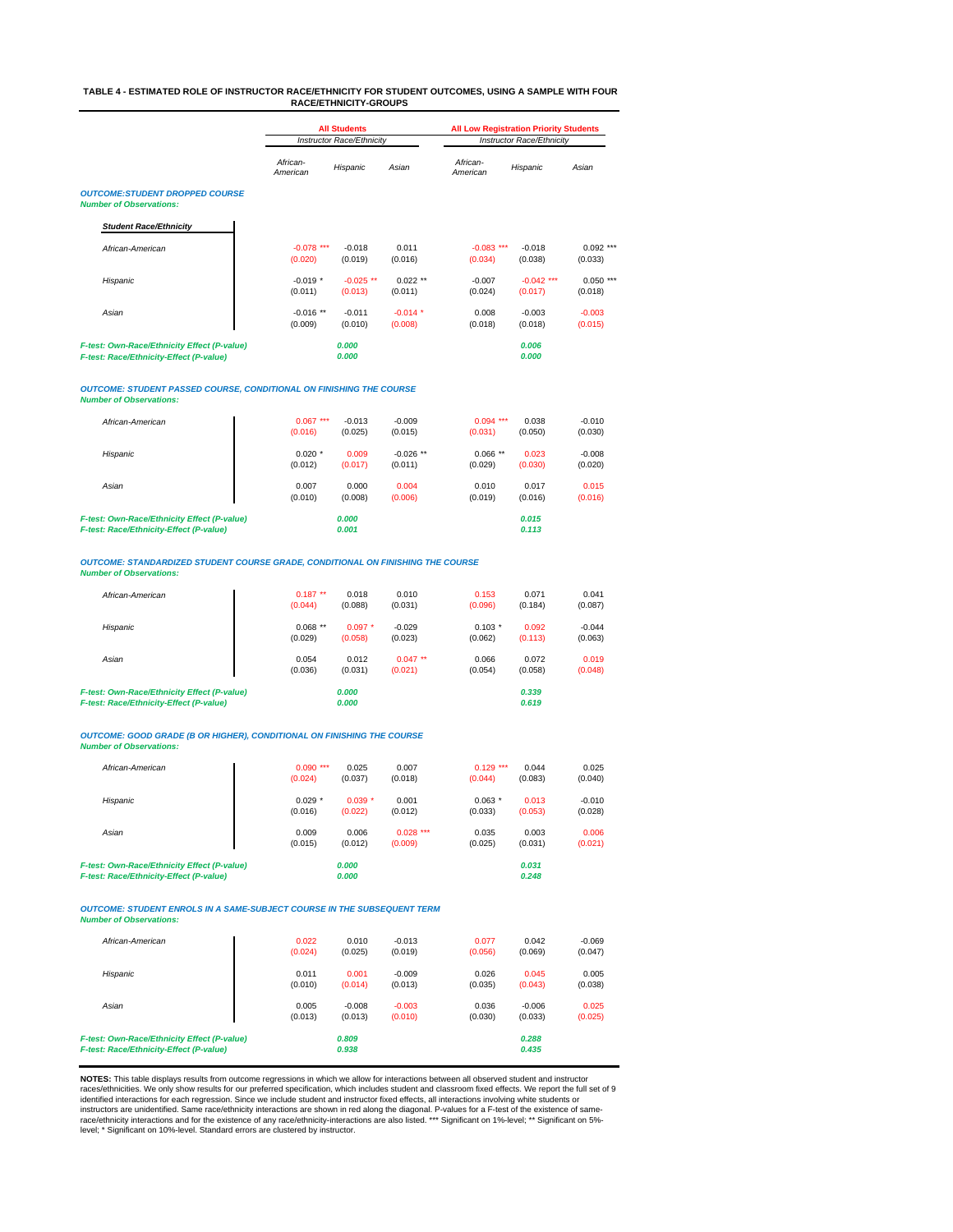**TABLE 4 - ESTIMATED ROLE OF INSTRUCTOR RACE/ETHNICITY FOR STUDENT OUTCOMES, USING A SAMPLE WITH FOUR RACE/ETHNICITY-GROUPS**

| | All Students | | | All Low Registration Priority Students | | |
|---|---|---|---|---|---|---|
| | *Instructor Race/Ethnicity* | | | *Instructor Race/Ethnicity* | | |
| | *African-American* | *Hispanic* | *Asian* | *African-American* | *Hispanic* | *Asian* |
| ***OUTCOME:STUDENT DROPPED COURSE*** | | | | | | |
| ***Number of Observations:*** | | | | | | |
| ***Student Race/Ethnicity*** | | | | | | |
| *African-American* | -0.078 *** | -0.018 | 0.011 | -0.083 *** | -0.018 | 0.092 *** |
| | (0.020) | (0.019) | (0.016) | (0.034) | (0.038) | (0.033) |
| *Hispanic* | -0.019 * | -0.025 ** | 0.022 ** | -0.007 | -0.042 *** | 0.050 *** |
| | (0.011) | (0.013) | (0.011) | (0.024) | (0.017) | (0.018) |
| *Asian* | -0.016 ** | -0.011 | -0.014 * | 0.008 | -0.003 | -0.003 |
| | (0.009) | (0.010) | (0.008) | (0.018) | (0.018) | (0.015) |
| ***F-test: Own-Race/Ethnicity Effect (P-value)*** | | ***0.000*** | | | ***0.006*** | |
| ***F-test: Race/Ethnicity-Effect (P-value)*** | | ***0.000*** | | | ***0.000*** | |
| ***OUTCOME: STUDENT PASSED COURSE, CONDITIONAL ON FINISHING THE COURSE*** | | | | | | |
| ***Number of Observations:*** | | | | | | |
| *African-American* | 0.067 *** | -0.013 | -0.009 | 0.094 *** | 0.038 | -0.010 |
| | (0.016) | (0.025) | (0.015) | (0.031) | (0.050) | (0.030) |
| *Hispanic* | 0.020 * | 0.009 | -0.026 ** | 0.066 ** | 0.023 | -0.008 |
| | (0.012) | (0.017) | (0.011) | (0.029) | (0.030) | (0.020) |
| *Asian* | 0.007 | 0.000 | 0.004 | 0.010 | 0.017 | 0.015 |
| | (0.010) | (0.008) | (0.006) | (0.019) | (0.016) | (0.016) |
| ***F-test: Own-Race/Ethnicity Effect (P-value)*** | | ***0.000*** | | | ***0.015*** | |
| ***F-test: Race/Ethnicity-Effect (P-value)*** | | ***0.001*** | | | ***0.113*** | |
| ***OUTCOME: STANDARDIZED STUDENT COURSE GRADE, CONDITIONAL ON FINISHING THE COURSE*** | | | | | | |
| ***Number of Observations:*** | | | | | | |
| *African-American* | 0.187 ** | 0.018 | 0.010 | 0.153 | 0.071 | 0.041 |
| | (0.044) | (0.088) | (0.031) | (0.096) | (0.184) | (0.087) |
| *Hispanic* | 0.068 ** | 0.097 * | -0.029 | 0.103 * | 0.092 | -0.044 |
| | (0.029) | (0.058) | (0.023) | (0.062) | (0.113) | (0.063) |
| *Asian* | 0.054 | 0.012 | 0.047 ** | 0.066 | 0.072 | 0.019 |
| | (0.036) | (0.031) | (0.021) | (0.054) | (0.058) | (0.048) |
| ***F-test: Own-Race/Ethnicity Effect (P-value)*** | | ***0.000*** | | | ***0.339*** | |
| ***F-test: Race/Ethnicity-Effect (P-value)*** | | ***0.000*** | | | ***0.619*** | |
| ***OUTCOME: GOOD GRADE (B OR HIGHER), CONDITIONAL ON FINISHING THE COURSE*** | | | | | | |
| ***Number of Observations:*** | | | | | | |
| *African-American* | 0.090 *** | 0.025 | 0.007 | 0.129 *** | 0.044 | 0.025 |
| | (0.024) | (0.037) | (0.018) | (0.044) | (0.083) | (0.040) |
| *Hispanic* | 0.029 * | 0.039 * | 0.001 | 0.063 * | 0.013 | -0.010 |
| | (0.016) | (0.022) | (0.012) | (0.033) | (0.053) | (0.028) |
| *Asian* | 0.009 | 0.006 | 0.028 *** | 0.035 | 0.003 | 0.006 |
| | (0.015) | (0.012) | (0.009) | (0.025) | (0.031) | (0.021) |
| ***F-test: Own-Race/Ethnicity Effect (P-value)*** | | ***0.000*** | | | ***0.031*** | |
| ***F-test: Race/Ethnicity-Effect (P-value)*** | | ***0.000*** | | | ***0.248*** | |
| ***OUTCOME: STUDENT ENROLS IN A SAME-SUBJECT COURSE IN THE SUBSEQUENT TERM*** | | | | | | |
| ***Number of Observations:*** | | | | | | |
| *African-American* | 0.022 | 0.010 | -0.013 | 0.077 | 0.042 | -0.069 |
| | (0.024) | (0.025) | (0.019) | (0.056) | (0.069) | (0.047) |
| *Hispanic* | 0.011 | 0.001 | -0.009 | 0.026 | 0.045 | 0.005 |
| | (0.010) | (0.014) | (0.013) | (0.035) | (0.043) | (0.038) |
| *Asian* | 0.005 | -0.008 | -0.003 | 0.036 | -0.006 | 0.025 |
| | (0.013) | (0.013) | (0.010) | (0.030) | (0.033) | (0.025) |
| ***F-test: Own-Race/Ethnicity Effect (P-value)*** | | ***0.809*** | | | ***0.288*** | |
| ***F-test: Race/Ethnicity-Effect (P-value)*** | | ***0.938*** | | | ***0.435*** | |

**NOTES:** This table displays results from outcome regressions in which we allow for interactions between all observed student and instructor races/ethnicities. We only show results for our preferred specification, which includes student and classroom fixed effects. We report the full set of 9 identified interactions for each regression. Since we include student and instructor fixed effects, all interactions involving white students or instructors are unidentified. Same race/ethnicity interactions are shown in red along the diagonal. P-values for a F-test of the existence of same-race/ethnicity interactions and for the existence of any race/ethnicity-interactions are also listed. *** Significant on 1%-level; ** Significant on 5%-level; * Significant on 10%-level. Standard errors are clustered by instructor.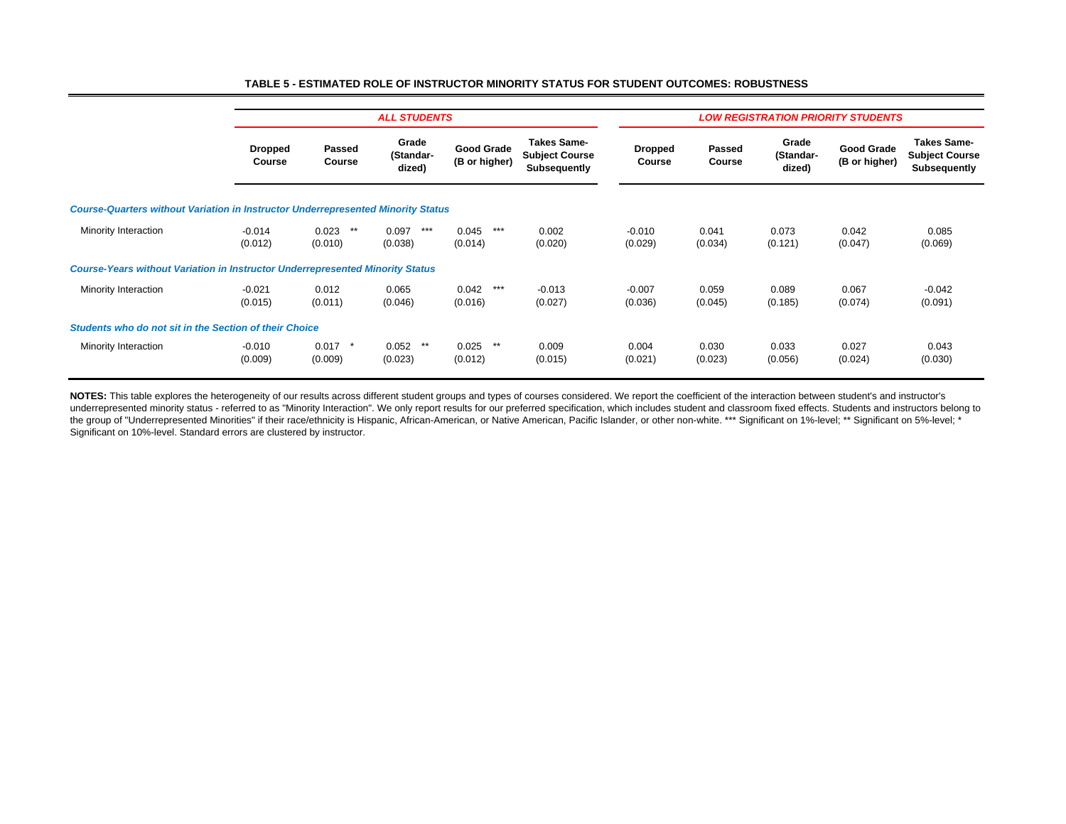**TABLE 5 - ESTIMATED ROLE OF INSTRUCTOR MINORITY STATUS FOR STUDENT OUTCOMES: ROBUSTNESS**

| | *ALL STUDENTS* | | | | | *LOW REGISTRATION PRIORITY STUDENTS* | | | | |
|---|---|---|---|---|---|---|---|---|---|---|
| | **Dropped Course** | **Passed Course** | **Grade (Standardized)** | **Good Grade (B or higher)** | **Takes Same-Subject Course Subsequently** | **Dropped Course** | **Passed Course** | **Grade (Standardized)** | **Good Grade (B or higher)** | **Takes Same-Subject Course Subsequently** |
| ***Course-Quarters without Variation in Instructor Underrepresented Minority Status*** | | | | | | | | | | |
| Minority Interaction | -0.014 | 0.023 ** | 0.097 *** | 0.045 *** | 0.002 | -0.010 | 0.041 | 0.073 | 0.042 | 0.085 |
| | (0.012) | (0.010) | (0.038) | (0.014) | (0.020) | (0.029) | (0.034) | (0.121) | (0.047) | (0.069) |
| ***Course-Years without Variation in Instructor Underrepresented Minority Status*** | | | | | | | | | | |
| Minority Interaction | -0.021 | 0.012 | 0.065 | 0.042 *** | -0.013 | -0.007 | 0.059 | 0.089 | 0.067 | -0.042 |
| | (0.015) | (0.011) | (0.046) | (0.016) | (0.027) | (0.036) | (0.045) | (0.185) | (0.074) | (0.091) |
| ***Students who do not sit in the Section of their Choice*** | | | | | | | | | | |
| Minority Interaction | -0.010 | 0.017 * | 0.052 ** | 0.025 ** | 0.009 | 0.004 | 0.030 | 0.033 | 0.027 | 0.043 |
| | (0.009) | (0.009) | (0.023) | (0.012) | (0.015) | (0.021) | (0.023) | (0.056) | (0.024) | (0.030) |

**NOTES:** This table explores the heterogeneity of our results across different student groups and types of courses considered. We report the coefficient of the interaction between student's and instructor's underrepresented minority status - referred to as "Minority Interaction". We only report results for our preferred specification, which includes student and classroom fixed effects. Students and instructors belong to the group of "Underrepresented Minorities" if their race/ethnicity is Hispanic, African-American, or Native American, Pacific Islander, or other non-white. *** Significant on 1%-level; ** Significant on 5%-level; * Significant on 10%-level. Standard errors are clustered by instructor.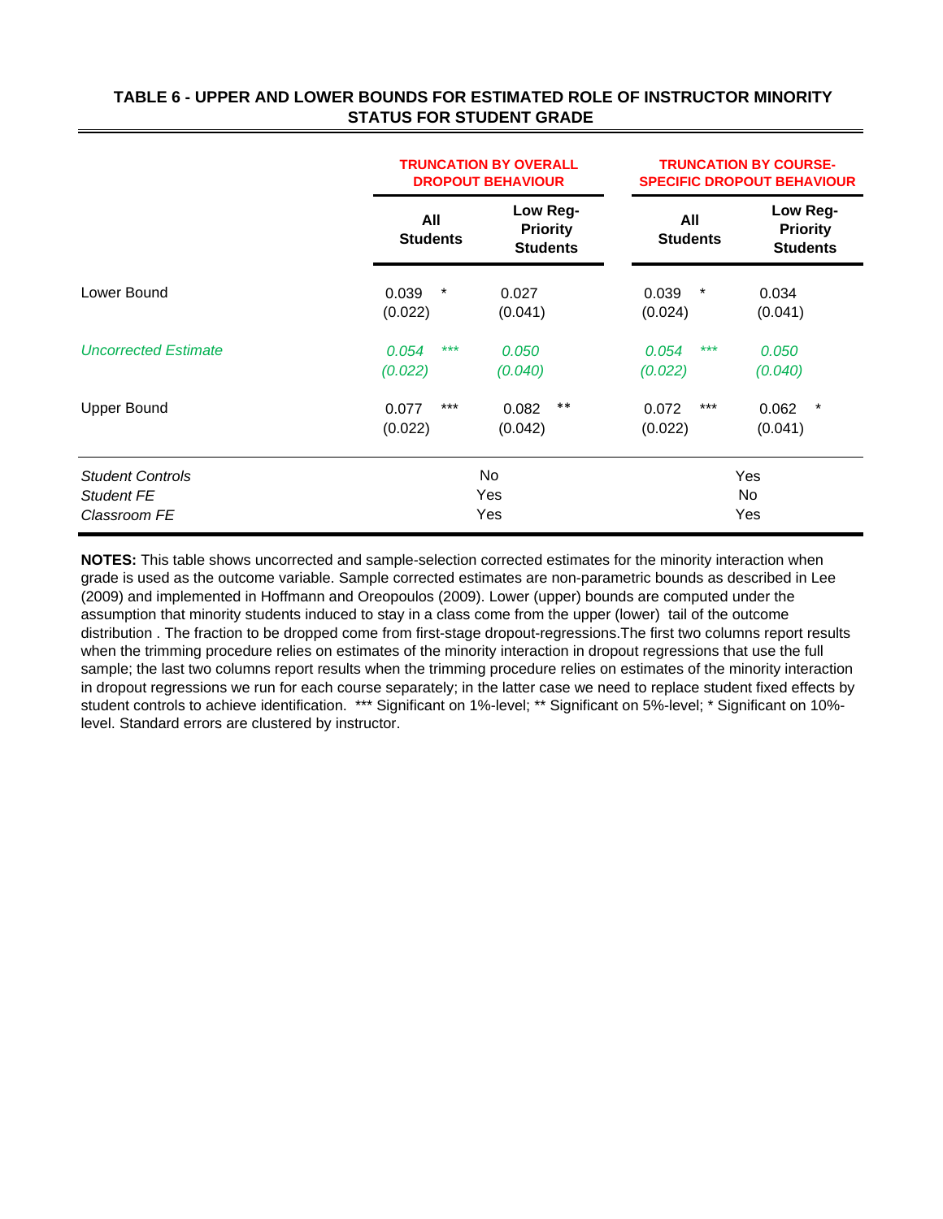### TABLE 6 - UPPER AND LOWER BOUNDS FOR ESTIMATED ROLE OF INSTRUCTOR MINORITY STATUS FOR STUDENT GRADE

| | TRUNCATION BY OVERALL DROPOUT BEHAVIOUR | | TRUNCATION BY COURSE-SPECIFIC DROPOUT BEHAVIOUR | |
|---|---|---|---|---|
| | **All Students** | **Low Reg-Priority Students** | **All Students** | **Low Reg-Priority Students** |
| Lower Bound | 0.039 * | 0.027 | 0.039 * | 0.034 |
| | (0.022) | (0.041) | (0.024) | (0.041) |
| *Uncorrected Estimate* | *0.054 **** | *0.050* | *0.054 **** | *0.050* |
| | *(0.022)* | *(0.040)* | *(0.022)* | *(0.040)* |
| Upper Bound | 0.077 *** | 0.082 ** | 0.072 *** | 0.062 * |
| | (0.022) | (0.042) | (0.022) | (0.041) |
| *Student Controls* | No | | Yes | |
| *Student FE* | Yes | | No | |
| *Classroom FE* | Yes | | Yes | |

**NOTES:** This table shows uncorrected and sample-selection corrected estimates for the minority interaction when grade is used as the outcome variable. Sample corrected estimates are non-parametric bounds as described in Lee (2009) and implemented in Hoffmann and Oreopoulos (2009). Lower (upper) bounds are computed under the assumption that minority students induced to stay in a class come from the upper (lower) tail of the outcome distribution . The fraction to be dropped come from first-stage dropout-regressions.The first two columns report results when the trimming procedure relies on estimates of the minority interaction in dropout regressions that use the full sample; the last two columns report results when the trimming procedure relies on estimates of the minority interaction in dropout regressions we run for each course separately; in the latter case we need to replace student fixed effects by student controls to achieve identification. *** Significant on 1%-level; ** Significant on 5%-level; * Significant on 10%-level. Standard errors are clustered by instructor.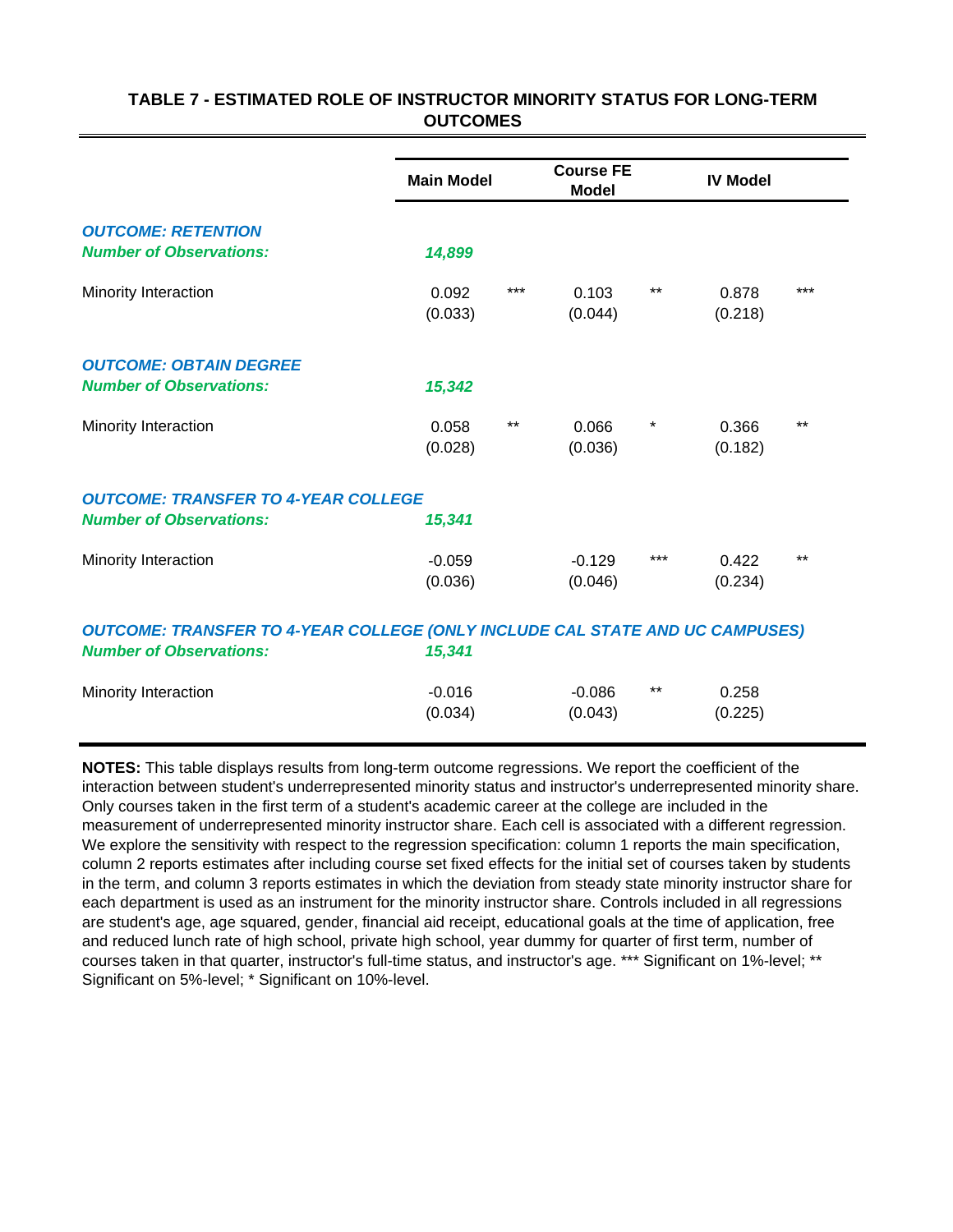**TABLE 7 - ESTIMATED ROLE OF INSTRUCTOR MINORITY STATUS FOR LONG-TERM OUTCOMES**

| | Main Model | | Course FE Model | | IV Model | |
|---|---|---|---|---|---|---|
| ***OUTCOME: RETENTION*** | | | | | | |
| ***Number of Observations:*** | ***14,899*** | | | | | |
| Minority Interaction | 0.092 | *** | 0.103 | ** | 0.878 | *** |
| | (0.033) | | (0.044) | | (0.218) | |
| ***OUTCOME: OBTAIN DEGREE*** | | | | | | |
| ***Number of Observations:*** | ***15,342*** | | | | | |
| Minority Interaction | 0.058 | ** | 0.066 | * | 0.366 | ** |
| | (0.028) | | (0.036) | | (0.182) | |
| ***OUTCOME: TRANSFER TO 4-YEAR COLLEGE*** | | | | | | |
| ***Number of Observations:*** | ***15,341*** | | | | | |
| Minority Interaction | -0.059 | | -0.129 | *** | 0.422 | ** |
| | (0.036) | | (0.046) | | (0.234) | |
| ***OUTCOME: TRANSFER TO 4-YEAR COLLEGE (ONLY INCLUDE CAL STATE AND UC CAMPUSES)*** | | | | | | |
| ***Number of Observations:*** | ***15,341*** | | | | | |
| Minority Interaction | -0.016 | | -0.086 | ** | 0.258 | |
| | (0.034) | | (0.043) | | (0.225) | |

**NOTES:** This table displays results from long-term outcome regressions. We report the coefficient of the interaction between student's underrepresented minority status and instructor's underrepresented minority share. Only courses taken in the first term of a student's academic career at the college are included in the measurement of underrepresented minority instructor share. Each cell is associated with a different regression. We explore the sensitivity with respect to the regression specification: column 1 reports the main specification, column 2 reports estimates after including course set fixed effects for the initial set of courses taken by students in the term, and column 3 reports estimates in which the deviation from steady state minority instructor share for each department is used as an instrument for the minority instructor share. Controls included in all regressions are student's age, age squared, gender, financial aid receipt, educational goals at the time of application, free and reduced lunch rate of high school, private high school, year dummy for quarter of first term, number of courses taken in that quarter, instructor's full-time status, and instructor's age. *** Significant on 1%-level; ** Significant on 5%-level; * Significant on 10%-level.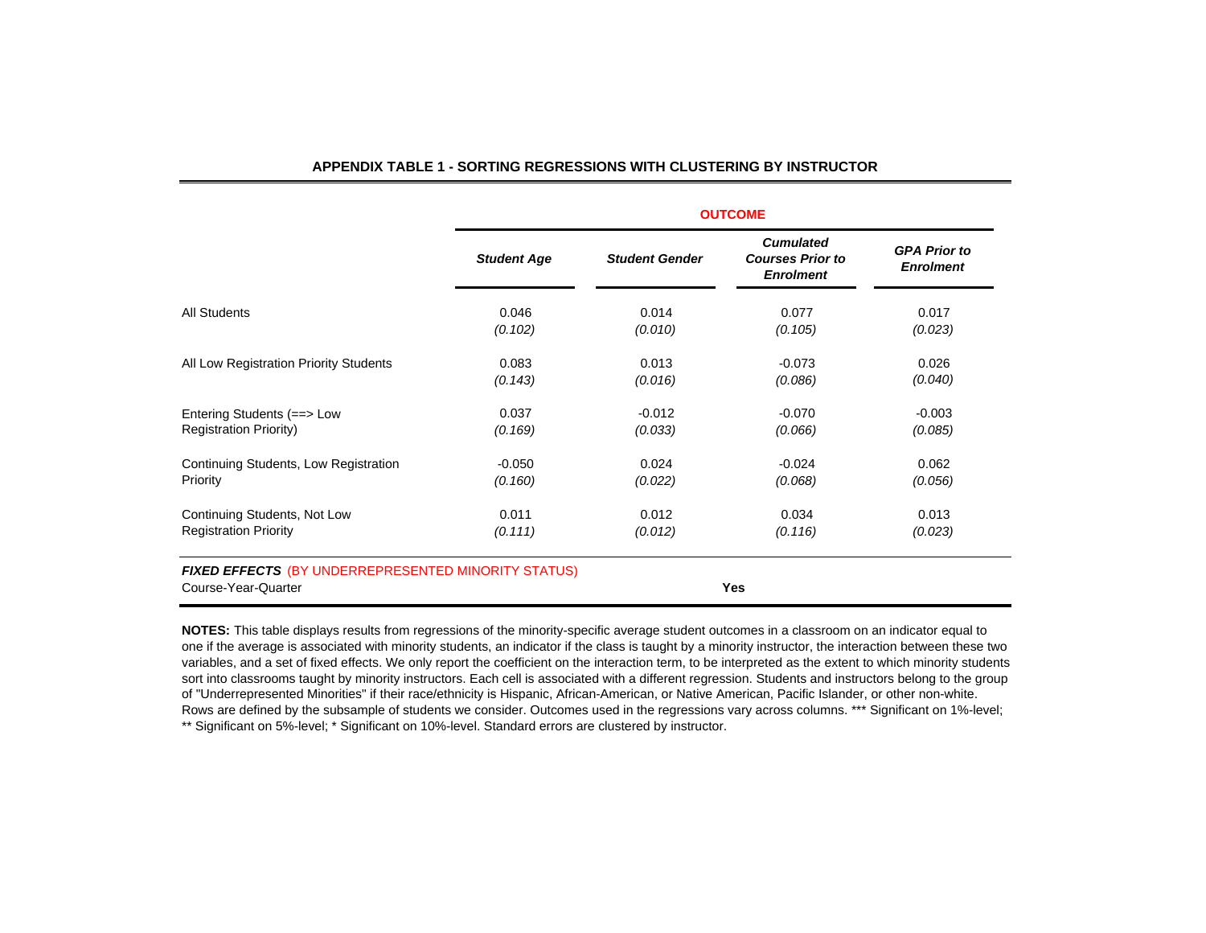**APPENDIX TABLE 1 - SORTING REGRESSIONS WITH CLUSTERING BY INSTRUCTOR**

| | OUTCOME | | | |
|---|---|---|---|---|
| | ***Student Age*** | ***Student Gender*** | ***Cumulated Courses Prior to Enrolment*** | ***GPA Prior to Enrolment*** |
| All Students | 0.046 | 0.014 | 0.077 | 0.017 |
| | *(0.102)* | *(0.010)* | *(0.105)* | *(0.023)* |
| All Low Registration Priority Students | 0.083 | 0.013 | -0.073 | 0.026 |
| | *(0.143)* | *(0.016)* | *(0.086)* | *(0.040)* |
| Entering Students (==> Low Registration Priority) | 0.037 | -0.012 | -0.070 | -0.003 |
| | *(0.169)* | *(0.033)* | *(0.066)* | *(0.085)* |
| Continuing Students, Low Registration Priority | -0.050 | 0.024 | -0.024 | 0.062 |
| | *(0.160)* | *(0.022)* | *(0.068)* | *(0.056)* |
| Continuing Students, Not Low Registration Priority | 0.011 | 0.012 | 0.034 | 0.013 |
| | *(0.111)* | *(0.012)* | *(0.116)* | *(0.023)* |
| ***FIXED EFFECTS*** (BY UNDERREPRESENTED MINORITY STATUS) | | | | |
| Course-Year-Quarter | | **Yes** | | |

**NOTES:** This table displays results from regressions of the minority-specific average student outcomes in a classroom on an indicator equal to one if the average is associated with minority students, an indicator if the class is taught by a minority instructor, the interaction between these two variables, and a set of fixed effects. We only report the coefficient on the interaction term, to be interpreted as the extent to which minority students sort into classrooms taught by minority instructors. Each cell is associated with a different regression. Students and instructors belong to the group of "Underrepresented Minorities" if their race/ethnicity is Hispanic, African-American, or Native American, Pacific Islander, or other non-white. Rows are defined by the subsample of students we consider. Outcomes used in the regressions vary across columns. *** Significant on 1%-level; ** Significant on 5%-level; * Significant on 10%-level. Standard errors are clustered by instructor.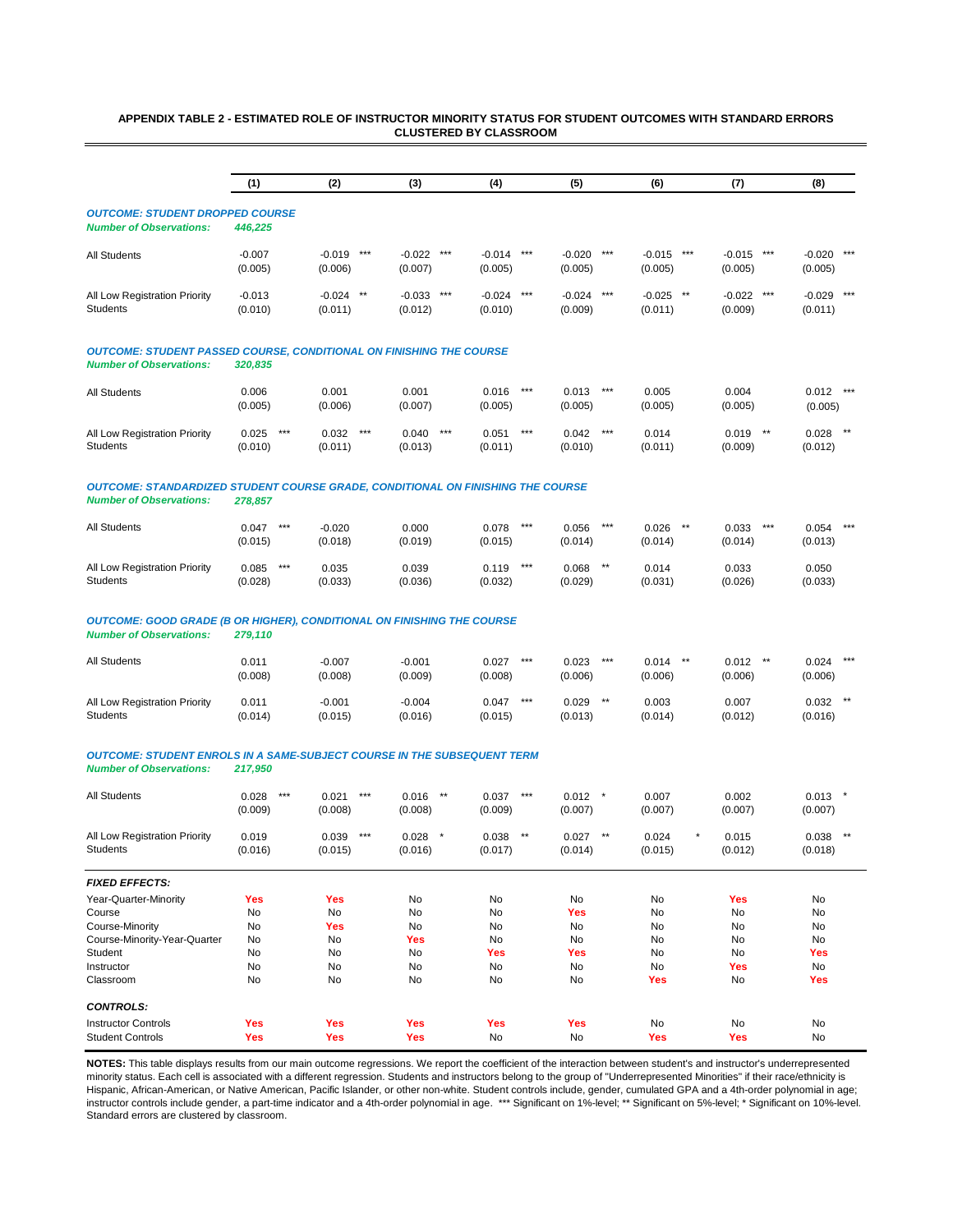**APPENDIX TABLE 2 - ESTIMATED ROLE OF INSTRUCTOR MINORITY STATUS FOR STUDENT OUTCOMES WITH STANDARD ERRORS CLUSTERED BY CLASSROOM**

| | (1) | (2) | (3) | (4) | (5) | (6) | (7) | (8) |
|---|---|---|---|---|---|---|---|---|
| ***OUTCOME: STUDENT DROPPED COURSE*** | | | | | | | | |
| ***Number of Observations:*** | ***446,225*** | | | | | | | |
| All Students | -0.007 | -0.019 *** | -0.022 *** | -0.014 *** | -0.020 *** | -0.015 *** | -0.015 *** | -0.020 *** |
| | (0.005) | (0.006) | (0.007) | (0.005) | (0.005) | (0.005) | (0.005) | (0.005) |
| All Low Registration Priority Students | -0.013 | -0.024 ** | -0.033 *** | -0.024 *** | -0.024 *** | -0.025 ** | -0.022 *** | -0.029 *** |
| | (0.010) | (0.011) | (0.012) | (0.010) | (0.009) | (0.011) | (0.009) | (0.011) |
| ***OUTCOME: STUDENT PASSED COURSE, CONDITIONAL ON FINISHING THE COURSE*** | | | | | | | | |
| ***Number of Observations:*** | ***320,835*** | | | | | | | |
| All Students | 0.006 | 0.001 | 0.001 | 0.016 *** | 0.013 *** | 0.005 | 0.004 | 0.012 *** |
| | (0.005) | (0.006) | (0.007) | (0.005) | (0.005) | (0.005) | (0.005) | (0.005) |
| All Low Registration Priority Students | 0.025 *** | 0.032 *** | 0.040 *** | 0.051 *** | 0.042 *** | 0.014 | 0.019 ** | 0.028 ** |
| | (0.010) | (0.011) | (0.013) | (0.011) | (0.010) | (0.011) | (0.009) | (0.012) |
| ***OUTCOME: STANDARDIZED STUDENT COURSE GRADE, CONDITIONAL ON FINISHING THE COURSE*** | | | | | | | | |
| ***Number of Observations:*** | ***278,857*** | | | | | | | |
| All Students | 0.047 *** | -0.020 | 0.000 | 0.078 *** | 0.056 *** | 0.026 ** | 0.033 *** | 0.054 *** |
| | (0.015) | (0.018) | (0.019) | (0.015) | (0.014) | (0.014) | (0.014) | (0.013) |
| All Low Registration Priority Students | 0.085 *** | 0.035 | 0.039 | 0.119 *** | 0.068 ** | 0.014 | 0.033 | 0.050 |
| | (0.028) | (0.033) | (0.036) | (0.032) | (0.029) | (0.031) | (0.026) | (0.033) |
| ***OUTCOME: GOOD GRADE (B OR HIGHER), CONDITIONAL ON FINISHING THE COURSE*** | | | | | | | | |
| ***Number of Observations:*** | ***279,110*** | | | | | | | |
| All Students | 0.011 | -0.007 | -0.001 | 0.027 *** | 0.023 *** | 0.014 ** | 0.012 ** | 0.024 *** |
| | (0.008) | (0.008) | (0.009) | (0.008) | (0.006) | (0.006) | (0.006) | (0.006) |
| All Low Registration Priority Students | 0.011 | -0.001 | -0.004 | 0.047 *** | 0.029 ** | 0.003 | 0.007 | 0.032 ** |
| | (0.014) | (0.015) | (0.016) | (0.015) | (0.013) | (0.014) | (0.012) | (0.016) |
| ***OUTCOME: STUDENT ENROLS IN A SAME-SUBJECT COURSE IN THE SUBSEQUENT TERM*** | | | | | | | | |
| ***Number of Observations:*** | ***217,950*** | | | | | | | |
| All Students | 0.028 *** | 0.021 *** | 0.016 ** | 0.037 *** | 0.012 * | 0.007 | 0.002 | 0.013 * |
| | (0.009) | (0.008) | (0.008) | (0.009) | (0.007) | (0.007) | (0.007) | (0.007) |
| All Low Registration Priority Students | 0.019 | 0.039 *** | 0.028 * | 0.038 ** | 0.027 ** | 0.024 * | 0.015 | 0.038 ** |
| | (0.016) | (0.015) | (0.016) | (0.017) | (0.014) | (0.015) | (0.012) | (0.018) |
| ***FIXED EFFECTS:*** | | | | | | | | |
| Year-Quarter-Minority | **Yes** | **Yes** | No | No | No | No | **Yes** | No |
| Course | No | No | No | No | **Yes** | No | No | No |
| Course-Minority | No | **Yes** | No | No | No | No | No | No |
| Course-Minority-Year-Quarter | No | No | **Yes** | No | No | No | No | No |
| Student | No | No | No | **Yes** | **Yes** | No | No | **Yes** |
| Instructor | No | No | No | No | No | No | **Yes** | No |
| Classroom | No | No | No | No | No | **Yes** | No | **Yes** |
| ***CONTROLS:*** | | | | | | | | |
| Instructor Controls | **Yes** | **Yes** | **Yes** | **Yes** | **Yes** | No | No | No |
| Student Controls | **Yes** | **Yes** | **Yes** | No | No | **Yes** | **Yes** | No |

**NOTES:** This table displays results from our main outcome regressions. We report the coefficient of the interaction between student's and instructor's underrepresented minority status. Each cell is associated with a different regression. Students and instructors belong to the group of "Underrepresented Minorities" if their race/ethnicity is Hispanic, African-American, or Native American, Pacific Islander, or other non-white. Student controls include gender, cumulated GPA and a 4th-order polynomial in age; instructor controls include gender, a part-time indicator and a 4th-order polynomial in age. *** Significant on 1%-level; ** Significant on 5%-level; * Significant on 10%-level. Standard errors are clustered by classroom.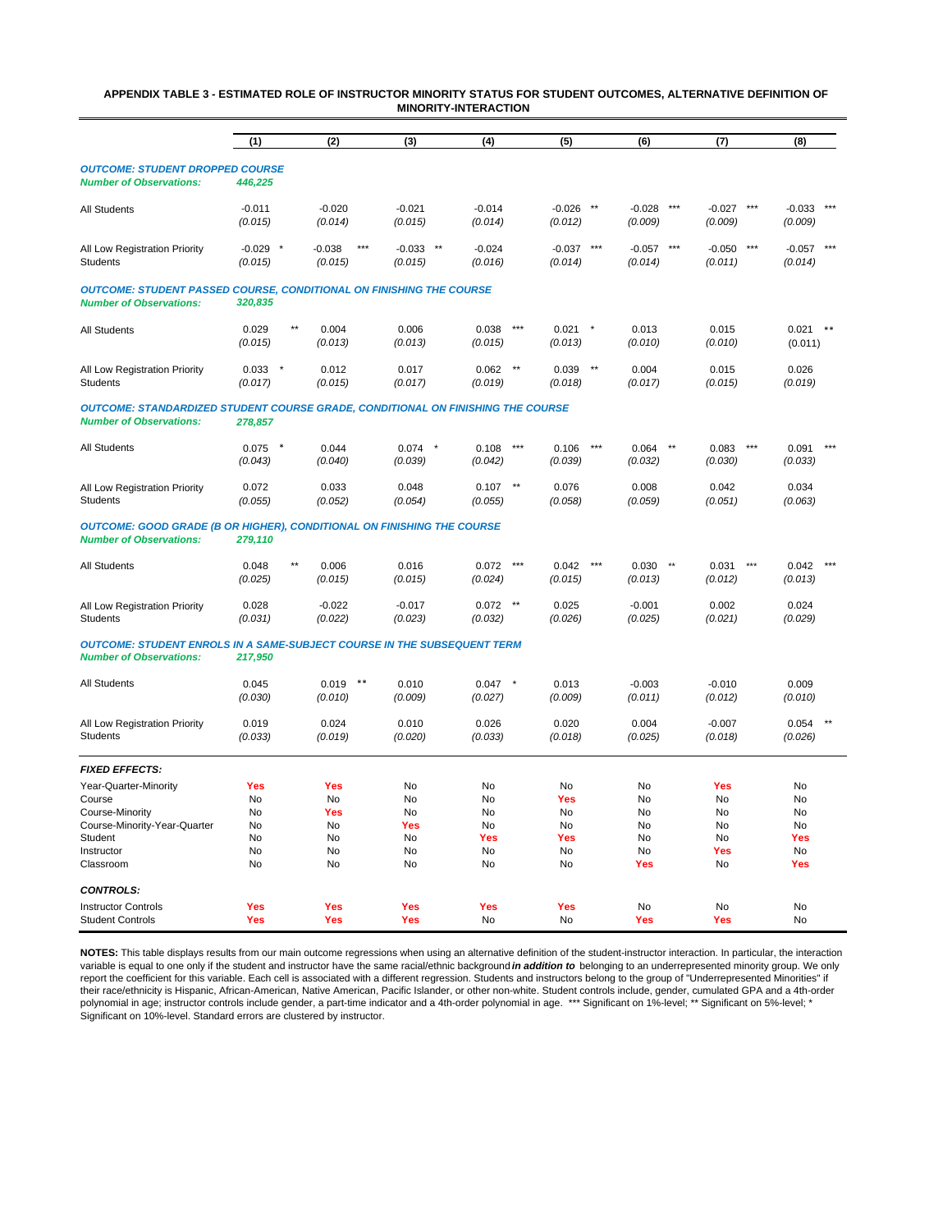**APPENDIX TABLE 3 - ESTIMATED ROLE OF INSTRUCTOR MINORITY STATUS FOR STUDENT OUTCOMES, ALTERNATIVE DEFINITION OF MINORITY-INTERACTION**

| | (1) | (2) | (3) | (4) | (5) | (6) | (7) | (8) |
|---|---|---|---|---|---|---|---|---|
| ***OUTCOME: STUDENT DROPPED COURSE*** | | | | | | | | |
| ***Number of Observations:*** | ***446,225*** | | | | | | | |
| All Students | -0.011 | -0.020 | -0.021 | -0.014 | -0.026 ** | -0.028 *** | -0.027 *** | -0.033 *** |
| | *(0.015)* | *(0.014)* | *(0.015)* | *(0.014)* | *(0.012)* | *(0.009)* | *(0.009)* | *(0.009)* |
| All Low Registration Priority Students | -0.029 * | -0.038 *** | -0.033 ** | -0.024 | -0.037 *** | -0.057 *** | -0.050 *** | -0.057 *** |
| | *(0.015)* | *(0.015)* | *(0.015)* | *(0.016)* | *(0.014)* | *(0.014)* | *(0.011)* | *(0.014)* |
| ***OUTCOME: STUDENT PASSED COURSE, CONDITIONAL ON FINISHING THE COURSE*** | | | | | | | | |
| ***Number of Observations:*** | ***320,835*** | | | | | | | |
| All Students | 0.029 ** | 0.004 | 0.006 | 0.038 *** | 0.021 * | 0.013 | 0.015 | 0.021 ** |
| | *(0.015)* | *(0.013)* | *(0.013)* | *(0.015)* | *(0.013)* | *(0.010)* | *(0.010)* | (0.011) |
| All Low Registration Priority Students | 0.033 * | 0.012 | 0.017 | 0.062 ** | 0.039 ** | 0.004 | 0.015 | 0.026 |
| | *(0.017)* | *(0.015)* | *(0.017)* | *(0.019)* | *(0.018)* | *(0.017)* | *(0.015)* | *(0.019)* |
| ***OUTCOME: STANDARDIZED STUDENT COURSE GRADE, CONDITIONAL ON FINISHING THE COURSE*** | | | | | | | | |
| ***Number of Observations:*** | ***278,857*** | | | | | | | |
| All Students | 0.075 * | 0.044 | 0.074 * | 0.108 *** | 0.106 *** | 0.064 ** | 0.083 *** | 0.091 *** |
| | *(0.043)* | *(0.040)* | *(0.039)* | *(0.042)* | *(0.039)* | *(0.032)* | *(0.030)* | *(0.033)* |
| All Low Registration Priority Students | 0.072 | 0.033 | 0.048 | 0.107 ** | 0.076 | 0.008 | 0.042 | 0.034 |
| | *(0.055)* | *(0.052)* | *(0.054)* | *(0.055)* | *(0.058)* | *(0.059)* | *(0.051)* | *(0.063)* |
| ***OUTCOME: GOOD GRADE (B OR HIGHER), CONDITIONAL ON FINISHING THE COURSE*** | | | | | | | | |
| ***Number of Observations:*** | ***279,110*** | | | | | | | |
| All Students | 0.048 ** | 0.006 | 0.016 | 0.072 *** | 0.042 *** | 0.030 ** | 0.031 *** | 0.042 *** |
| | *(0.025)* | *(0.015)* | *(0.015)* | *(0.024)* | *(0.015)* | *(0.013)* | *(0.012)* | *(0.013)* |
| All Low Registration Priority Students | 0.028 | -0.022 | -0.017 | 0.072 ** | 0.025 | -0.001 | 0.002 | 0.024 |
| | *(0.031)* | *(0.022)* | *(0.023)* | *(0.032)* | *(0.026)* | *(0.025)* | *(0.021)* | *(0.029)* |
| ***OUTCOME: STUDENT ENROLS IN A SAME-SUBJECT COURSE IN THE SUBSEQUENT TERM*** | | | | | | | | |
| ***Number of Observations:*** | ***217,950*** | | | | | | | |
| All Students | 0.045 | 0.019 ** | 0.010 | 0.047 * | 0.013 | -0.003 | -0.010 | 0.009 |
| | *(0.030)* | *(0.010)* | *(0.009)* | *(0.027)* | *(0.009)* | *(0.011)* | *(0.012)* | *(0.010)* |
| All Low Registration Priority Students | 0.019 | 0.024 | 0.010 | 0.026 | 0.020 | 0.004 | -0.007 | 0.054 ** |
| | *(0.033)* | *(0.019)* | *(0.020)* | *(0.033)* | *(0.018)* | *(0.025)* | *(0.018)* | *(0.026)* |
| ***FIXED EFFECTS:*** | | | | | | | | |
| Year-Quarter-Minority | Yes | Yes | No | No | No | No | Yes | No |
| Course | No | No | No | No | Yes | No | No | No |
| Course-Minority | No | Yes | No | No | No | No | No | No |
| Course-Minority-Year-Quarter | No | No | Yes | No | No | No | No | No |
| Student | No | No | No | Yes | Yes | No | No | Yes |
| Instructor | No | No | No | No | No | No | Yes | No |
| Classroom | No | No | No | No | No | Yes | No | Yes |
| ***CONTROLS:*** | | | | | | | | |
| Instructor Controls | Yes | Yes | Yes | Yes | Yes | No | No | No |
| Student Controls | Yes | Yes | Yes | No | No | Yes | Yes | No |

**NOTES:** This table displays results from our main outcome regressions when using an alternative definition of the student-instructor interaction. In particular, the interaction variable is equal to one only if the student and instructor have the same racial/ethnic background ***in addition to*** belonging to an underrepresented minority group. We only report the coefficient for this variable. Each cell is associated with a different regression. Students and instructors belong to the group of "Underrepresented Minorities" if their race/ethnicity is Hispanic, African-American, Native American, Pacific Islander, or other non-white. Student controls include, gender, cumulated GPA and a 4th-order polynomial in age; instructor controls include gender, a part-time indicator and a 4th-order polynomial in age. *** Significant on 1%-level; ** Significant on 5%-level; * Significant on 10%-level. Standard errors are clustered by instructor.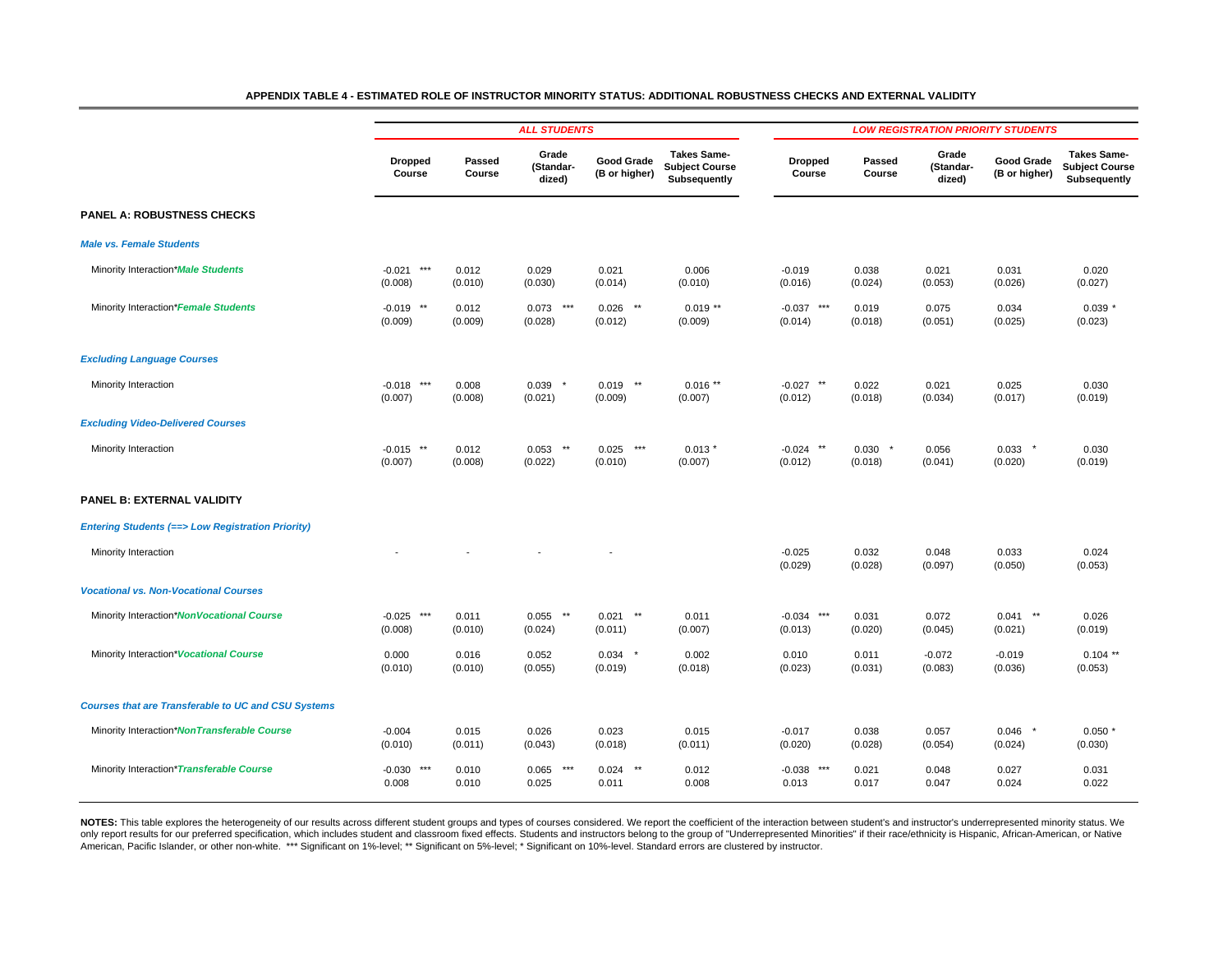**APPENDIX TABLE 4 - ESTIMATED ROLE OF INSTRUCTOR MINORITY STATUS: ADDITIONAL ROBUSTNESS CHECKS AND EXTERNAL VALIDITY**

| | *ALL STUDENTS* | | | | | *LOW REGISTRATION PRIORITY STUDENTS* | | | | |
|---|---|---|---|---|---|---|---|---|---|---|
| | **Dropped Course** | **Passed Course** | **Grade (Standar-dized)** | **Good Grade (B or higher)** | **Takes Same-Subject Course Subsequently** | **Dropped Course** | **Passed Course** | **Grade (Standar-dized)** | **Good Grade (B or higher)** | **Takes Same-Subject Course Subsequently** |
| **PANEL A: ROBUSTNESS CHECKS** | | | | | | | | | | |
| ***Male vs. Female Students*** | | | | | | | | | | |
| Minority Interaction**Male Students* | -0.021 *** | 0.012 | 0.029 | 0.021 | 0.006 | -0.019 | 0.038 | 0.021 | 0.031 | 0.020 |
| | (0.008) | (0.010) | (0.030) | (0.014) | (0.010) | (0.016) | (0.024) | (0.053) | (0.026) | (0.027) |
| Minority Interaction**Female Students* | -0.019 ** | 0.012 | 0.073 *** | 0.026 ** | 0.019 ** | -0.037 *** | 0.019 | 0.075 | 0.034 | 0.039 * |
| | (0.009) | (0.009) | (0.028) | (0.012) | (0.009) | (0.014) | (0.018) | (0.051) | (0.025) | (0.023) |
| ***Excluding Language Courses*** | | | | | | | | | | |
| Minority Interaction | -0.018 *** | 0.008 | 0.039 * | 0.019 ** | 0.016 ** | -0.027 ** | 0.022 | 0.021 | 0.025 | 0.030 |
| | (0.007) | (0.008) | (0.021) | (0.009) | (0.007) | (0.012) | (0.018) | (0.034) | (0.017) | (0.019) |
| ***Excluding Video-Delivered Courses*** | | | | | | | | | | |
| Minority Interaction | -0.015 ** | 0.012 | 0.053 ** | 0.025 *** | 0.013 * | -0.024 ** | 0.030 * | 0.056 | 0.033 * | 0.030 |
| | (0.007) | (0.008) | (0.022) | (0.010) | (0.007) | (0.012) | (0.018) | (0.041) | (0.020) | (0.019) |
| **PANEL B: EXTERNAL VALIDITY** | | | | | | | | | | |
| ***Entering Students (==> Low Registration Priority)*** | | | | | | | | | | |
| Minority Interaction | - | - | - | - | | -0.025 | 0.032 | 0.048 | 0.033 | 0.024 |
| | | | | | | (0.029) | (0.028) | (0.097) | (0.050) | (0.053) |
| ***Vocational vs. Non-Vocational Courses*** | | | | | | | | | | |
| Minority Interaction**NonVocational Course* | -0.025 *** | 0.011 | 0.055 ** | 0.021 ** | 0.011 | -0.034 *** | 0.031 | 0.072 | 0.041 ** | 0.026 |
| | (0.008) | (0.010) | (0.024) | (0.011) | (0.007) | (0.013) | (0.020) | (0.045) | (0.021) | (0.019) |
| Minority Interaction**Vocational Course* | 0.000 | 0.016 | 0.052 | 0.034 * | 0.002 | 0.010 | 0.011 | -0.072 | -0.019 | 0.104 ** |
| | (0.010) | (0.010) | (0.055) | (0.019) | (0.018) | (0.023) | (0.031) | (0.083) | (0.036) | (0.053) |
| ***Courses that are Transferable to UC and CSU Systems*** | | | | | | | | | | |
| Minority Interaction**NonTransferable Course* | -0.004 | 0.015 | 0.026 | 0.023 | 0.015 | -0.017 | 0.038 | 0.057 | 0.046 * | 0.050 * |
| | (0.010) | (0.011) | (0.043) | (0.018) | (0.011) | (0.020) | (0.028) | (0.054) | (0.024) | (0.030) |
| Minority Interaction**Transferable Course* | -0.030 *** | 0.010 | 0.065 *** | 0.024 ** | 0.012 | -0.038 *** | 0.021 | 0.048 | 0.027 | 0.031 |
| | 0.008 | 0.010 | 0.025 | 0.011 | 0.008 | 0.013 | 0.017 | 0.047 | 0.024 | 0.022 |

**NOTES:** This table explores the heterogeneity of our results across different student groups and types of courses considered. We report the coefficient of the interaction between student's and instructor's underrepresented minority status. We only report results for our preferred specification, which includes student and classroom fixed effects. Students and instructors belong to the group of "Underrepresented Minorities" if their race/ethnicity is Hispanic, African-American, or Native American, Pacific Islander, or other non-white. *** Significant on 1%-level; ** Significant on 5%-level; * Significant on 10%-level. Standard errors are clustered by instructor.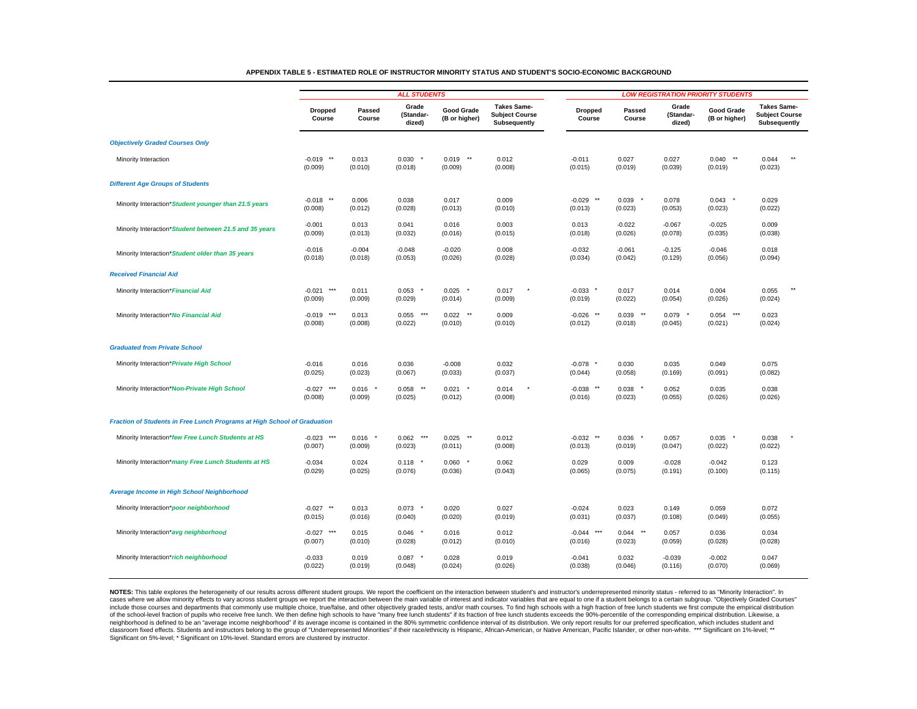**APPENDIX TABLE 5 - ESTIMATED ROLE OF INSTRUCTOR MINORITY STATUS AND STUDENT'S SOCIO-ECONOMIC BACKGROUND**

| | ALL STUDENTS | | | | | LOW REGISTRATION PRIORITY STUDENTS | | | | |
|---|---|---|---|---|---|---|---|---|---|---|
| | Dropped Course | Passed Course | Grade (Standardized) | Good Grade (B or higher) | Takes Same-Subject Course Subsequently | Dropped Course | Passed Course | Grade (Standardized) | Good Grade (B or higher) | Takes Same-Subject Course Subsequently |
| ***Objectively Graded Courses Only*** | | | | | | | | | | |
| Minority Interaction | -0.019 ** | 0.013 | 0.030 * | 0.019 ** | 0.012 | -0.011 | 0.027 | 0.027 | 0.040 ** | 0.044 ** |
| | (0.009) | (0.010) | (0.018) | (0.009) | (0.008) | (0.015) | (0.019) | (0.039) | (0.019) | (0.023) |
| ***Different Age Groups of Students*** | | | | | | | | | | |
| Minority Interaction\****Student younger than 21.5 years*** | -0.018 ** | 0.006 | 0.038 | 0.017 | 0.009 | -0.029 ** | 0.039 * | 0.078 | 0.043 * | 0.029 |
| | (0.008) | (0.012) | (0.028) | (0.013) | (0.010) | (0.013) | (0.023) | (0.053) | (0.023) | (0.022) |
| Minority Interaction\****Student between 21.5 and 35 years*** | -0.001 | 0.013 | 0.041 | 0.016 | 0.003 | 0.013 | -0.022 | -0.067 | -0.025 | 0.009 |
| | (0.009) | (0.013) | (0.032) | (0.016) | (0.015) | (0.018) | (0.026) | (0.078) | (0.035) | (0.038) |
| Minority Interaction\****Student older than 35 years*** | -0.016 | -0.004 | -0.048 | -0.020 | 0.008 | -0.032 | -0.061 | -0.125 | -0.046 | 0.018 |
| | (0.018) | (0.018) | (0.053) | (0.026) | (0.028) | (0.034) | (0.042) | (0.129) | (0.056) | (0.094) |
| ***Received Financial Aid*** | | | | | | | | | | |
| Minority Interaction\****Financial Aid*** | -0.021 *** | 0.011 | 0.053 * | 0.025 * | 0.017 * | -0.033 * | 0.017 | 0.014 | 0.004 | 0.055 ** |
| | (0.009) | (0.009) | (0.029) | (0.014) | (0.009) | (0.019) | (0.022) | (0.054) | (0.026) | (0.024) |
| Minority Interaction\****No Financial Aid*** | -0.019 *** | 0.013 | 0.055 *** | 0.022 ** | 0.009 | -0.026 ** | 0.039 ** | 0.079 * | 0.054 *** | 0.023 |
| | (0.008) | (0.008) | (0.022) | (0.010) | (0.010) | (0.012) | (0.018) | (0.045) | (0.021) | (0.024) |
| ***Graduated from Private School*** | | | | | | | | | | |
| Minority Interaction\****Private High School*** | -0.016 | 0.016 | 0.036 | -0.008 | 0.032 | -0.078 * | 0.030 | 0.035 | 0.049 | 0.075 |
| | (0.025) | (0.023) | (0.067) | (0.033) | (0.037) | (0.044) | (0.058) | (0.169) | (0.091) | (0.082) |
| Minority Interaction\****Non-Private High School*** | -0.027 *** | 0.016 * | 0.058 ** | 0.021 * | 0.014 * | -0.038 ** | 0.038 * | 0.052 | 0.035 | 0.038 |
| | (0.008) | (0.009) | (0.025) | (0.012) | (0.008) | (0.016) | (0.023) | (0.055) | (0.026) | (0.026) |
| ***Fraction of Students in Free Lunch Programs at High School of Graduation*** | | | | | | | | | | |
| Minority Interaction\****few Free Lunch Students at HS*** | -0.023 *** | 0.016 * | 0.062 *** | 0.025 ** | 0.012 | -0.032 ** | 0.036 * | 0.057 | 0.035 * | 0.038 * |
| | (0.007) | (0.009) | (0.023) | (0.011) | (0.008) | (0.013) | (0.019) | (0.047) | (0.022) | (0.022) |
| Minority Interaction\****many Free Lunch Students at HS*** | -0.034 | 0.024 | 0.118 * | 0.060 * | 0.062 | 0.029 | 0.009 | -0.028 | -0.042 | 0.123 |
| | (0.029) | (0.025) | (0.076) | (0.036) | (0.043) | (0.065) | (0.075) | (0.191) | (0.100) | (0.115) |
| ***Average Income in High School Neighborhood*** | | | | | | | | | | |
| Minority Interaction\****poor neighborhood*** | -0.027 ** | 0.013 | 0.073 * | 0.020 | 0.027 | -0.024 | 0.023 | 0.149 | 0.059 | 0.072 |
| | (0.015) | (0.016) | (0.040) | (0.020) | (0.019) | (0.031) | (0.037) | (0.108) | (0.049) | (0.055) |
| Minority Interaction\****avg neighborhood*** | -0.027 *** | 0.015 | 0.046 * | 0.016 | 0.012 | -0.044 *** | 0.044 ** | 0.057 | 0.036 | 0.034 |
| | (0.007) | (0.010) | (0.028) | (0.012) | (0.010) | (0.016) | (0.023) | (0.059) | (0.028) | (0.028) |
| Minority Interaction\****rich neighborhood*** | -0.033 | 0.019 | 0.087 * | 0.028 | 0.019 | -0.041 | 0.032 | -0.039 | -0.002 | 0.047 |
| | (0.022) | (0.019) | (0.048) | (0.024) | (0.026) | (0.038) | (0.046) | (0.116) | (0.070) | (0.069) |

**NOTES:** This table explores the heterogeneity of our results across different student groups. We report the coefficient on the interaction between student's and instructor's underrepresented minority status - referred to as "Minority Interaction". In cases where we allow minority effects to vary across student groups we report the interaction between the main variable of interest and indicator variables that are equal to one if a student belongs to a certain subgroup. "Objectively Graded Courses" include those courses and departments that commonly use multiple choice, true/false, and other objectively graded tests, and/or math courses. To find high schools with a high fraction of free lunch students we first compute the empirical distribution of the school-level fraction of pupils who receive free lunch. We then define high schools to have "many free lunch students" if its fraction of free lunch students exceeds the 90%-percentile of the corresponding empirical distribution. Likewise, a neighborhood is defined to be an "average income neighborhood" if its average income is contained in the 80% symmetric confidence interval of its distribution. We only report results for our preferred specification, which includes student and classroom fixed effects. Students and instructors belong to the group of "Underrepresented Minorities" if their race/ethnicity is Hispanic, African-American, or Native American, Pacific Islander, or other non-white. *** Significant on 1%-level; ** Significant on 5%-level; * Significant on 10%-level. Standard errors are clustered by instructor.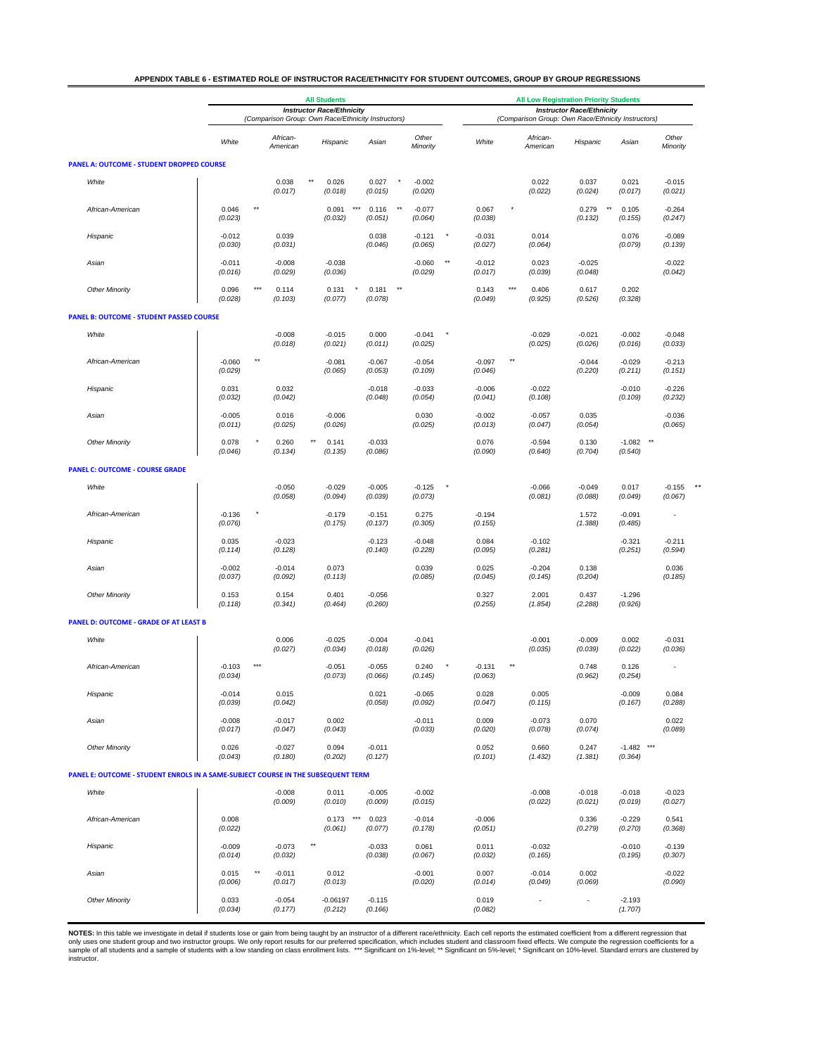**APPENDIX TABLE 6 - ESTIMATED ROLE OF INSTRUCTOR RACE/ETHNICITY FOR STUDENT OUTCOMES, GROUP BY GROUP REGRESSIONS**

| | All Students — Instructor Race/Ethnicity (Comparison Group: Own Race/Ethnicity Instructors) | | | | | All Low Registration Priority Students — Instructor Race/Ethnicity (Comparison Group: Own Race/Ethnicity Instructors) | | | | |
|---|---|---|---|---|---|---|---|---|---|---|
| | White | African-American | Hispanic | Asian | Other Minority | White | African-American | Hispanic | Asian | Other Minority |
| **PANEL A: OUTCOME - STUDENT DROPPED COURSE** | | | | | | | | | | |
| *White* | | 0.038 ** | 0.026 | 0.027 * | -0.002 | | 0.022 | 0.037 | 0.021 | -0.015 |
| | | *(0.017)* | *(0.018)* | *(0.015)* | *(0.020)* | | *(0.022)* | *(0.024)* | *(0.017)* | *(0.021)* |
| *African-American* | 0.046 ** | | 0.091 *** | 0.116 ** | -0.077 | 0.067 * | | 0.279 ** | 0.105 | -0.264 |
| | *(0.023)* | | *(0.032)* | *(0.051)* | *(0.064)* | *(0.038)* | | *(0.132)* | *(0.155)* | *(0.247)* |
| *Hispanic* | -0.012 | 0.039 | | 0.038 | -0.121 * | -0.031 | 0.014 | | 0.076 | -0.089 |
| | *(0.030)* | *(0.031)* | | *(0.046)* | *(0.065)* | *(0.027)* | *(0.064)* | | *(0.079)* | *(0.139)* |
| *Asian* | -0.011 | -0.008 | -0.038 | | -0.060 ** | -0.012 | 0.023 | -0.025 | | -0.022 |
| | *(0.016)* | *(0.029)* | *(0.036)* | | *(0.029)* | *(0.017)* | *(0.039)* | *(0.048)* | | *(0.042)* |
| *Other Minority* | 0.096 *** | 0.114 | 0.131 * | 0.181 ** | | 0.143 *** | 0.406 | 0.617 | 0.202 | |
| | *(0.028)* | *(0.103)* | *(0.077)* | *(0.078)* | | *(0.049)* | *(0.925)* | *(0.526)* | *(0.328)* | |
| **PANEL B: OUTCOME - STUDENT PASSED COURSE** | | | | | | | | | | |
| *White* | | -0.008 | -0.015 | 0.000 | -0.041 * | | -0.029 | -0.021 | -0.002 | -0.048 |
| | | *(0.018)* | *(0.021)* | *(0.011)* | *(0.025)* | | *(0.025)* | *(0.026)* | *(0.016)* | *(0.033)* |
| *African-American* | -0.060 ** | | -0.081 | -0.067 | -0.054 | -0.097 ** | | -0.044 | -0.029 | -0.213 |
| | *(0.029)* | | *(0.065)* | *(0.053)* | *(0.109)* | *(0.046)* | | *(0.220)* | *(0.211)* | *(0.151)* |
| *Hispanic* | 0.031 | 0.032 | | -0.018 | -0.033 | -0.006 | -0.022 | | -0.010 | -0.226 |
| | *(0.032)* | *(0.042)* | | *(0.048)* | *(0.054)* | *(0.041)* | *(0.108)* | | *(0.109)* | *(0.232)* |
| *Asian* | -0.005 | 0.016 | -0.006 | | 0.030 | -0.002 | -0.057 | 0.035 | | -0.036 |
| | *(0.011)* | *(0.025)* | *(0.026)* | | *(0.025)* | *(0.013)* | *(0.047)* | *(0.054)* | | *(0.065)* |
| *Other Minority* | 0.078 * | 0.260 ** | 0.141 | -0.033 | | 0.076 | -0.594 | 0.130 | -1.082 ** | |
| | *(0.046)* | *(0.134)* | *(0.135)* | *(0.086)* | | *(0.090)* | *(0.640)* | *(0.704)* | *(0.540)* | |
| **PANEL C: OUTCOME - COURSE GRADE** | | | | | | | | | | |
| *White* | | -0.050 | -0.029 | -0.005 | -0.125 * | | -0.066 | -0.049 | 0.017 | -0.155 ** |
| | | *(0.058)* | *(0.094)* | *(0.039)* | *(0.073)* | | *(0.081)* | *(0.088)* | *(0.049)* | *(0.067)* |
| *African-American* | -0.136 * | | -0.179 | -0.151 | 0.275 | -0.194 | | 1.572 | -0.091 | - |
| | *(0.076)* | | *(0.175)* | *(0.137)* | *(0.305)* | *(0.155)* | | *(1.388)* | *(0.485)* | |
| *Hispanic* | 0.035 | -0.023 | | -0.123 | -0.048 | 0.084 | -0.102 | | -0.321 | -0.211 |
| | *(0.114)* | *(0.128)* | | *(0.140)* | *(0.228)* | *(0.095)* | *(0.281)* | | *(0.251)* | *(0.594)* |
| *Asian* | -0.002 | -0.014 | 0.073 | | 0.039 | 0.025 | -0.204 | 0.138 | | 0.036 |
| | *(0.037)* | *(0.092)* | *(0.113)* | | *(0.085)* | *(0.045)* | *(0.145)* | *(0.204)* | | *(0.185)* |
| *Other Minority* | 0.153 | 0.154 | 0.401 | -0.056 | | 0.327 | 2.001 | 0.437 | -1.296 | |
| | *(0.118)* | *(0.341)* | *(0.464)* | *(0.260)* | | *(0.255)* | *(1.854)* | *(2.288)* | *(0.926)* | |
| **PANEL D: OUTCOME - GRADE OF AT LEAST B** | | | | | | | | | | |
| *White* | | 0.006 | -0.025 | -0.004 | -0.041 | | -0.001 | -0.009 | 0.002 | -0.031 |
| | | *(0.027)* | *(0.034)* | *(0.018)* | *(0.026)* | | *(0.035)* | *(0.039)* | *(0.022)* | *(0.036)* |
| *African-American* | -0.103 *** | | -0.051 | -0.055 | 0.240 * | -0.131 ** | | 0.748 | 0.126 | - |
| | *(0.034)* | | *(0.073)* | *(0.066)* | *(0.145)* | *(0.063)* | | *(0.962)* | *(0.254)* | |
| *Hispanic* | -0.014 | 0.015 | | 0.021 | -0.065 | 0.028 | 0.005 | | -0.009 | 0.084 |
| | *(0.039)* | *(0.042)* | | *(0.058)* | *(0.092)* | *(0.047)* | *(0.115)* | | *(0.167)* | *(0.288)* |
| *Asian* | -0.008 | -0.017 | 0.002 | | -0.011 | 0.009 | -0.073 | 0.070 | | 0.022 |
| | *(0.017)* | *(0.047)* | *(0.043)* | | *(0.033)* | *(0.020)* | *(0.078)* | *(0.074)* | | *(0.089)* |
| *Other Minority* | 0.026 | -0.027 | 0.094 | -0.011 | | 0.052 | 0.660 | 0.247 | -1.482 *** | |
| | *(0.043)* | *(0.180)* | *(0.202)* | *(0.127)* | | *(0.101)* | *(1.432)* | *(1.381)* | *(0.364)* | |
| **PANEL E: OUTCOME - STUDENT ENROLS IN A SAME-SUBJECT COURSE IN THE SUBSEQUENT TERM** | | | | | | | | | | |
| *White* | | -0.008 | 0.011 | -0.005 | -0.002 | | -0.008 | -0.018 | -0.018 | -0.023 |
| | | *(0.009)* | *(0.010)* | *(0.009)* | *(0.015)* | | *(0.022)* | *(0.021)* | *(0.019)* | *(0.027)* |
| *African-American* | 0.008 | | 0.173 *** | 0.023 | -0.014 | -0.006 | | 0.336 | -0.229 | 0.541 |
| | *(0.022)* | | *(0.061)* | *(0.077)* | *(0.178)* | *(0.051)* | | *(0.279)* | *(0.270)* | *(0.368)* |
| *Hispanic* | -0.009 | -0.073 ** | | -0.033 | 0.061 | 0.011 | -0.032 | | -0.010 | -0.139 |
| | *(0.014)* | *(0.032)* | | *(0.038)* | *(0.067)* | *(0.032)* | *(0.165)* | | *(0.195)* | *(0.307)* |
| *Asian* | 0.015 ** | -0.011 | 0.012 | | -0.001 | 0.007 | -0.014 | 0.002 | | -0.022 |
| | *(0.006)* | *(0.017)* | *(0.013)* | | *(0.020)* | *(0.014)* | *(0.049)* | *(0.069)* | | *(0.090)* |
| *Other Minority* | 0.033 | -0.054 | -0.06197 | -0.115 | | 0.019 | - | - | -2.193 | |
| | *(0.034)* | *(0.177)* | *(0.212)* | *(0.166)* | | *(0.082)* | | | *(1.707)* | |

**NOTES:** In this table we investigate in detail if students lose or gain from being taught by an instructor of a different race/ethnicity. Each cell reports the estimated coefficient from a different regression that only uses one student group and two instructor groups. We only report results for our preferred specification, which includes student and classroom fixed effects. We compute the regression coefficients for a sample of all students and a sample of students with a low standing on class enrollment lists. *** Significant on 1%-level; ** Significant on 5%-level; * Significant on 10%-level. Standard errors are clustered by instructor.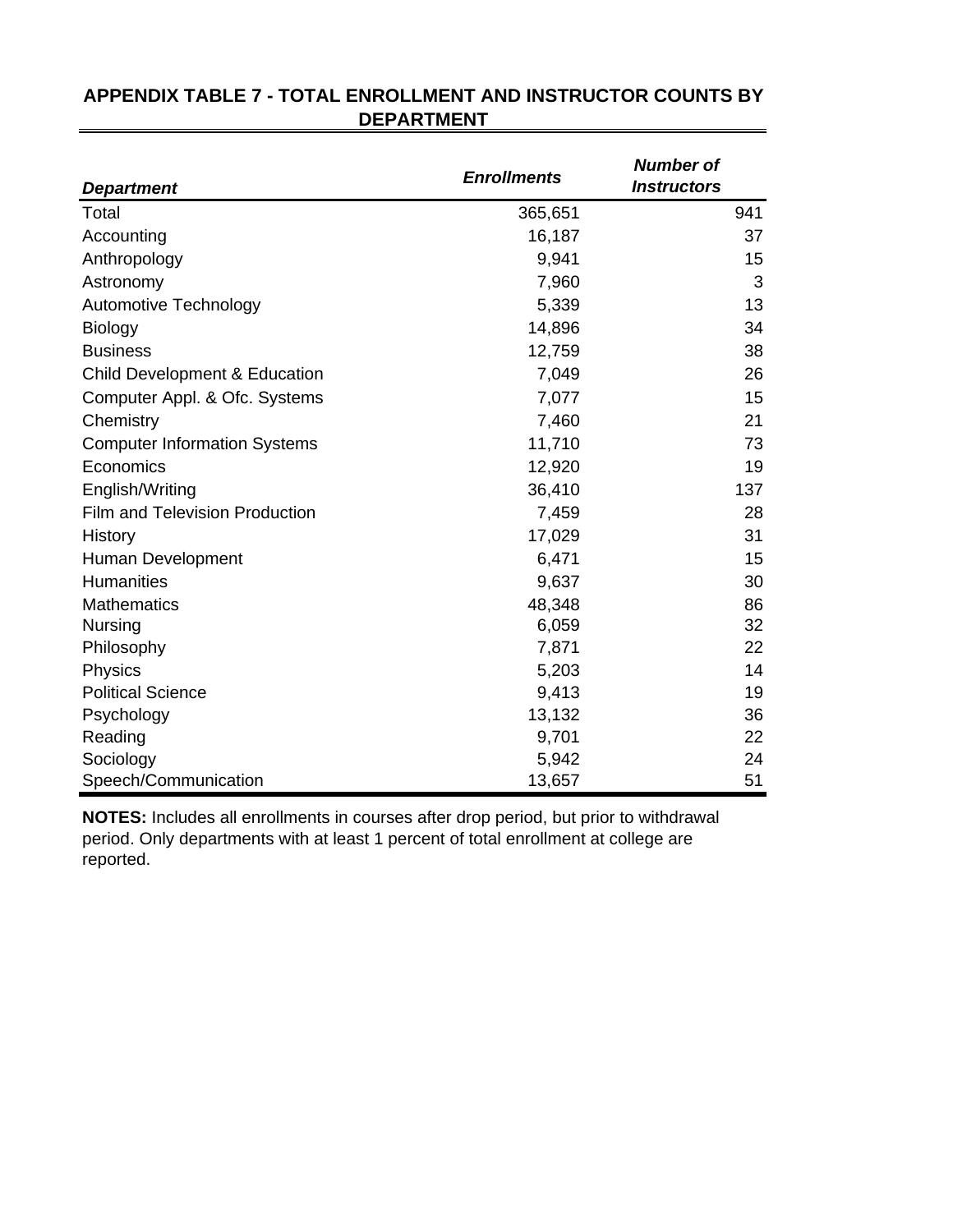## APPENDIX TABLE 7 - TOTAL ENROLLMENT AND INSTRUCTOR COUNTS BY DEPARTMENT

| *Department* | *Enrollments* | *Number of Instructors* |
|---|---:|---:|
| Total | 365,651 | 941 |
| Accounting | 16,187 | 37 |
| Anthropology | 9,941 | 15 |
| Astronomy | 7,960 | 3 |
| Automotive Technology | 5,339 | 13 |
| Biology | 14,896 | 34 |
| Business | 12,759 | 38 |
| Child Development & Education | 7,049 | 26 |
| Computer Appl. & Ofc. Systems | 7,077 | 15 |
| Chemistry | 7,460 | 21 |
| Computer Information Systems | 11,710 | 73 |
| Economics | 12,920 | 19 |
| English/Writing | 36,410 | 137 |
| Film and Television Production | 7,459 | 28 |
| History | 17,029 | 31 |
| Human Development | 6,471 | 15 |
| Humanities | 9,637 | 30 |
| Mathematics | 48,348 | 86 |
| Nursing | 6,059 | 32 |
| Philosophy | 7,871 | 22 |
| Physics | 5,203 | 14 |
| Political Science | 9,413 | 19 |
| Psychology | 13,132 | 36 |
| Reading | 9,701 | 22 |
| Sociology | 5,942 | 24 |
| Speech/Communication | 13,657 | 51 |

**NOTES:** Includes all enrollments in courses after drop period, but prior to withdrawal period. Only departments with at least 1 percent of total enrollment at college are reported.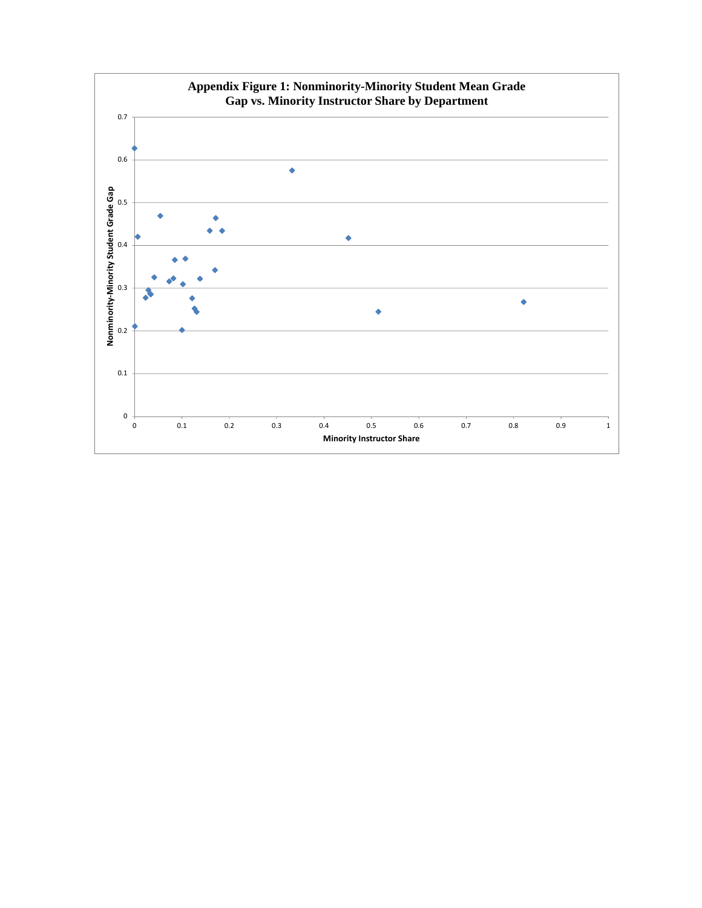**Appendix Figure 1: Nonminority-Minority Student Mean Grade Gap vs. Minority Instructor Share by Department**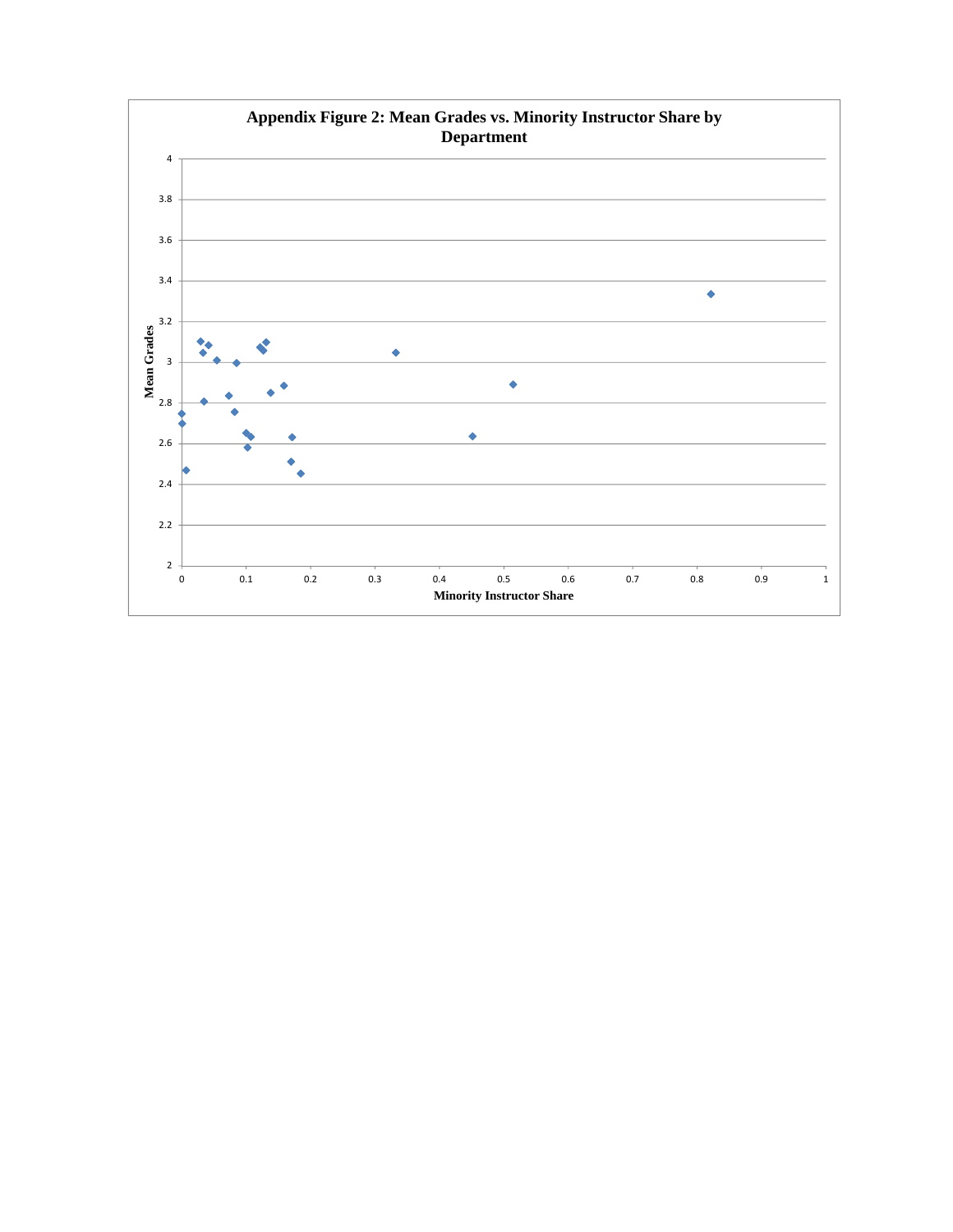**Appendix Figure 2: Mean Grades vs. Minority Instructor Share by Department**

Mean Grades

4
3.8
3.6
3.4
3.2
3
2.8
2.6
2.4
2.2
2

0 0.1 0.2 0.3 0.4 0.5 0.6 0.7 0.8 0.9 1

Minority Instructor Share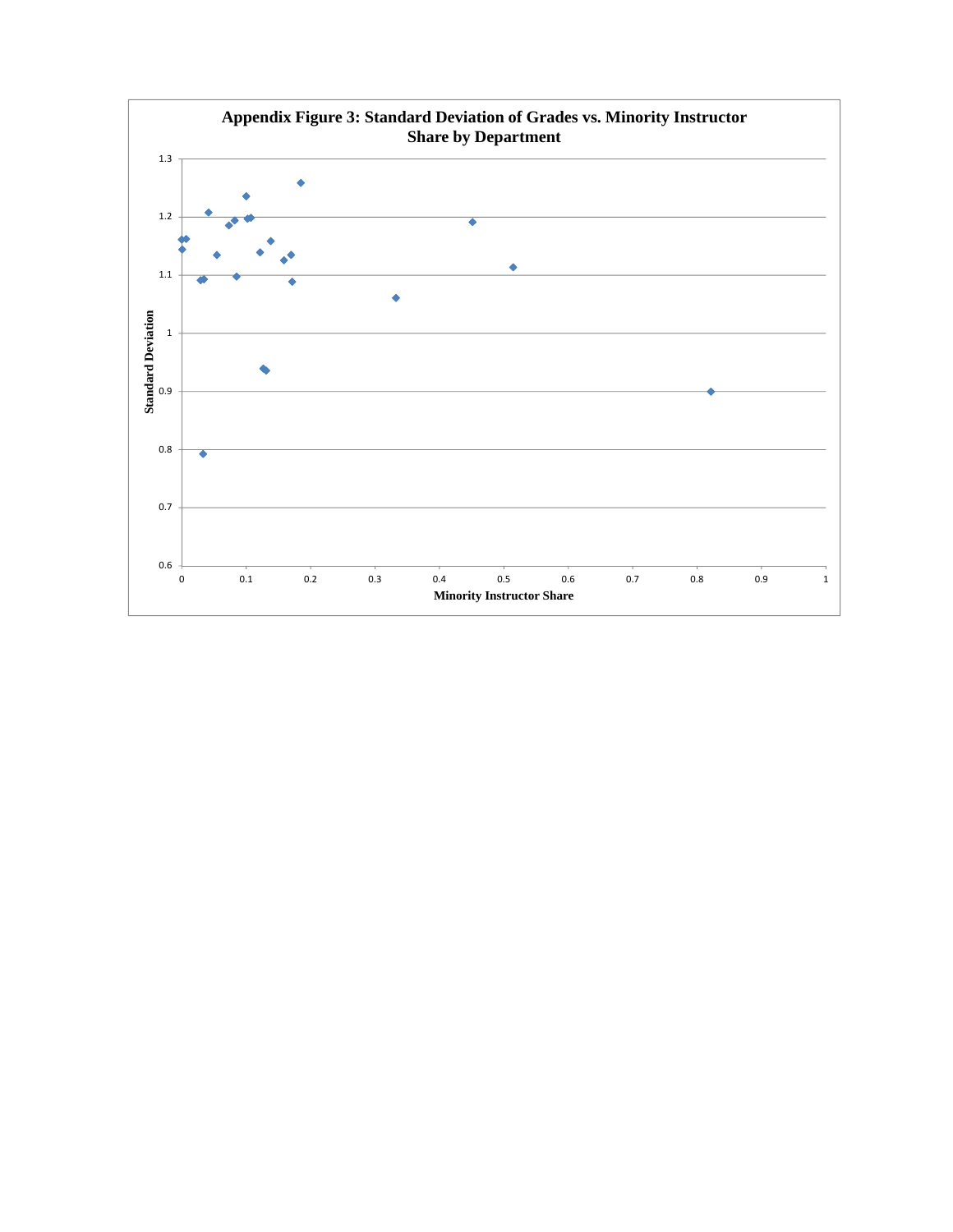Appendix Figure 3: Standard Deviation of Grades vs. Minority Instructor Share by Department

1.3
1.2
1.1
1
0.9
0.8
0.7
0.6

Standard Deviation

0
0.1
0.2
0.3
0.4
0.5
0.6
0.7
0.8
0.9
1

Minority Instructor Share